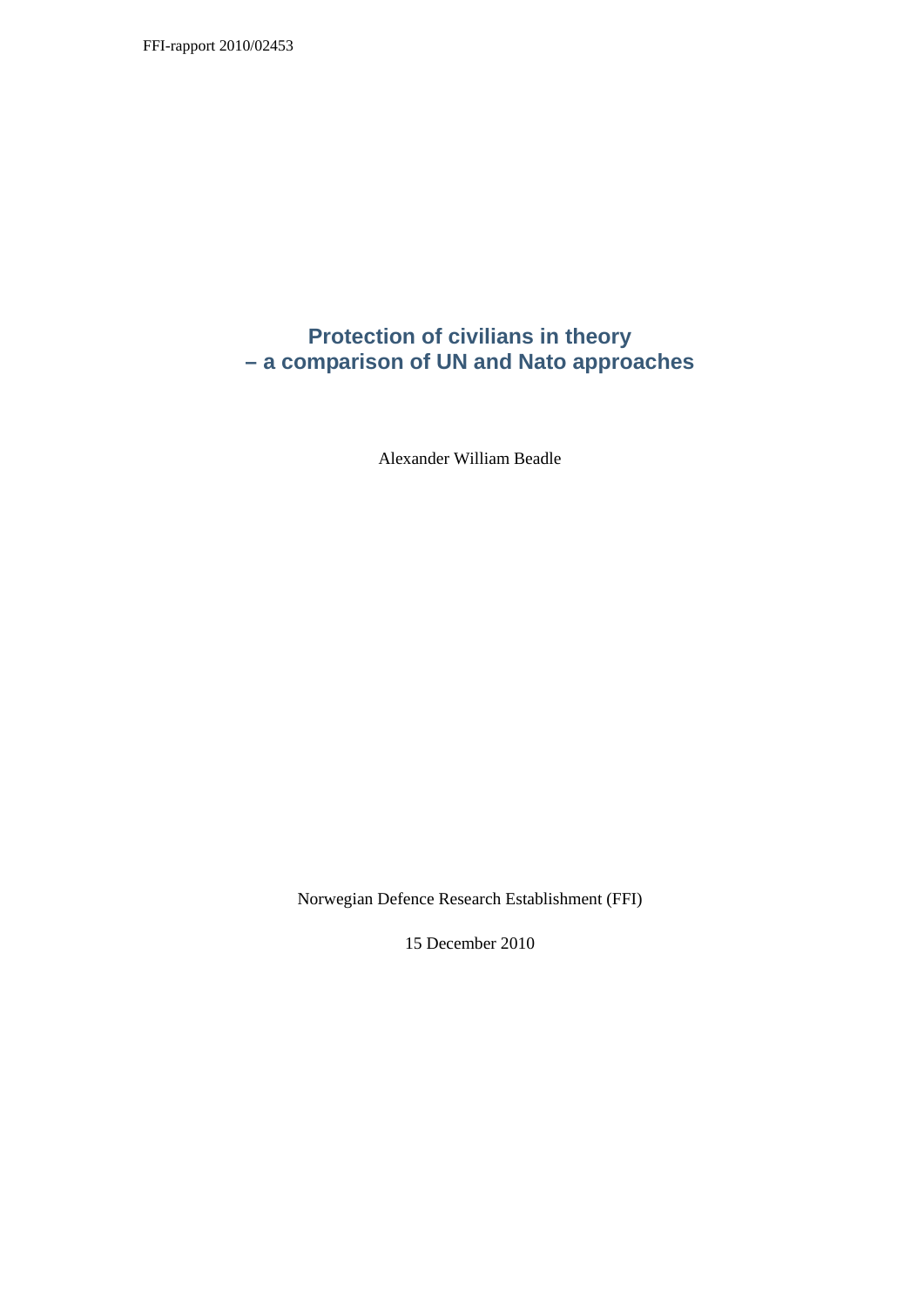FFI-rapport 2010/02453

# Protection of civilians in theory – a comparison of UN and Nato approaches

Alexander William Beadle

Norwegian Defence Research Establishment (FFI)

15 December 2010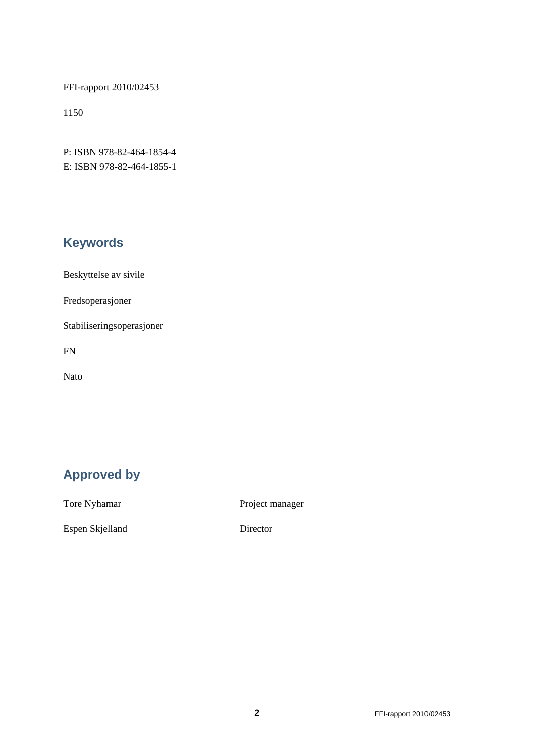FFI-rapport 2010/02453

1150

P: ISBN 978-82-464-1854-4
E: ISBN 978-82-464-1855-1

## Keywords

Beskyttelse av sivile

Fredsoperasjoner

Stabiliseringsoperasjoner

FN

Nato

## Approved by

| | |
|---|---|
| Tore Nyhamar | Project manager |
| Espen Skjelland | Director |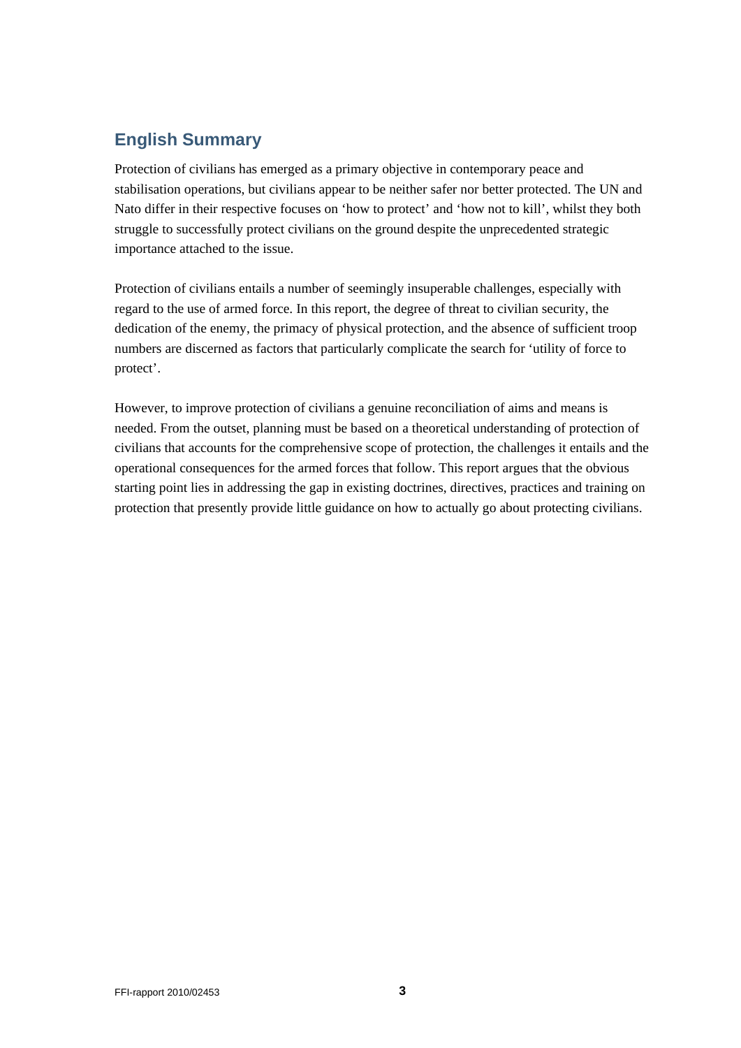## English Summary

Protection of civilians has emerged as a primary objective in contemporary peace and stabilisation operations, but civilians appear to be neither safer nor better protected. The UN and Nato differ in their respective focuses on 'how to protect' and 'how not to kill', whilst they both struggle to successfully protect civilians on the ground despite the unprecedented strategic importance attached to the issue.

Protection of civilians entails a number of seemingly insuperable challenges, especially with regard to the use of armed force. In this report, the degree of threat to civilian security, the dedication of the enemy, the primacy of physical protection, and the absence of sufficient troop numbers are discerned as factors that particularly complicate the search for 'utility of force to protect'.

However, to improve protection of civilians a genuine reconciliation of aims and means is needed. From the outset, planning must be based on a theoretical understanding of protection of civilians that accounts for the comprehensive scope of protection, the challenges it entails and the operational consequences for the armed forces that follow. This report argues that the obvious starting point lies in addressing the gap in existing doctrines, directives, practices and training on protection that presently provide little guidance on how to actually go about protecting civilians.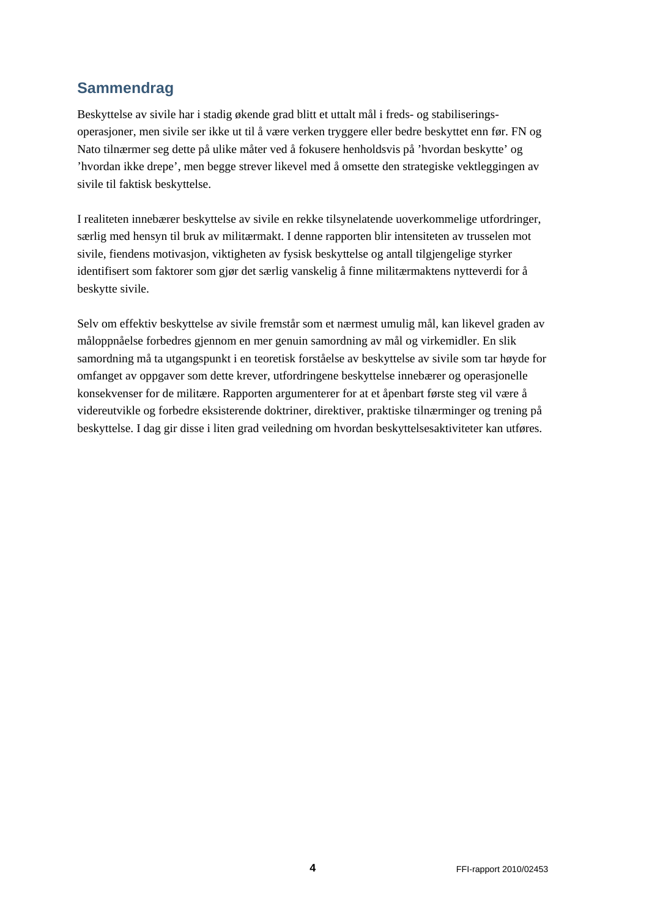## Sammendrag

Beskyttelse av sivile har i stadig økende grad blitt et uttalt mål i freds- og stabiliseringsoperasjoner, men sivile ser ikke ut til å være verken tryggere eller bedre beskyttet enn før. FN og Nato tilnærmer seg dette på ulike måter ved å fokusere henholdsvis på 'hvordan beskytte' og 'hvordan ikke drepe', men begge strever likevel med å omsette den strategiske vektleggingen av sivile til faktisk beskyttelse.

I realiteten innebærer beskyttelse av sivile en rekke tilsynelatende uoverkommelige utfordringer, særlig med hensyn til bruk av militærmakt. I denne rapporten blir intensiteten av trusselen mot sivile, fiendens motivasjon, viktigheten av fysisk beskyttelse og antall tilgjengelige styrker identifisert som faktorer som gjør det særlig vanskelig å finne militærmaktens nytteverdi for å beskytte sivile.

Selv om effektiv beskyttelse av sivile fremstår som et nærmest umulig mål, kan likevel graden av måloppnåelse forbedres gjennom en mer genuin samordning av mål og virkemidler. En slik samordning må ta utgangspunkt i en teoretisk forståelse av beskyttelse av sivile som tar høyde for omfanget av oppgaver som dette krever, utfordringene beskyttelse innebærer og operasjonelle konsekvenser for de militære. Rapporten argumenterer for at et åpenbart første steg vil være å videreutvikle og forbedre eksisterende doktriner, direktiver, praktiske tilnærminger og trening på beskyttelse. I dag gir disse i liten grad veiledning om hvordan beskyttelsesaktiviteter kan utføres.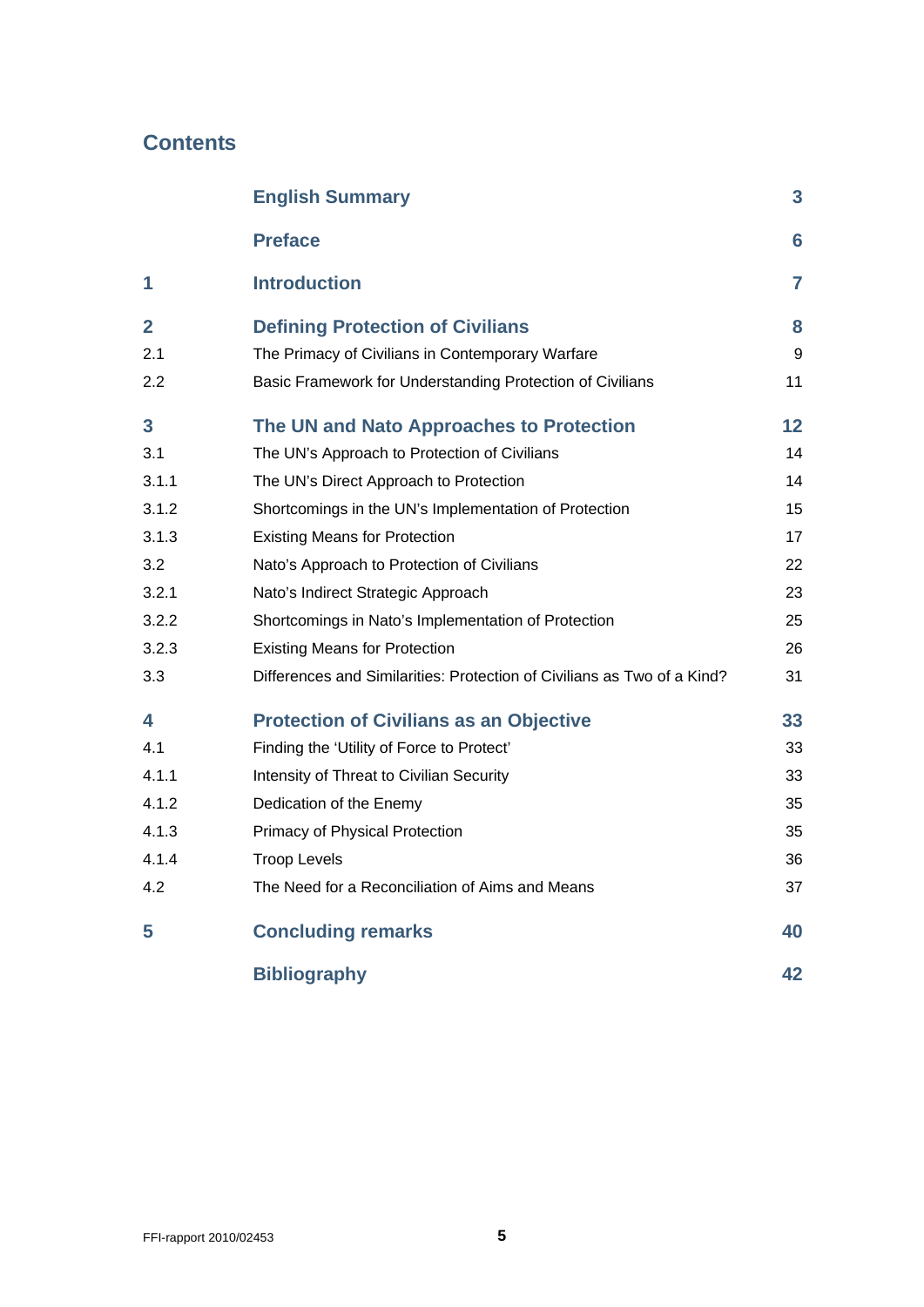# Contents

| | | |
|---|---|---|
| | **English Summary** | **3** |
| | **Preface** | **6** |
| **1** | **Introduction** | **7** |
| **2** | **Defining Protection of Civilians** | **8** |
| 2.1 | The Primacy of Civilians in Contemporary Warfare | 9 |
| 2.2 | Basic Framework for Understanding Protection of Civilians | 11 |
| **3** | **The UN and Nato Approaches to Protection** | **12** |
| 3.1 | The UN's Approach to Protection of Civilians | 14 |
| 3.1.1 | The UN's Direct Approach to Protection | 14 |
| 3.1.2 | Shortcomings in the UN's Implementation of Protection | 15 |
| 3.1.3 | Existing Means for Protection | 17 |
| 3.2 | Nato's Approach to Protection of Civilians | 22 |
| 3.2.1 | Nato's Indirect Strategic Approach | 23 |
| 3.2.2 | Shortcomings in Nato's Implementation of Protection | 25 |
| 3.2.3 | Existing Means for Protection | 26 |
| 3.3 | Differences and Similarities: Protection of Civilians as Two of a Kind? | 31 |
| **4** | **Protection of Civilians as an Objective** | **33** |
| 4.1 | Finding the 'Utility of Force to Protect' | 33 |
| 4.1.1 | Intensity of Threat to Civilian Security | 33 |
| 4.1.2 | Dedication of the Enemy | 35 |
| 4.1.3 | Primacy of Physical Protection | 35 |
| 4.1.4 | Troop Levels | 36 |
| 4.2 | The Need for a Reconciliation of Aims and Means | 37 |
| **5** | **Concluding remarks** | **40** |
| | **Bibliography** | **42** |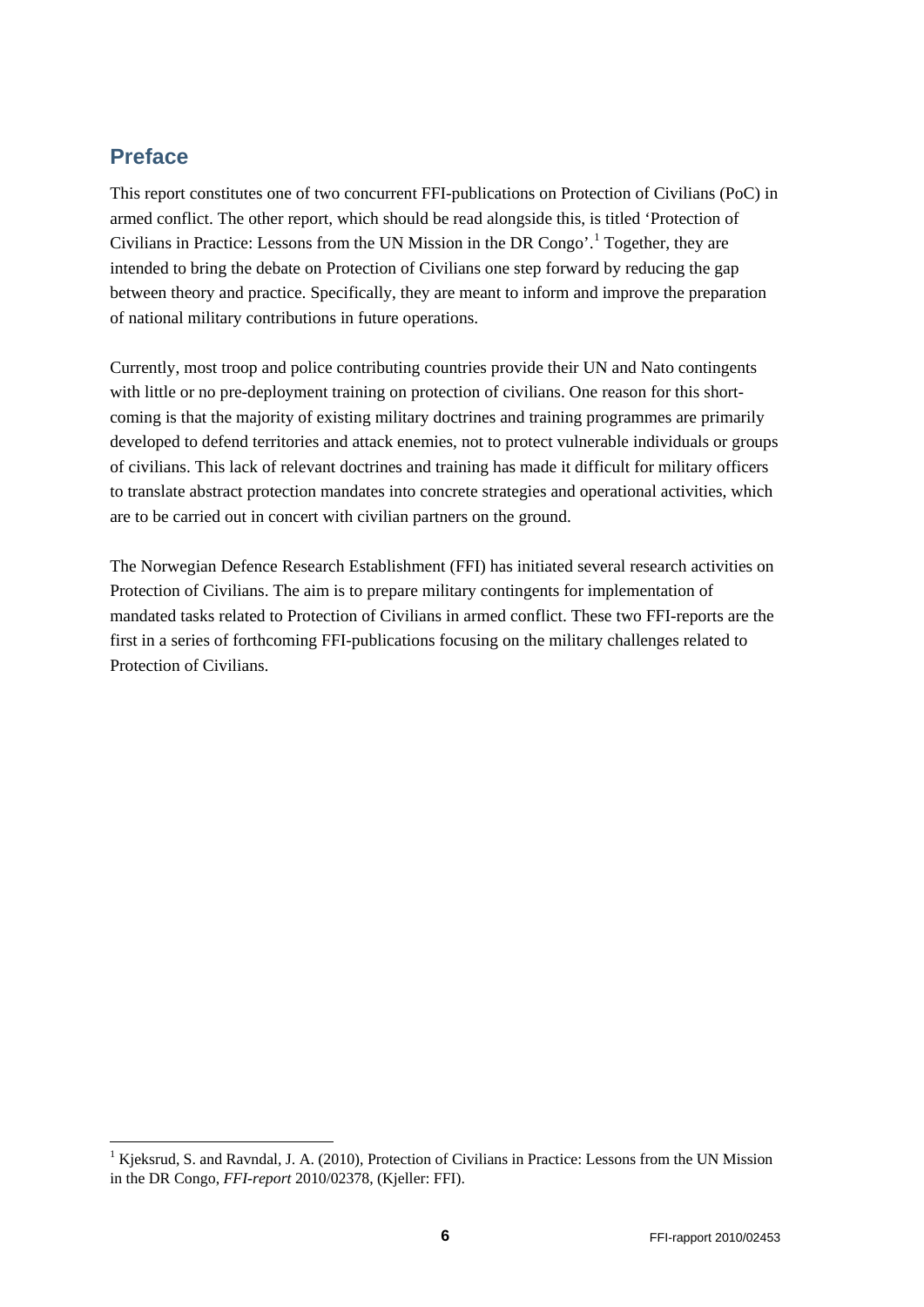## Preface

This report constitutes one of two concurrent FFI-publications on Protection of Civilians (PoC) in armed conflict. The other report, which should be read alongside this, is titled 'Protection of Civilians in Practice: Lessons from the UN Mission in the DR Congo'.[1] Together, they are intended to bring the debate on Protection of Civilians one step forward by reducing the gap between theory and practice. Specifically, they are meant to inform and improve the preparation of national military contributions in future operations.

Currently, most troop and police contributing countries provide their UN and Nato contingents with little or no pre-deployment training on protection of civilians. One reason for this shortcoming is that the majority of existing military doctrines and training programmes are primarily developed to defend territories and attack enemies, not to protect vulnerable individuals or groups of civilians. This lack of relevant doctrines and training has made it difficult for military officers to translate abstract protection mandates into concrete strategies and operational activities, which are to be carried out in concert with civilian partners on the ground.

The Norwegian Defence Research Establishment (FFI) has initiated several research activities on Protection of Civilians. The aim is to prepare military contingents for implementation of mandated tasks related to Protection of Civilians in armed conflict. These two FFI-reports are the first in a series of forthcoming FFI-publications focusing on the military challenges related to Protection of Civilians.

[1] Kjeksrud, S. and Ravndal, J. A. (2010), Protection of Civilians in Practice: Lessons from the UN Mission in the DR Congo, *FFI-report* 2010/02378, (Kjeller: FFI).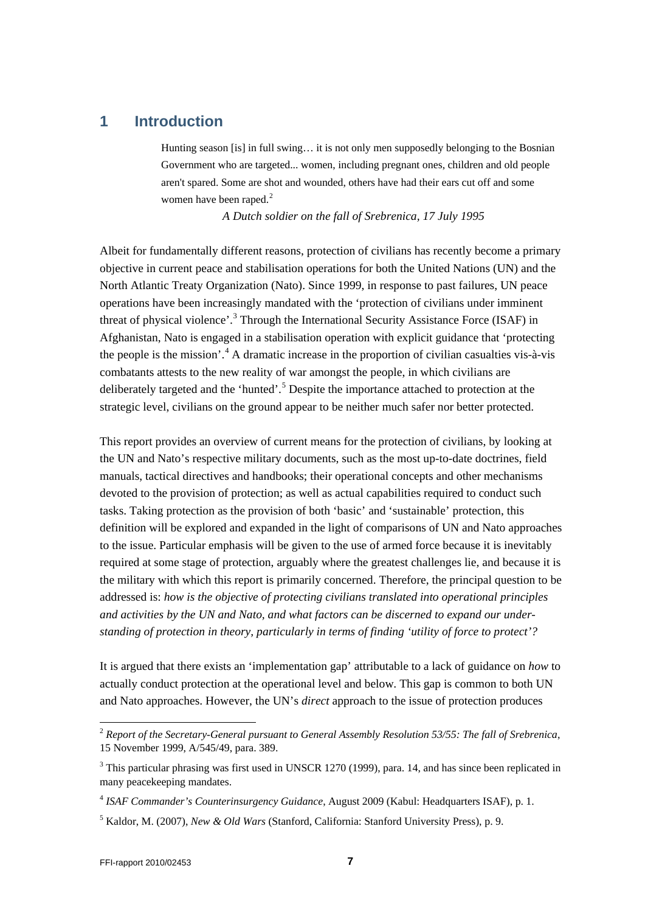# 1 Introduction

> Hunting season [is] in full swing… it is not only men supposedly belonging to the Bosnian Government who are targeted... women, including pregnant ones, children and old people aren't spared. Some are shot and wounded, others have had their ears cut off and some women have been raped.[2]
>
> *A Dutch soldier on the fall of Srebrenica, 17 July 1995*

Albeit for fundamentally different reasons, protection of civilians has recently become a primary objective in current peace and stabilisation operations for both the United Nations (UN) and the North Atlantic Treaty Organization (Nato). Since 1999, in response to past failures, UN peace operations have been increasingly mandated with the 'protection of civilians under imminent threat of physical violence'.[3] Through the International Security Assistance Force (ISAF) in Afghanistan, Nato is engaged in a stabilisation operation with explicit guidance that 'protecting the people is the mission'.[4] A dramatic increase in the proportion of civilian casualties vis-à-vis combatants attests to the new reality of war amongst the people, in which civilians are deliberately targeted and the 'hunted'.[5] Despite the importance attached to protection at the strategic level, civilians on the ground appear to be neither much safer nor better protected.

This report provides an overview of current means for the protection of civilians, by looking at the UN and Nato's respective military documents, such as the most up-to-date doctrines, field manuals, tactical directives and handbooks; their operational concepts and other mechanisms devoted to the provision of protection; as well as actual capabilities required to conduct such tasks. Taking protection as the provision of both 'basic' and 'sustainable' protection, this definition will be explored and expanded in the light of comparisons of UN and Nato approaches to the issue. Particular emphasis will be given to the use of armed force because it is inevitably required at some stage of protection, arguably where the greatest challenges lie, and because it is the military with which this report is primarily concerned. Therefore, the principal question to be addressed is: *how is the objective of protecting civilians translated into operational principles and activities by the UN and Nato, and what factors can be discerned to expand our understanding of protection in theory, particularly in terms of finding 'utility of force to protect'?*

It is argued that there exists an 'implementation gap' attributable to a lack of guidance on *how* to actually conduct protection at the operational level and below. This gap is common to both UN and Nato approaches. However, the UN's *direct* approach to the issue of protection produces

---

[2] *Report of the Secretary-General pursuant to General Assembly Resolution 53/55: The fall of Srebrenica*, 15 November 1999, A/545/49, para. 389.

[3] This particular phrasing was first used in UNSCR 1270 (1999), para. 14, and has since been replicated in many peacekeeping mandates.

[4] *ISAF Commander's Counterinsurgency Guidance*, August 2009 (Kabul: Headquarters ISAF), p. 1.

[5] Kaldor, M. (2007), *New & Old Wars* (Stanford, California: Stanford University Press), p. 9.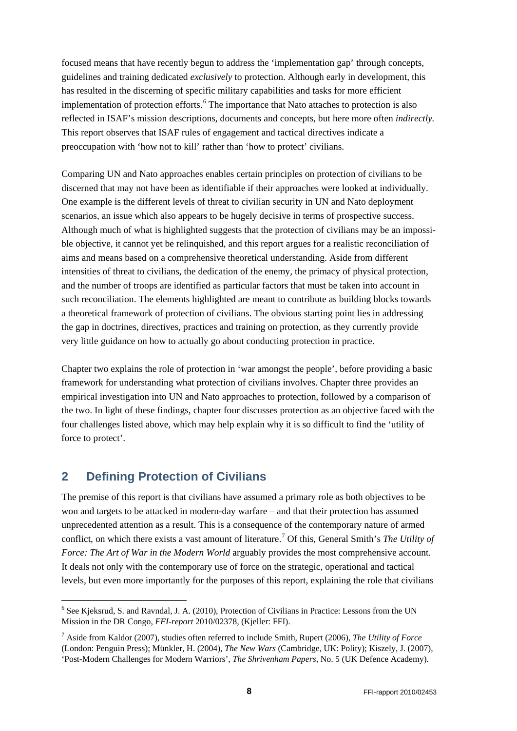focused means that have recently begun to address the 'implementation gap' through concepts, guidelines and training dedicated *exclusively* to protection. Although early in development, this has resulted in the discerning of specific military capabilities and tasks for more efficient implementation of protection efforts.[6] The importance that Nato attaches to protection is also reflected in ISAF's mission descriptions, documents and concepts, but here more often *indirectly*. This report observes that ISAF rules of engagement and tactical directives indicate a preoccupation with 'how not to kill' rather than 'how to protect' civilians.

Comparing UN and Nato approaches enables certain principles on protection of civilians to be discerned that may not have been as identifiable if their approaches were looked at individually. One example is the different levels of threat to civilian security in UN and Nato deployment scenarios, an issue which also appears to be hugely decisive in terms of prospective success. Although much of what is highlighted suggests that the protection of civilians may be an impossible objective, it cannot yet be relinquished, and this report argues for a realistic reconciliation of aims and means based on a comprehensive theoretical understanding. Aside from different intensities of threat to civilians, the dedication of the enemy, the primacy of physical protection, and the number of troops are identified as particular factors that must be taken into account in such reconciliation. The elements highlighted are meant to contribute as building blocks towards a theoretical framework of protection of civilians. The obvious starting point lies in addressing the gap in doctrines, directives, practices and training on protection, as they currently provide very little guidance on how to actually go about conducting protection in practice.

Chapter two explains the role of protection in 'war amongst the people', before providing a basic framework for understanding what protection of civilians involves. Chapter three provides an empirical investigation into UN and Nato approaches to protection, followed by a comparison of the two. In light of these findings, chapter four discusses protection as an objective faced with the four challenges listed above, which may help explain why it is so difficult to find the 'utility of force to protect'.

## 2 Defining Protection of Civilians

The premise of this report is that civilians have assumed a primary role as both objectives to be won and targets to be attacked in modern-day warfare – and that their protection has assumed unprecedented attention as a result. This is a consequence of the contemporary nature of armed conflict, on which there exists a vast amount of literature.[7] Of this, General Smith's *The Utility of Force: The Art of War in the Modern World* arguably provides the most comprehensive account. It deals not only with the contemporary use of force on the strategic, operational and tactical levels, but even more importantly for the purposes of this report, explaining the role that civilians

---

[6] See Kjeksrud, S. and Ravndal, J. A. (2010), Protection of Civilians in Practice: Lessons from the UN Mission in the DR Congo, *FFI-report* 2010/02378, (Kjeller: FFI).

[7] Aside from Kaldor (2007), studies often referred to include Smith, Rupert (2006), *The Utility of Force* (London: Penguin Press); Münkler, H. (2004), *The New Wars* (Cambridge, UK: Polity); Kiszely, J. (2007), 'Post-Modern Challenges for Modern Warriors', *The Shrivenham Papers*, No. 5 (UK Defence Academy).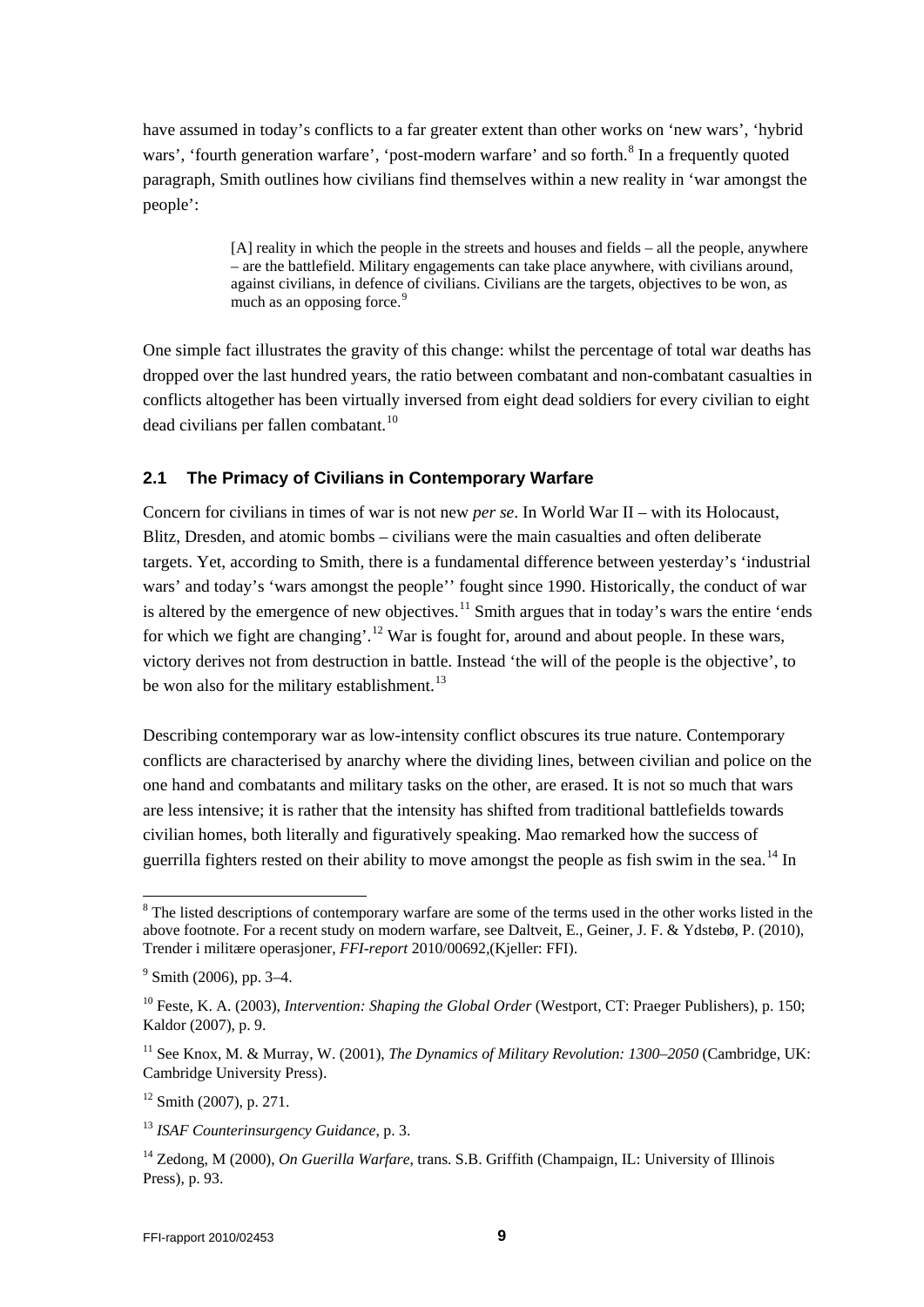have assumed in today's conflicts to a far greater extent than other works on 'new wars', 'hybrid wars', 'fourth generation warfare', 'post-modern warfare' and so forth.[8] In a frequently quoted paragraph, Smith outlines how civilians find themselves within a new reality in 'war amongst the people':

> [A] reality in which the people in the streets and houses and fields – all the people, anywhere – are the battlefield. Military engagements can take place anywhere, with civilians around, against civilians, in defence of civilians. Civilians are the targets, objectives to be won, as much as an opposing force.[9]

One simple fact illustrates the gravity of this change: whilst the percentage of total war deaths has dropped over the last hundred years, the ratio between combatant and non-combatant casualties in conflicts altogether has been virtually inversed from eight dead soldiers for every civilian to eight dead civilians per fallen combatant.[10]

## 2.1 The Primacy of Civilians in Contemporary Warfare

Concern for civilians in times of war is not new *per se*. In World War II – with its Holocaust, Blitz, Dresden, and atomic bombs – civilians were the main casualties and often deliberate targets. Yet, according to Smith, there is a fundamental difference between yesterday's 'industrial wars' and today's 'wars amongst the people'' fought since 1990. Historically, the conduct of war is altered by the emergence of new objectives.[11] Smith argues that in today's wars the entire 'ends for which we fight are changing'.[12] War is fought for, around and about people. In these wars, victory derives not from destruction in battle. Instead 'the will of the people is the objective', to be won also for the military establishment.[13]

Describing contemporary war as low-intensity conflict obscures its true nature. Contemporary conflicts are characterised by anarchy where the dividing lines, between civilian and police on the one hand and combatants and military tasks on the other, are erased. It is not so much that wars are less intensive; it is rather that the intensity has shifted from traditional battlefields towards civilian homes, both literally and figuratively speaking. Mao remarked how the success of guerrilla fighters rested on their ability to move amongst the people as fish swim in the sea.[14] In

---

[8] The listed descriptions of contemporary warfare are some of the terms used in the other works listed in the above footnote. For a recent study on modern warfare, see Daltveit, E., Geiner, J. F. & Ydstebø, P. (2010), Trender i militære operasjoner, *FFI-report* 2010/00692,(Kjeller: FFI).

[9] Smith (2006), pp. 3–4.

[10] Feste, K. A. (2003), *Intervention: Shaping the Global Order* (Westport, CT: Praeger Publishers), p. 150; Kaldor (2007), p. 9.

[11] See Knox, M. & Murray, W. (2001), *The Dynamics of Military Revolution: 1300–2050* (Cambridge, UK: Cambridge University Press).

[12] Smith (2007), p. 271.

[13] *ISAF Counterinsurgency Guidance*, p. 3.

[14] Zedong, M (2000), *On Guerilla Warfare*, trans. S.B. Griffith (Champaign, IL: University of Illinois Press), p. 93.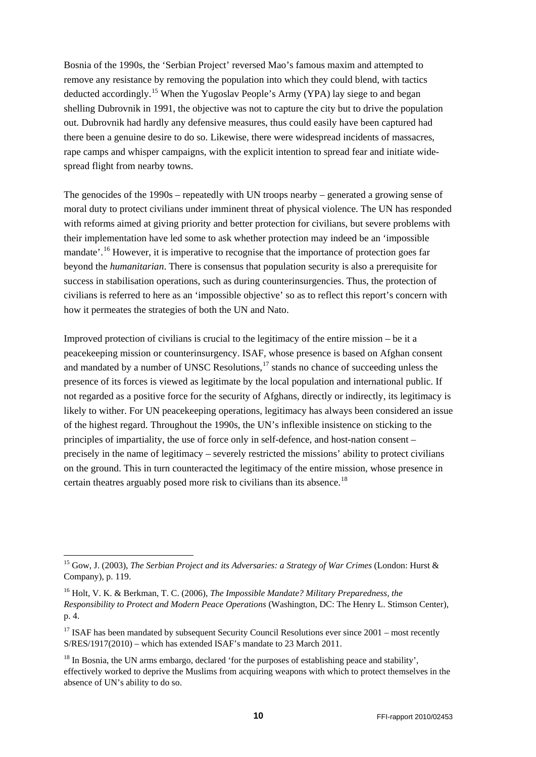Bosnia of the 1990s, the 'Serbian Project' reversed Mao's famous maxim and attempted to remove any resistance by removing the population into which they could blend, with tactics deducted accordingly.[15] When the Yugoslav People's Army (YPA) lay siege to and began shelling Dubrovnik in 1991, the objective was not to capture the city but to drive the population out. Dubrovnik had hardly any defensive measures, thus could easily have been captured had there been a genuine desire to do so. Likewise, there were widespread incidents of massacres, rape camps and whisper campaigns, with the explicit intention to spread fear and initiate wide-spread flight from nearby towns.

The genocides of the 1990s – repeatedly with UN troops nearby – generated a growing sense of moral duty to protect civilians under imminent threat of physical violence. The UN has responded with reforms aimed at giving priority and better protection for civilians, but severe problems with their implementation have led some to ask whether protection may indeed be an 'impossible mandate'.[16] However, it is imperative to recognise that the importance of protection goes far beyond the *humanitarian*. There is consensus that population security is also a prerequisite for success in stabilisation operations, such as during counterinsurgencies. Thus, the protection of civilians is referred to here as an 'impossible objective' so as to reflect this report's concern with how it permeates the strategies of both the UN and Nato.

Improved protection of civilians is crucial to the legitimacy of the entire mission – be it a peacekeeping mission or counterinsurgency. ISAF, whose presence is based on Afghan consent and mandated by a number of UNSC Resolutions,[17] stands no chance of succeeding unless the presence of its forces is viewed as legitimate by the local population and international public. If not regarded as a positive force for the security of Afghans, directly or indirectly, its legitimacy is likely to wither. For UN peacekeeping operations, legitimacy has always been considered an issue of the highest regard. Throughout the 1990s, the UN's inflexible insistence on sticking to the principles of impartiality, the use of force only in self-defence, and host-nation consent – precisely in the name of legitimacy – severely restricted the missions' ability to protect civilians on the ground. This in turn counteracted the legitimacy of the entire mission, whose presence in certain theatres arguably posed more risk to civilians than its absence.[18]

---

[15] Gow, J. (2003), *The Serbian Project and its Adversaries: a Strategy of War Crimes* (London: Hurst & Company), p. 119.

[16] Holt, V. K. & Berkman, T. C. (2006), *The Impossible Mandate? Military Preparedness, the Responsibility to Protect and Modern Peace Operations* (Washington, DC: The Henry L. Stimson Center), p. 4.

[17] ISAF has been mandated by subsequent Security Council Resolutions ever since 2001 – most recently S/RES/1917(2010) – which has extended ISAF's mandate to 23 March 2011.

[18] In Bosnia, the UN arms embargo, declared 'for the purposes of establishing peace and stability', effectively worked to deprive the Muslims from acquiring weapons with which to protect themselves in the absence of UN's ability to do so.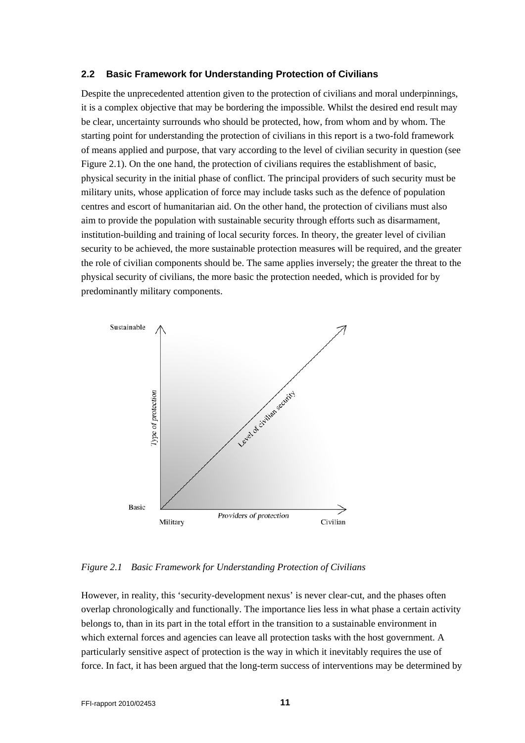## 2.2 Basic Framework for Understanding Protection of Civilians

Despite the unprecedented attention given to the protection of civilians and moral underpinnings, it is a complex objective that may be bordering the impossible. Whilst the desired end result may be clear, uncertainty surrounds who should be protected, how, from whom and by whom. The starting point for understanding the protection of civilians in this report is a two-fold framework of means applied and purpose, that vary according to the level of civilian security in question (see Figure 2.1). On the one hand, the protection of civilians requires the establishment of basic, physical security in the initial phase of conflict. The principal providers of such security must be military units, whose application of force may include tasks such as the defence of population centres and escort of humanitarian aid. On the other hand, the protection of civilians must also aim to provide the population with sustainable security through efforts such as disarmament, institution-building and training of local security forces. In theory, the greater level of civilian security to be achieved, the more sustainable protection measures will be required, and the greater the role of civilian components should be. The same applies inversely; the greater the threat to the physical security of civilians, the more basic the protection needed, which is provided for by predominantly military components.

*Figure 2.1 Basic Framework for Understanding Protection of Civilians*

However, in reality, this 'security-development nexus' is never clear-cut, and the phases often overlap chronologically and functionally. The importance lies less in what phase a certain activity belongs to, than in its part in the total effort in the transition to a sustainable environment in which external forces and agencies can leave all protection tasks with the host government. A particularly sensitive aspect of protection is the way in which it inevitably requires the use of force. In fact, it has been argued that the long-term success of interventions may be determined by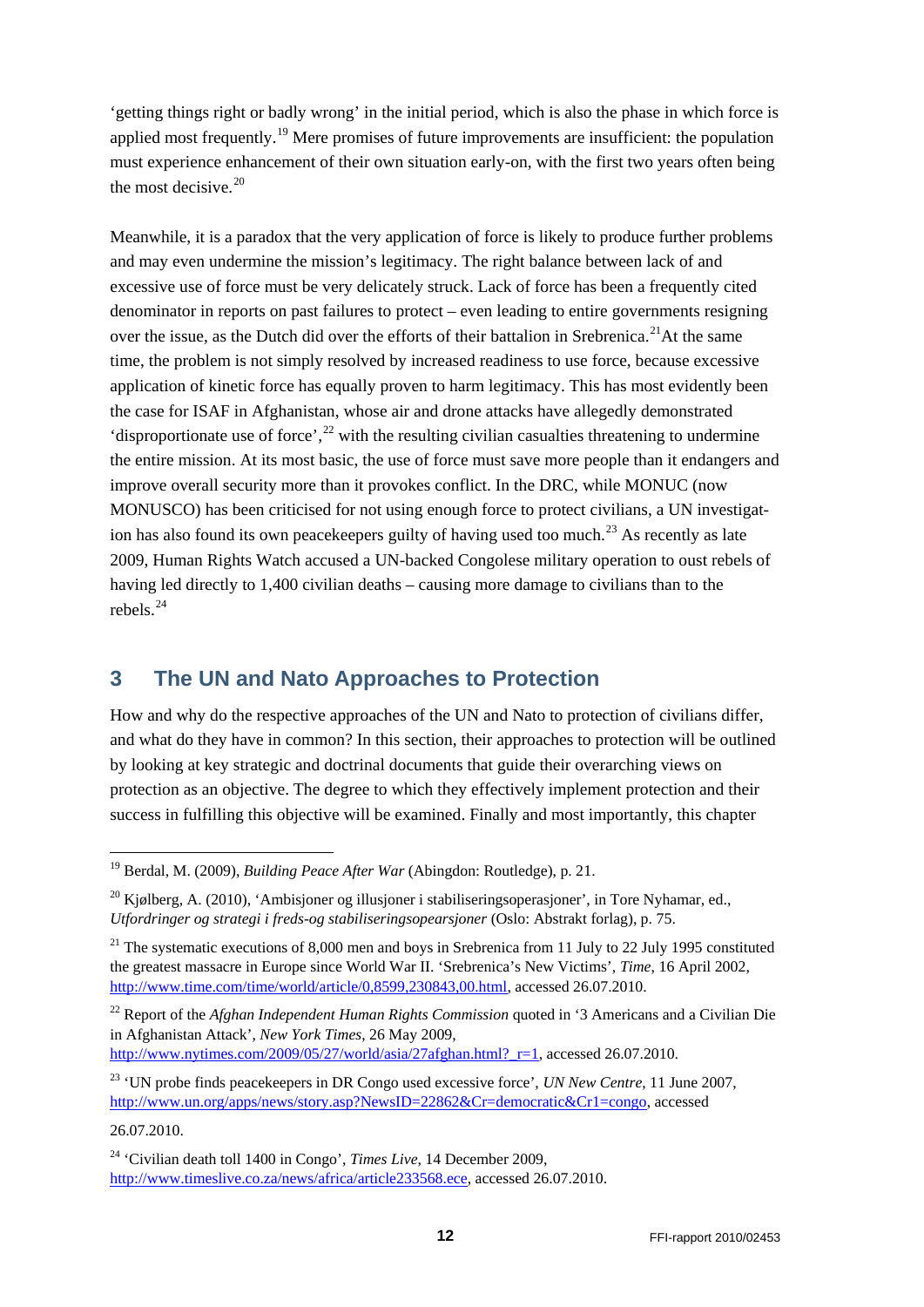'getting things right or badly wrong' in the initial period, which is also the phase in which force is applied most frequently.[19] Mere promises of future improvements are insufficient: the population must experience enhancement of their own situation early-on, with the first two years often being the most decisive.[20]

Meanwhile, it is a paradox that the very application of force is likely to produce further problems and may even undermine the mission's legitimacy. The right balance between lack of and excessive use of force must be very delicately struck. Lack of force has been a frequently cited denominator in reports on past failures to protect – even leading to entire governments resigning over the issue, as the Dutch did over the efforts of their battalion in Srebrenica.[21] At the same time, the problem is not simply resolved by increased readiness to use force, because excessive application of kinetic force has equally proven to harm legitimacy. This has most evidently been the case for ISAF in Afghanistan, whose air and drone attacks have allegedly demonstrated 'disproportionate use of force',[22] with the resulting civilian casualties threatening to undermine the entire mission. At its most basic, the use of force must save more people than it endangers and improve overall security more than it provokes conflict. In the DRC, while MONUC (now MONUSCO) has been criticised for not using enough force to protect civilians, a UN investigation has also found its own peacekeepers guilty of having used too much.[23] As recently as late 2009, Human Rights Watch accused a UN-backed Congolese military operation to oust rebels of having led directly to 1,400 civilian deaths – causing more damage to civilians than to the rebels.[24]

## 3 The UN and Nato Approaches to Protection

How and why do the respective approaches of the UN and Nato to protection of civilians differ, and what do they have in common? In this section, their approaches to protection will be outlined by looking at key strategic and doctrinal documents that guide their overarching views on protection as an objective. The degree to which they effectively implement protection and their success in fulfilling this objective will be examined. Finally and most importantly, this chapter

---

[19] Berdal, M. (2009), *Building Peace After War* (Abingdon: Routledge), p. 21.

[20] Kjølberg, A. (2010), 'Ambisjoner og illusjoner i stabiliseringsoperasjoner', in Tore Nyhamar, ed., *Utfordringer og strategi i freds-og stabiliseringsopearsjoner* (Oslo: Abstrakt forlag), p. 75.

[21] The systematic executions of 8,000 men and boys in Srebrenica from 11 July to 22 July 1995 constituted the greatest massacre in Europe since World War II. 'Srebrenica's New Victims', *Time*, 16 April 2002, http://www.time.com/time/world/article/0,8599,230843,00.html, accessed 26.07.2010.

[22] Report of the *Afghan Independent Human Rights Commission* quoted in '3 Americans and a Civilian Die in Afghanistan Attack', *New York Times*, 26 May 2009, http://www.nytimes.com/2009/05/27/world/asia/27afghan.html?_r=1, accessed 26.07.2010.

[23] 'UN probe finds peacekeepers in DR Congo used excessive force', *UN New Centre*, 11 June 2007, http://www.un.org/apps/news/story.asp?NewsID=22862&Cr=democratic&Cr1=congo, accessed 26.07.2010.

[24] 'Civilian death toll 1400 in Congo', *Times Live*, 14 December 2009, http://www.timeslive.co.za/news/africa/article233568.ece, accessed 26.07.2010.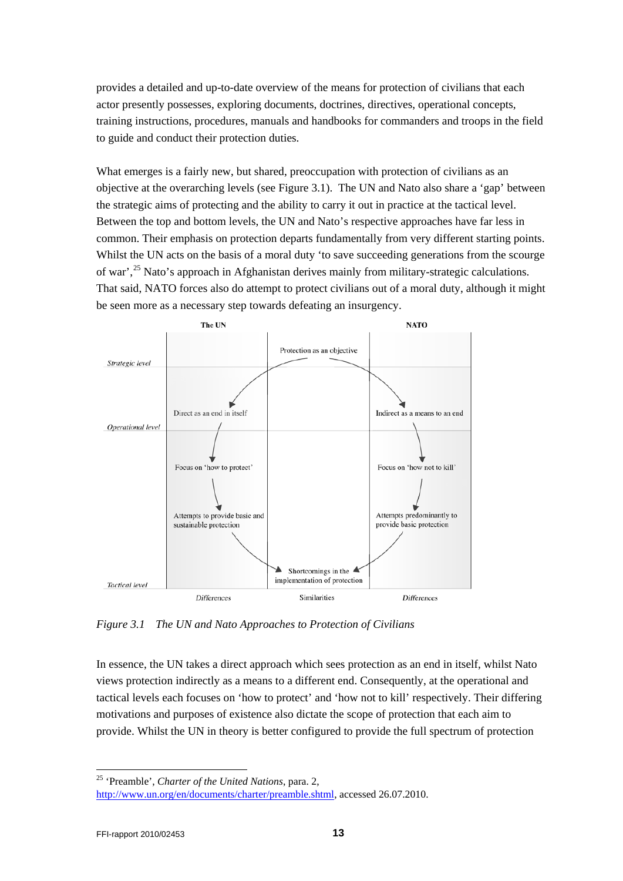provides a detailed and up-to-date overview of the means for protection of civilians that each actor presently possesses, exploring documents, doctrines, directives, operational concepts, training instructions, procedures, manuals and handbooks for commanders and troops in the field to guide and conduct their protection duties.

What emerges is a fairly new, but shared, preoccupation with protection of civilians as an objective at the overarching levels (see Figure 3.1). The UN and Nato also share a 'gap' between the strategic aims of protecting and the ability to carry it out in practice at the tactical level. Between the top and bottom levels, the UN and Nato's respective approaches have far less in common. Their emphasis on protection departs fundamentally from very different starting points. Whilst the UN acts on the basis of a moral duty 'to save succeeding generations from the scourge of war',[25] Nato's approach in Afghanistan derives mainly from military-strategic calculations. That said, NATO forces also do attempt to protect civilians out of a moral duty, although it might be seen more as a necessary step towards defeating an insurgency.

| | The UN | | NATO |
|---|---|---|---|
| *Strategic level* | | Protection as an objective | |
| *Operational level* | Direct as an end in itself | | Indirect as a means to an end |
| | Focus on 'how to protect' | | Focus on 'how not to kill' |
| | Attempts to provide basic and sustainable protection | | Attempts predominantly to provide basic protection |
| *Tactical level* | | Shortcomings in the implementation of protection | |
| | *Differences* | Similarities | *Differences* |

*Figure 3.1 The UN and Nato Approaches to Protection of Civilians*

In essence, the UN takes a direct approach which sees protection as an end in itself, whilst Nato views protection indirectly as a means to a different end. Consequently, at the operational and tactical levels each focuses on 'how to protect' and 'how not to kill' respectively. Their differing motivations and purposes of existence also dictate the scope of protection that each aim to provide. Whilst the UN in theory is better configured to provide the full spectrum of protection

[25] 'Preamble', *Charter of the United Nations*, para. 2, http://www.un.org/en/documents/charter/preamble.shtml, accessed 26.07.2010.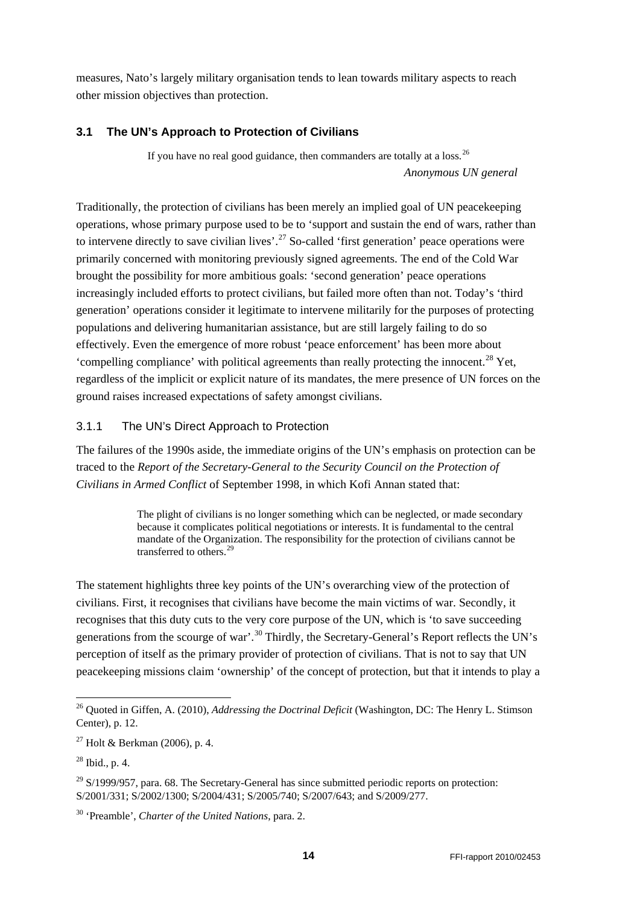measures, Nato's largely military organisation tends to lean towards military aspects to reach other mission objectives than protection.

### 3.1 The UN's Approach to Protection of Civilians

> If you have no real good guidance, then commanders are totally at a loss.[26]
>
> *Anonymous UN general*

Traditionally, the protection of civilians has been merely an implied goal of UN peacekeeping operations, whose primary purpose used to be to 'support and sustain the end of wars, rather than to intervene directly to save civilian lives'.[27] So-called 'first generation' peace operations were primarily concerned with monitoring previously signed agreements. The end of the Cold War brought the possibility for more ambitious goals: 'second generation' peace operations increasingly included efforts to protect civilians, but failed more often than not. Today's 'third generation' operations consider it legitimate to intervene militarily for the purposes of protecting populations and delivering humanitarian assistance, but are still largely failing to do so effectively. Even the emergence of more robust 'peace enforcement' has been more about 'compelling compliance' with political agreements than really protecting the innocent.[28] Yet, regardless of the implicit or explicit nature of its mandates, the mere presence of UN forces on the ground raises increased expectations of safety amongst civilians.

#### 3.1.1 The UN's Direct Approach to Protection

The failures of the 1990s aside, the immediate origins of the UN's emphasis on protection can be traced to the *Report of the Secretary-General to the Security Council on the Protection of Civilians in Armed Conflict* of September 1998, in which Kofi Annan stated that:

> The plight of civilians is no longer something which can be neglected, or made secondary because it complicates political negotiations or interests. It is fundamental to the central mandate of the Organization. The responsibility for the protection of civilians cannot be transferred to others.[29]

The statement highlights three key points of the UN's overarching view of the protection of civilians. First, it recognises that civilians have become the main victims of war. Secondly, it recognises that this duty cuts to the very core purpose of the UN, which is 'to save succeeding generations from the scourge of war'.[30] Thirdly, the Secretary-General's Report reflects the UN's perception of itself as the primary provider of protection of civilians. That is not to say that UN peacekeeping missions claim 'ownership' of the concept of protection, but that it intends to play a

---

[26] Quoted in Giffen, A. (2010), *Addressing the Doctrinal Deficit* (Washington, DC: The Henry L. Stimson Center), p. 12.

[27] Holt & Berkman (2006), p. 4.

[28] Ibid., p. 4.

[29] S/1999/957, para. 68. The Secretary-General has since submitted periodic reports on protection: S/2001/331; S/2002/1300; S/2004/431; S/2005/740; S/2007/643; and S/2009/277.

[30] 'Preamble', *Charter of the United Nations*, para. 2.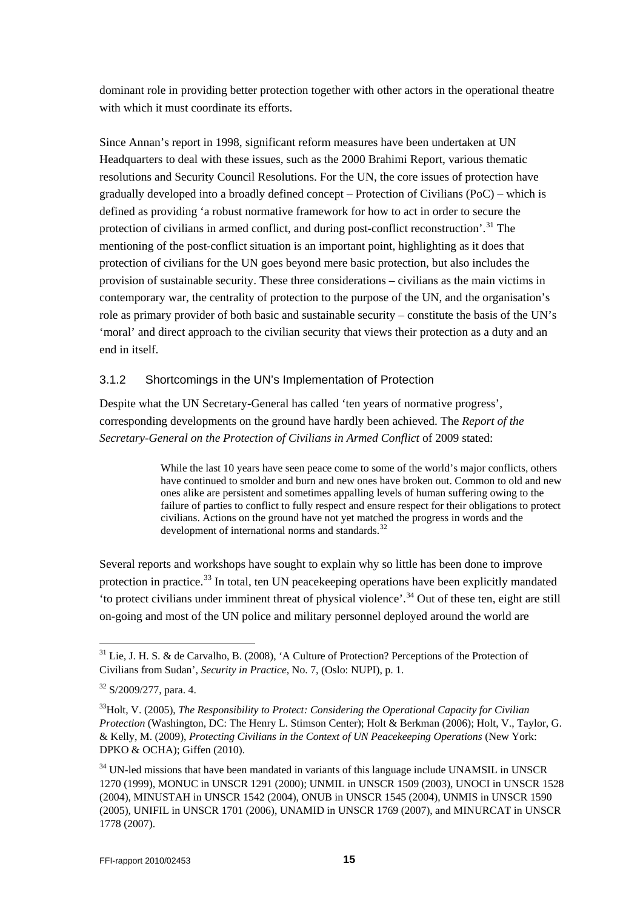dominant role in providing better protection together with other actors in the operational theatre with which it must coordinate its efforts.

Since Annan's report in 1998, significant reform measures have been undertaken at UN Headquarters to deal with these issues, such as the 2000 Brahimi Report, various thematic resolutions and Security Council Resolutions. For the UN, the core issues of protection have gradually developed into a broadly defined concept – Protection of Civilians (PoC) – which is defined as providing 'a robust normative framework for how to act in order to secure the protection of civilians in armed conflict, and during post-conflict reconstruction'.[31] The mentioning of the post-conflict situation is an important point, highlighting as it does that protection of civilians for the UN goes beyond mere basic protection, but also includes the provision of sustainable security. These three considerations – civilians as the main victims in contemporary war, the centrality of protection to the purpose of the UN, and the organisation's role as primary provider of both basic and sustainable security – constitute the basis of the UN's 'moral' and direct approach to the civilian security that views their protection as a duty and an end in itself.

### 3.1.2 Shortcomings in the UN's Implementation of Protection

Despite what the UN Secretary-General has called 'ten years of normative progress', corresponding developments on the ground have hardly been achieved. The *Report of the Secretary-General on the Protection of Civilians in Armed Conflict* of 2009 stated:

> While the last 10 years have seen peace come to some of the world's major conflicts, others have continued to smolder and burn and new ones have broken out. Common to old and new ones alike are persistent and sometimes appalling levels of human suffering owing to the failure of parties to conflict to fully respect and ensure respect for their obligations to protect civilians. Actions on the ground have not yet matched the progress in words and the development of international norms and standards.[32]

Several reports and workshops have sought to explain why so little has been done to improve protection in practice.[33] In total, ten UN peacekeeping operations have been explicitly mandated 'to protect civilians under imminent threat of physical violence'.[34] Out of these ten, eight are still on-going and most of the UN police and military personnel deployed around the world are

---

[31] Lie, J. H. S. & de Carvalho, B. (2008), 'A Culture of Protection? Perceptions of the Protection of Civilians from Sudan', *Security in Practice*, No. 7, (Oslo: NUPI), p. 1.

[32] S/2009/277, para. 4.

[33] Holt, V. (2005), *The Responsibility to Protect: Considering the Operational Capacity for Civilian Protection* (Washington, DC: The Henry L. Stimson Center); Holt & Berkman (2006); Holt, V., Taylor, G. & Kelly, M. (2009), *Protecting Civilians in the Context of UN Peacekeeping Operations* (New York: DPKO & OCHA); Giffen (2010).

[34] UN-led missions that have been mandated in variants of this language include UNAMSIL in UNSCR 1270 (1999), MONUC in UNSCR 1291 (2000); UNMIL in UNSCR 1509 (2003), UNOCI in UNSCR 1528 (2004), MINUSTAH in UNSCR 1542 (2004), ONUB in UNSCR 1545 (2004), UNMIS in UNSCR 1590 (2005), UNIFIL in UNSCR 1701 (2006), UNAMID in UNSCR 1769 (2007), and MINURCAT in UNSCR 1778 (2007).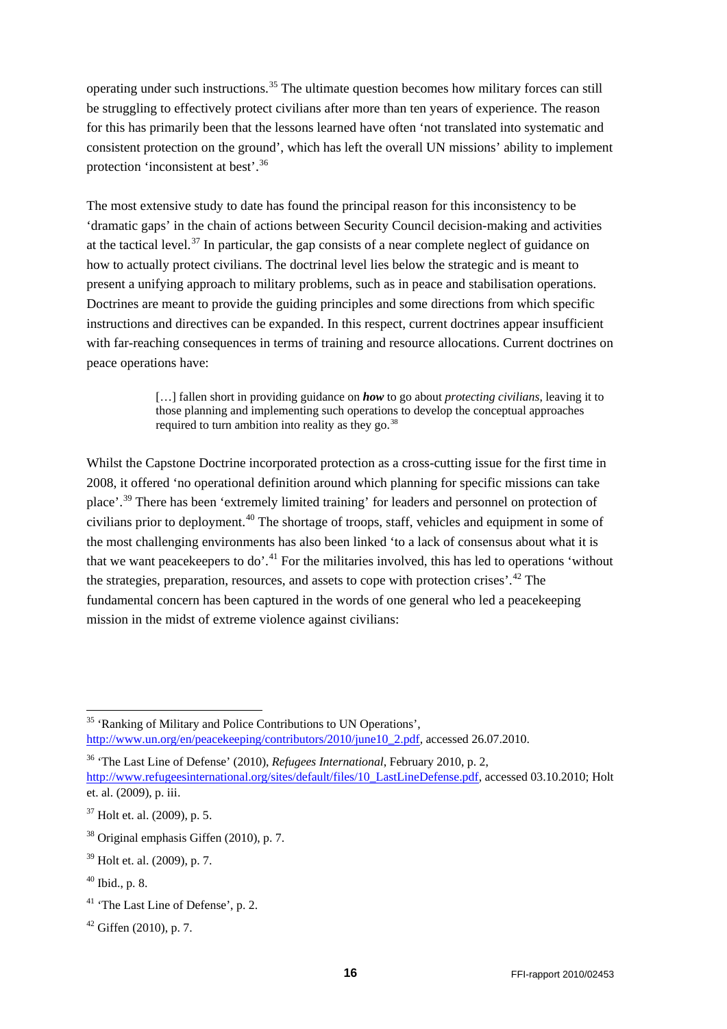operating under such instructions.[35] The ultimate question becomes how military forces can still be struggling to effectively protect civilians after more than ten years of experience. The reason for this has primarily been that the lessons learned have often 'not translated into systematic and consistent protection on the ground', which has left the overall UN missions' ability to implement protection 'inconsistent at best'.[36]

The most extensive study to date has found the principal reason for this inconsistency to be 'dramatic gaps' in the chain of actions between Security Council decision-making and activities at the tactical level.[37] In particular, the gap consists of a near complete neglect of guidance on how to actually protect civilians. The doctrinal level lies below the strategic and is meant to present a unifying approach to military problems, such as in peace and stabilisation operations. Doctrines are meant to provide the guiding principles and some directions from which specific instructions and directives can be expanded. In this respect, current doctrines appear insufficient with far-reaching consequences in terms of training and resource allocations. Current doctrines on peace operations have:

> […] fallen short in providing guidance on ***how*** to go about *protecting civilians*, leaving it to those planning and implementing such operations to develop the conceptual approaches required to turn ambition into reality as they go.[38]

Whilst the Capstone Doctrine incorporated protection as a cross-cutting issue for the first time in 2008, it offered 'no operational definition around which planning for specific missions can take place'.[39] There has been 'extremely limited training' for leaders and personnel on protection of civilians prior to deployment.[40] The shortage of troops, staff, vehicles and equipment in some of the most challenging environments has also been linked 'to a lack of consensus about what it is that we want peacekeepers to do'.[41] For the militaries involved, this has led to operations 'without the strategies, preparation, resources, and assets to cope with protection crises'.[42] The fundamental concern has been captured in the words of one general who led a peacekeeping mission in the midst of extreme violence against civilians:

---

[35] 'Ranking of Military and Police Contributions to UN Operations', http://www.un.org/en/peacekeeping/contributors/2010/june10_2.pdf, accessed 26.07.2010.

[36] 'The Last Line of Defense' (2010), *Refugees International*, February 2010, p. 2, http://www.refugeesinternational.org/sites/default/files/10_LastLineDefense.pdf, accessed 03.10.2010; Holt et. al. (2009), p. iii.

[37] Holt et. al. (2009), p. 5.

[38] Original emphasis Giffen (2010), p. 7.

[39] Holt et. al. (2009), p. 7.

[40] Ibid., p. 8.

[41] 'The Last Line of Defense', p. 2.

[42] Giffen (2010), p. 7.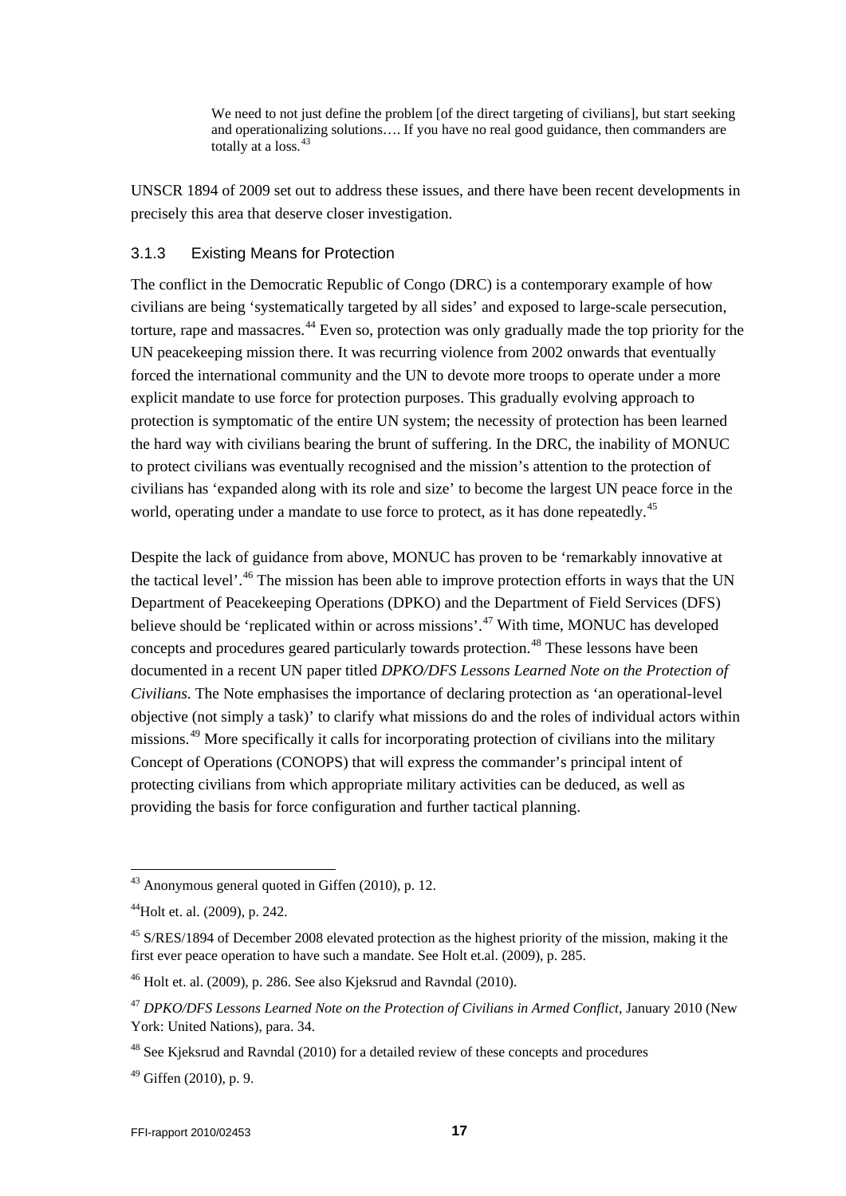> We need to not just define the problem [of the direct targeting of civilians], but start seeking and operationalizing solutions…. If you have no real good guidance, then commanders are totally at a loss.[43]

UNSCR 1894 of 2009 set out to address these issues, and there have been recent developments in precisely this area that deserve closer investigation.

### 3.1.3 Existing Means for Protection

The conflict in the Democratic Republic of Congo (DRC) is a contemporary example of how civilians are being 'systematically targeted by all sides' and exposed to large-scale persecution, torture, rape and massacres.[44] Even so, protection was only gradually made the top priority for the UN peacekeeping mission there. It was recurring violence from 2002 onwards that eventually forced the international community and the UN to devote more troops to operate under a more explicit mandate to use force for protection purposes. This gradually evolving approach to protection is symptomatic of the entire UN system; the necessity of protection has been learned the hard way with civilians bearing the brunt of suffering. In the DRC, the inability of MONUC to protect civilians was eventually recognised and the mission's attention to the protection of civilians has 'expanded along with its role and size' to become the largest UN peace force in the world, operating under a mandate to use force to protect, as it has done repeatedly.[45]

Despite the lack of guidance from above, MONUC has proven to be 'remarkably innovative at the tactical level'.[46] The mission has been able to improve protection efforts in ways that the UN Department of Peacekeeping Operations (DPKO) and the Department of Field Services (DFS) believe should be 'replicated within or across missions'.[47] With time, MONUC has developed concepts and procedures geared particularly towards protection.[48] These lessons have been documented in a recent UN paper titled *DPKO/DFS Lessons Learned Note on the Protection of Civilians*. The Note emphasises the importance of declaring protection as 'an operational-level objective (not simply a task)' to clarify what missions do and the roles of individual actors within missions.[49] More specifically it calls for incorporating protection of civilians into the military Concept of Operations (CONOPS) that will express the commander's principal intent of protecting civilians from which appropriate military activities can be deduced, as well as providing the basis for force configuration and further tactical planning.

---

[43] Anonymous general quoted in Giffen (2010), p. 12.

[44] Holt et. al. (2009), p. 242.

[45] S/RES/1894 of December 2008 elevated protection as the highest priority of the mission, making it the first ever peace operation to have such a mandate. See Holt et.al. (2009), p. 285.

[46] Holt et. al. (2009), p. 286. See also Kjeksrud and Ravndal (2010).

[47] *DPKO/DFS Lessons Learned Note on the Protection of Civilians in Armed Conflict*, January 2010 (New York: United Nations), para. 34.

[48] See Kjeksrud and Ravndal (2010) for a detailed review of these concepts and procedures

[49] Giffen (2010), p. 9.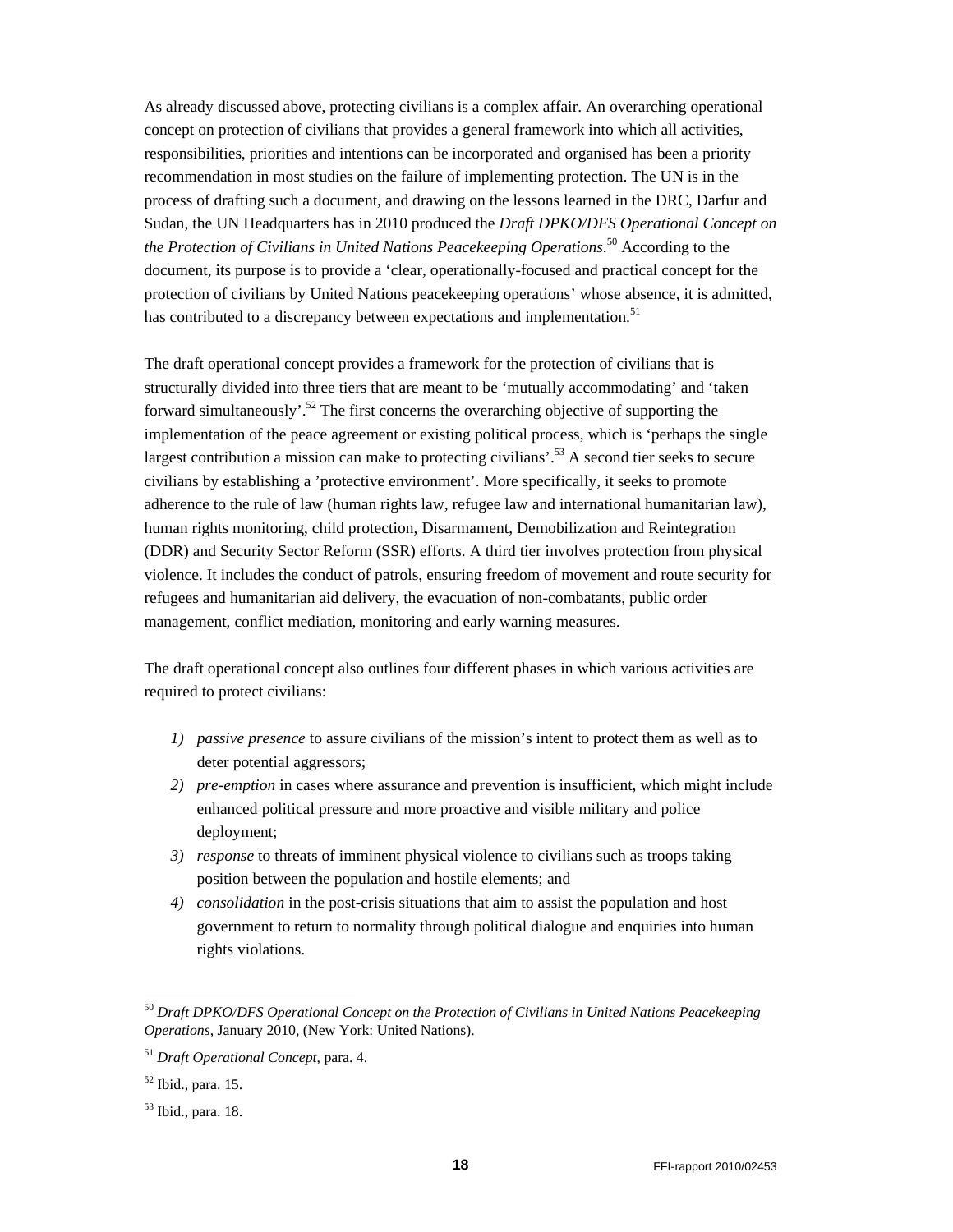As already discussed above, protecting civilians is a complex affair. An overarching operational concept on protection of civilians that provides a general framework into which all activities, responsibilities, priorities and intentions can be incorporated and organised has been a priority recommendation in most studies on the failure of implementing protection. The UN is in the process of drafting such a document, and drawing on the lessons learned in the DRC, Darfur and Sudan, the UN Headquarters has in 2010 produced the *Draft DPKO/DFS Operational Concept on the Protection of Civilians in United Nations Peacekeeping Operations*.[50] According to the document, its purpose is to provide a 'clear, operationally-focused and practical concept for the protection of civilians by United Nations peacekeeping operations' whose absence, it is admitted, has contributed to a discrepancy between expectations and implementation.[51]

The draft operational concept provides a framework for the protection of civilians that is structurally divided into three tiers that are meant to be 'mutually accommodating' and 'taken forward simultaneously'.[52] The first concerns the overarching objective of supporting the implementation of the peace agreement or existing political process, which is 'perhaps the single largest contribution a mission can make to protecting civilians'.[53] A second tier seeks to secure civilians by establishing a 'protective environment'. More specifically, it seeks to promote adherence to the rule of law (human rights law, refugee law and international humanitarian law), human rights monitoring, child protection, Disarmament, Demobilization and Reintegration (DDR) and Security Sector Reform (SSR) efforts. A third tier involves protection from physical violence. It includes the conduct of patrols, ensuring freedom of movement and route security for refugees and humanitarian aid delivery, the evacuation of non-combatants, public order management, conflict mediation, monitoring and early warning measures.

The draft operational concept also outlines four different phases in which various activities are required to protect civilians:

1) *passive presence* to assure civilians of the mission's intent to protect them as well as to deter potential aggressors;
2) *pre-emption* in cases where assurance and prevention is insufficient, which might include enhanced political pressure and more proactive and visible military and police deployment;
3) *response* to threats of imminent physical violence to civilians such as troops taking position between the population and hostile elements; and
4) *consolidation* in the post-crisis situations that aim to assist the population and host government to return to normality through political dialogue and enquiries into human rights violations.

---

[50] *Draft DPKO/DFS Operational Concept on the Protection of Civilians in United Nations Peacekeeping Operations*, January 2010, (New York: United Nations).

[51] *Draft Operational Concept*, para. 4.

[52] Ibid., para. 15.

[53] Ibid., para. 18.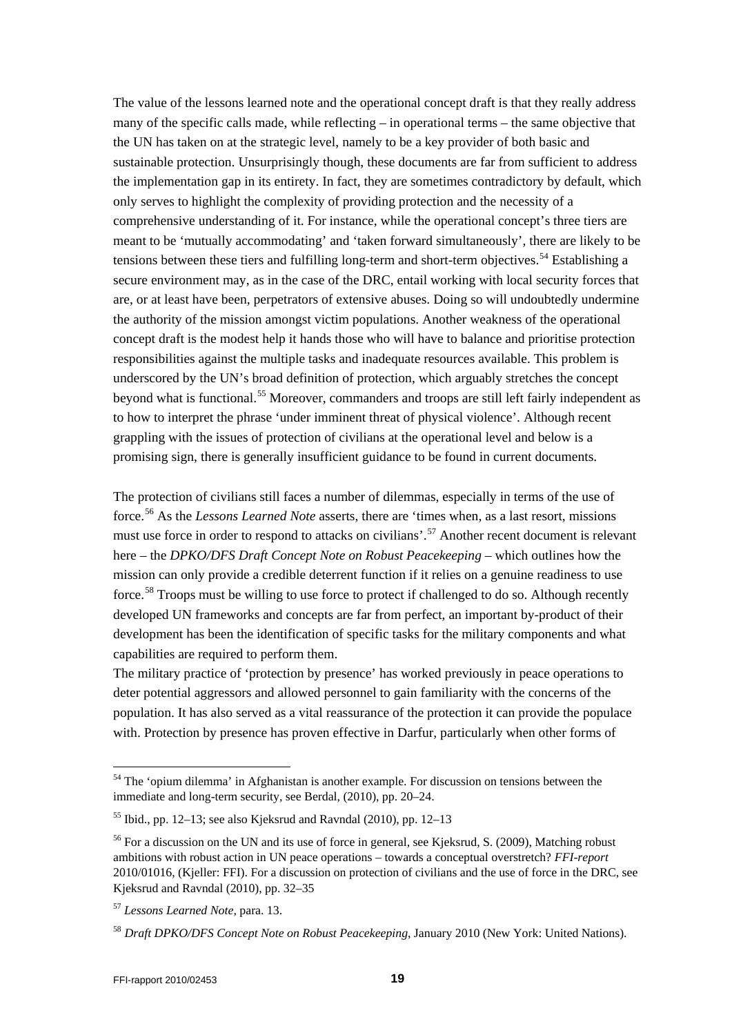The value of the lessons learned note and the operational concept draft is that they really address many of the specific calls made, while reflecting – in operational terms – the same objective that the UN has taken on at the strategic level, namely to be a key provider of both basic and sustainable protection. Unsurprisingly though, these documents are far from sufficient to address the implementation gap in its entirety. In fact, they are sometimes contradictory by default, which only serves to highlight the complexity of providing protection and the necessity of a comprehensive understanding of it. For instance, while the operational concept's three tiers are meant to be 'mutually accommodating' and 'taken forward simultaneously', there are likely to be tensions between these tiers and fulfilling long-term and short-term objectives.[54] Establishing a secure environment may, as in the case of the DRC, entail working with local security forces that are, or at least have been, perpetrators of extensive abuses. Doing so will undoubtedly undermine the authority of the mission amongst victim populations. Another weakness of the operational concept draft is the modest help it hands those who will have to balance and prioritise protection responsibilities against the multiple tasks and inadequate resources available. This problem is underscored by the UN's broad definition of protection, which arguably stretches the concept beyond what is functional.[55] Moreover, commanders and troops are still left fairly independent as to how to interpret the phrase 'under imminent threat of physical violence'. Although recent grappling with the issues of protection of civilians at the operational level and below is a promising sign, there is generally insufficient guidance to be found in current documents.

The protection of civilians still faces a number of dilemmas, especially in terms of the use of force.[56] As the *Lessons Learned Note* asserts, there are 'times when, as a last resort, missions must use force in order to respond to attacks on civilians'.[57] Another recent document is relevant here – the *DPKO/DFS Draft Concept Note on Robust Peacekeeping* – which outlines how the mission can only provide a credible deterrent function if it relies on a genuine readiness to use force.[58] Troops must be willing to use force to protect if challenged to do so. Although recently developed UN frameworks and concepts are far from perfect, an important by-product of their development has been the identification of specific tasks for the military components and what capabilities are required to perform them.

The military practice of 'protection by presence' has worked previously in peace operations to deter potential aggressors and allowed personnel to gain familiarity with the concerns of the population. It has also served as a vital reassurance of the protection it can provide the populace with. Protection by presence has proven effective in Darfur, particularly when other forms of

---

[54] The 'opium dilemma' in Afghanistan is another example. For discussion on tensions between the immediate and long-term security, see Berdal, (2010), pp. 20–24.

[55] Ibid., pp. 12–13; see also Kjeksrud and Ravndal (2010), pp. 12–13

[56] For a discussion on the UN and its use of force in general, see Kjeksrud, S. (2009), Matching robust ambitions with robust action in UN peace operations – towards a conceptual overstretch? *FFI-report* 2010/01016, (Kjeller: FFI). For a discussion on protection of civilians and the use of force in the DRC, see Kjeksrud and Ravndal (2010), pp. 32–35

[57] *Lessons Learned Note*, para. 13.

[58] *Draft DPKO/DFS Concept Note on Robust Peacekeeping*, January 2010 (New York: United Nations).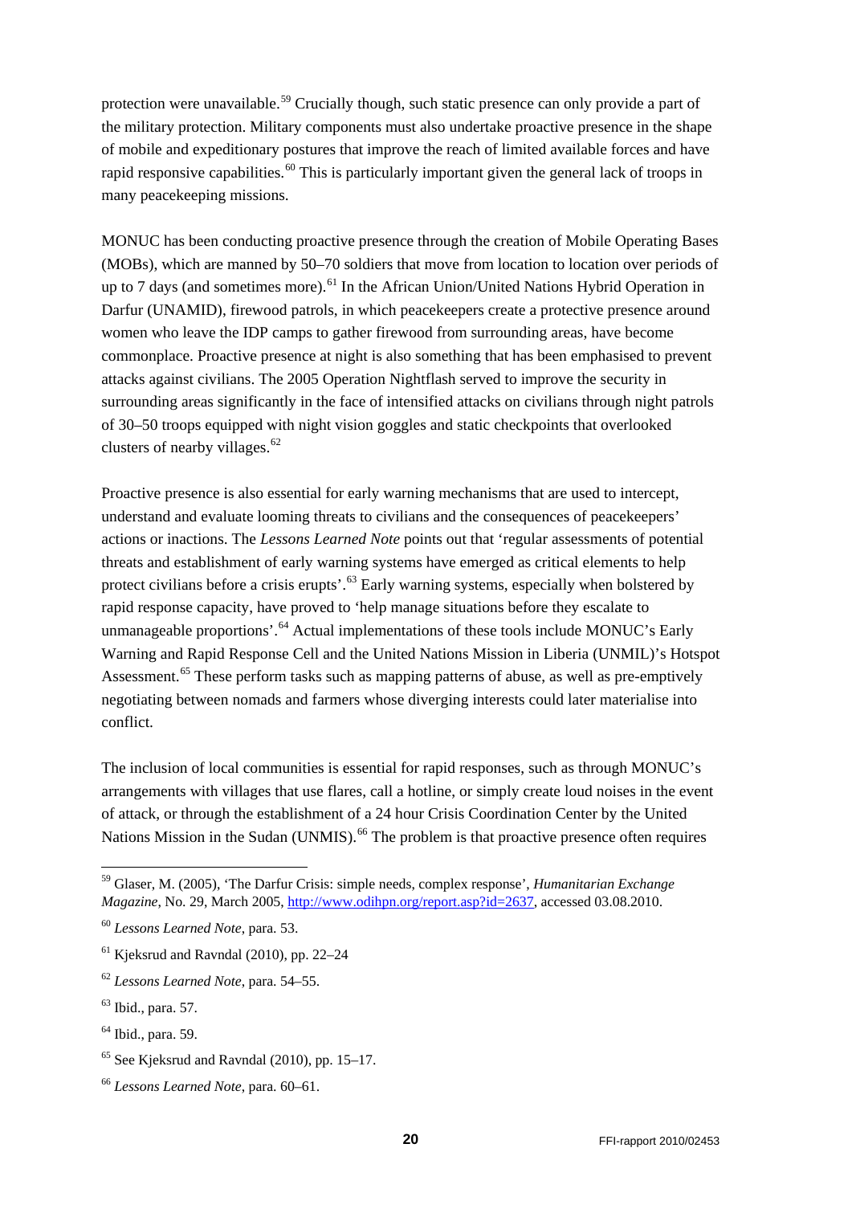protection were unavailable.[59] Crucially though, such static presence can only provide a part of the military protection. Military components must also undertake proactive presence in the shape of mobile and expeditionary postures that improve the reach of limited available forces and have rapid responsive capabilities.[60] This is particularly important given the general lack of troops in many peacekeeping missions.

MONUC has been conducting proactive presence through the creation of Mobile Operating Bases (MOBs), which are manned by 50–70 soldiers that move from location to location over periods of up to 7 days (and sometimes more).[61] In the African Union/United Nations Hybrid Operation in Darfur (UNAMID), firewood patrols, in which peacekeepers create a protective presence around women who leave the IDP camps to gather firewood from surrounding areas, have become commonplace. Proactive presence at night is also something that has been emphasised to prevent attacks against civilians. The 2005 Operation Nightflash served to improve the security in surrounding areas significantly in the face of intensified attacks on civilians through night patrols of 30–50 troops equipped with night vision goggles and static checkpoints that overlooked clusters of nearby villages.[62]

Proactive presence is also essential for early warning mechanisms that are used to intercept, understand and evaluate looming threats to civilians and the consequences of peacekeepers' actions or inactions. The *Lessons Learned Note* points out that 'regular assessments of potential threats and establishment of early warning systems have emerged as critical elements to help protect civilians before a crisis erupts'.[63] Early warning systems, especially when bolstered by rapid response capacity, have proved to 'help manage situations before they escalate to unmanageable proportions'.[64] Actual implementations of these tools include MONUC's Early Warning and Rapid Response Cell and the United Nations Mission in Liberia (UNMIL)'s Hotspot Assessment.[65] These perform tasks such as mapping patterns of abuse, as well as pre-emptively negotiating between nomads and farmers whose diverging interests could later materialise into conflict.

The inclusion of local communities is essential for rapid responses, such as through MONUC's arrangements with villages that use flares, call a hotline, or simply create loud noises in the event of attack, or through the establishment of a 24 hour Crisis Coordination Center by the United Nations Mission in the Sudan (UNMIS).[66] The problem is that proactive presence often requires

---

[59] Glaser, M. (2005), 'The Darfur Crisis: simple needs, complex response', *Humanitarian Exchange Magazine*, No. 29, March 2005, http://www.odihpn.org/report.asp?id=2637, accessed 03.08.2010.

[60] *Lessons Learned Note*, para. 53.

[61] Kjeksrud and Ravndal (2010), pp. 22–24

[62] *Lessons Learned Note*, para. 54–55.

[63] Ibid., para. 57.

[64] Ibid., para. 59.

[65] See Kjeksrud and Ravndal (2010), pp. 15–17.

[66] *Lessons Learned Note*, para. 60–61.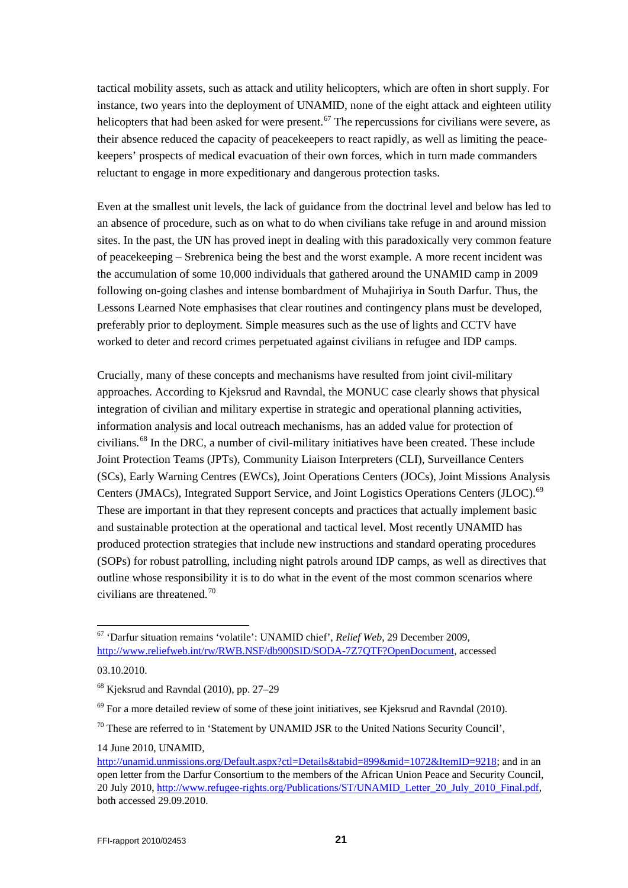tactical mobility assets, such as attack and utility helicopters, which are often in short supply. For instance, two years into the deployment of UNAMID, none of the eight attack and eighteen utility helicopters that had been asked for were present.[67] The repercussions for civilians were severe, as their absence reduced the capacity of peacekeepers to react rapidly, as well as limiting the peace-keepers' prospects of medical evacuation of their own forces, which in turn made commanders reluctant to engage in more expeditionary and dangerous protection tasks.

Even at the smallest unit levels, the lack of guidance from the doctrinal level and below has led to an absence of procedure, such as on what to do when civilians take refuge in and around mission sites. In the past, the UN has proved inept in dealing with this paradoxically very common feature of peacekeeping – Srebrenica being the best and the worst example. A more recent incident was the accumulation of some 10,000 individuals that gathered around the UNAMID camp in 2009 following on-going clashes and intense bombardment of Muhajiriya in South Darfur. Thus, the Lessons Learned Note emphasises that clear routines and contingency plans must be developed, preferably prior to deployment. Simple measures such as the use of lights and CCTV have worked to deter and record crimes perpetuated against civilians in refugee and IDP camps.

Crucially, many of these concepts and mechanisms have resulted from joint civil-military approaches. According to Kjeksrud and Ravndal, the MONUC case clearly shows that physical integration of civilian and military expertise in strategic and operational planning activities, information analysis and local outreach mechanisms, has an added value for protection of civilians.[68] In the DRC, a number of civil-military initiatives have been created. These include Joint Protection Teams (JPTs), Community Liaison Interpreters (CLI), Surveillance Centers (SCs), Early Warning Centres (EWCs), Joint Operations Centers (JOCs), Joint Missions Analysis Centers (JMACs), Integrated Support Service, and Joint Logistics Operations Centers (JLOC).[69] These are important in that they represent concepts and practices that actually implement basic and sustainable protection at the operational and tactical level. Most recently UNAMID has produced protection strategies that include new instructions and standard operating procedures (SOPs) for robust patrolling, including night patrols around IDP camps, as well as directives that outline whose responsibility it is to do what in the event of the most common scenarios where civilians are threatened.[70]

---

[67] 'Darfur situation remains 'volatile': UNAMID chief', *Relief Web*, 29 December 2009, http://www.reliefweb.int/rw/RWB.NSF/db900SID/SODA-7Z7QTF?OpenDocument, accessed 03.10.2010.

[68] Kjeksrud and Ravndal (2010), pp. 27–29

[69] For a more detailed review of some of these joint initiatives, see Kjeksrud and Ravndal (2010).

[70] These are referred to in 'Statement by UNAMID JSR to the United Nations Security Council', 14 June 2010, UNAMID, http://unamid.unmissions.org/Default.aspx?ctl=Details&tabid=899&mid=1072&ItemID=9218; and in an open letter from the Darfur Consortium to the members of the African Union Peace and Security Council, 20 July 2010, http://www.refugee-rights.org/Publications/ST/UNAMID_Letter_20_July_2010_Final.pdf, both accessed 29.09.2010.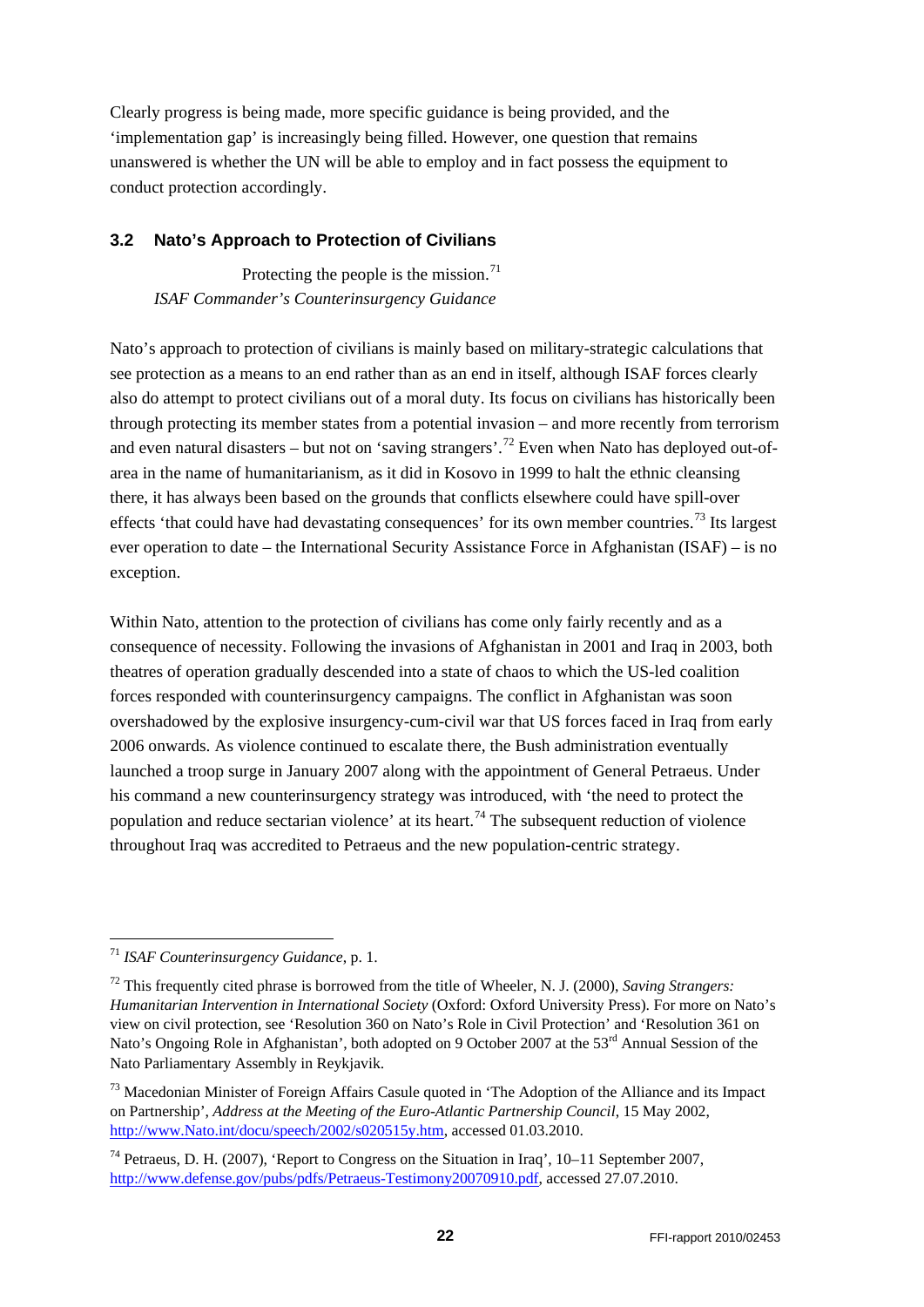Clearly progress is being made, more specific guidance is being provided, and the 'implementation gap' is increasingly being filled. However, one question that remains unanswered is whether the UN will be able to employ and in fact possess the equipment to conduct protection accordingly.

### 3.2 Nato's Approach to Protection of Civilians

> Protecting the people is the mission.[71]
> *ISAF Commander's Counterinsurgency Guidance*

Nato's approach to protection of civilians is mainly based on military-strategic calculations that see protection as a means to an end rather than as an end in itself, although ISAF forces clearly also do attempt to protect civilians out of a moral duty. Its focus on civilians has historically been through protecting its member states from a potential invasion – and more recently from terrorism and even natural disasters – but not on 'saving strangers'.[72] Even when Nato has deployed out-of-area in the name of humanitarianism, as it did in Kosovo in 1999 to halt the ethnic cleansing there, it has always been based on the grounds that conflicts elsewhere could have spill-over effects 'that could have had devastating consequences' for its own member countries.[73] Its largest ever operation to date – the International Security Assistance Force in Afghanistan (ISAF) – is no exception.

Within Nato, attention to the protection of civilians has come only fairly recently and as a consequence of necessity. Following the invasions of Afghanistan in 2001 and Iraq in 2003, both theatres of operation gradually descended into a state of chaos to which the US-led coalition forces responded with counterinsurgency campaigns. The conflict in Afghanistan was soon overshadowed by the explosive insurgency-cum-civil war that US forces faced in Iraq from early 2006 onwards. As violence continued to escalate there, the Bush administration eventually launched a troop surge in January 2007 along with the appointment of General Petraeus. Under his command a new counterinsurgency strategy was introduced, with 'the need to protect the population and reduce sectarian violence' at its heart.[74] The subsequent reduction of violence throughout Iraq was accredited to Petraeus and the new population-centric strategy.

---

[71] *ISAF Counterinsurgency Guidance*, p. 1.

[72] This frequently cited phrase is borrowed from the title of Wheeler, N. J. (2000), *Saving Strangers: Humanitarian Intervention in International Society* (Oxford: Oxford University Press). For more on Nato's view on civil protection, see 'Resolution 360 on Nato's Role in Civil Protection' and 'Resolution 361 on Nato's Ongoing Role in Afghanistan', both adopted on 9 October 2007 at the 53rd Annual Session of the Nato Parliamentary Assembly in Reykjavik.

[73] Macedonian Minister of Foreign Affairs Casule quoted in 'The Adoption of the Alliance and its Impact on Partnership', *Address at the Meeting of the Euro-Atlantic Partnership Council*, 15 May 2002, http://www.Nato.int/docu/speech/2002/s020515y.htm, accessed 01.03.2010.

[74] Petraeus, D. H. (2007), 'Report to Congress on the Situation in Iraq', 10–11 September 2007, http://www.defense.gov/pubs/pdfs/Petraeus-Testimony20070910.pdf, accessed 27.07.2010.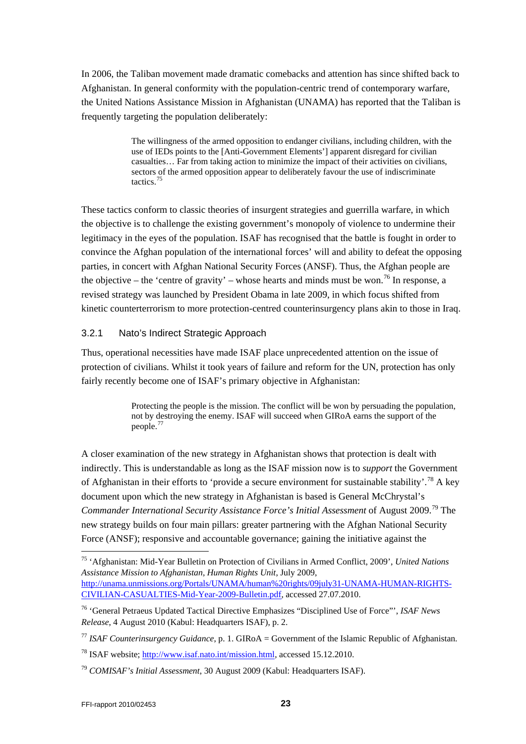In 2006, the Taliban movement made dramatic comebacks and attention has since shifted back to Afghanistan. In general conformity with the population-centric trend of contemporary warfare, the United Nations Assistance Mission in Afghanistan (UNAMA) has reported that the Taliban is frequently targeting the population deliberately:

> The willingness of the armed opposition to endanger civilians, including children, with the use of IEDs points to the [Anti-Government Elements'] apparent disregard for civilian casualties… Far from taking action to minimize the impact of their activities on civilians, sectors of the armed opposition appear to deliberately favour the use of indiscriminate tactics.[75]

These tactics conform to classic theories of insurgent strategies and guerrilla warfare, in which the objective is to challenge the existing government's monopoly of violence to undermine their legitimacy in the eyes of the population. ISAF has recognised that the battle is fought in order to convince the Afghan population of the international forces' will and ability to defeat the opposing parties, in concert with Afghan National Security Forces (ANSF). Thus, the Afghan people are the objective – the 'centre of gravity' – whose hearts and minds must be won.[76] In response, a revised strategy was launched by President Obama in late 2009, in which focus shifted from kinetic counterterrorism to more protection-centred counterinsurgency plans akin to those in Iraq.

### 3.2.1 Nato's Indirect Strategic Approach

Thus, operational necessities have made ISAF place unprecedented attention on the issue of protection of civilians. Whilst it took years of failure and reform for the UN, protection has only fairly recently become one of ISAF's primary objective in Afghanistan:

> Protecting the people is the mission. The conflict will be won by persuading the population, not by destroying the enemy. ISAF will succeed when GIRoA earns the support of the people.[77]

A closer examination of the new strategy in Afghanistan shows that protection is dealt with indirectly. This is understandable as long as the ISAF mission now is to *support* the Government of Afghanistan in their efforts to 'provide a secure environment for sustainable stability'.[78] A key document upon which the new strategy in Afghanistan is based is General McChrystal's *Commander International Security Assistance Force's Initial Assessment* of August 2009.[79] The new strategy builds on four main pillars: greater partnering with the Afghan National Security Force (ANSF); responsive and accountable governance; gaining the initiative against the

---

[75] 'Afghanistan: Mid-Year Bulletin on Protection of Civilians in Armed Conflict, 2009', *United Nations Assistance Mission to Afghanistan, Human Rights Unit*, July 2009, http://unama.unmissions.org/Portals/UNAMA/human%20rights/09july31-UNAMA-HUMAN-RIGHTS-CIVILIAN-CASUALTIES-Mid-Year-2009-Bulletin.pdf, accessed 27.07.2010.

[76] 'General Petraeus Updated Tactical Directive Emphasizes "Disciplined Use of Force"', *ISAF News Release*, 4 August 2010 (Kabul: Headquarters ISAF), p. 2.

[77] *ISAF Counterinsurgency Guidance*, p. 1. GIRoA = Government of the Islamic Republic of Afghanistan.

[78] ISAF website; http://www.isaf.nato.int/mission.html, accessed 15.12.2010.

[79] *COMISAF's Initial Assessment*, 30 August 2009 (Kabul: Headquarters ISAF).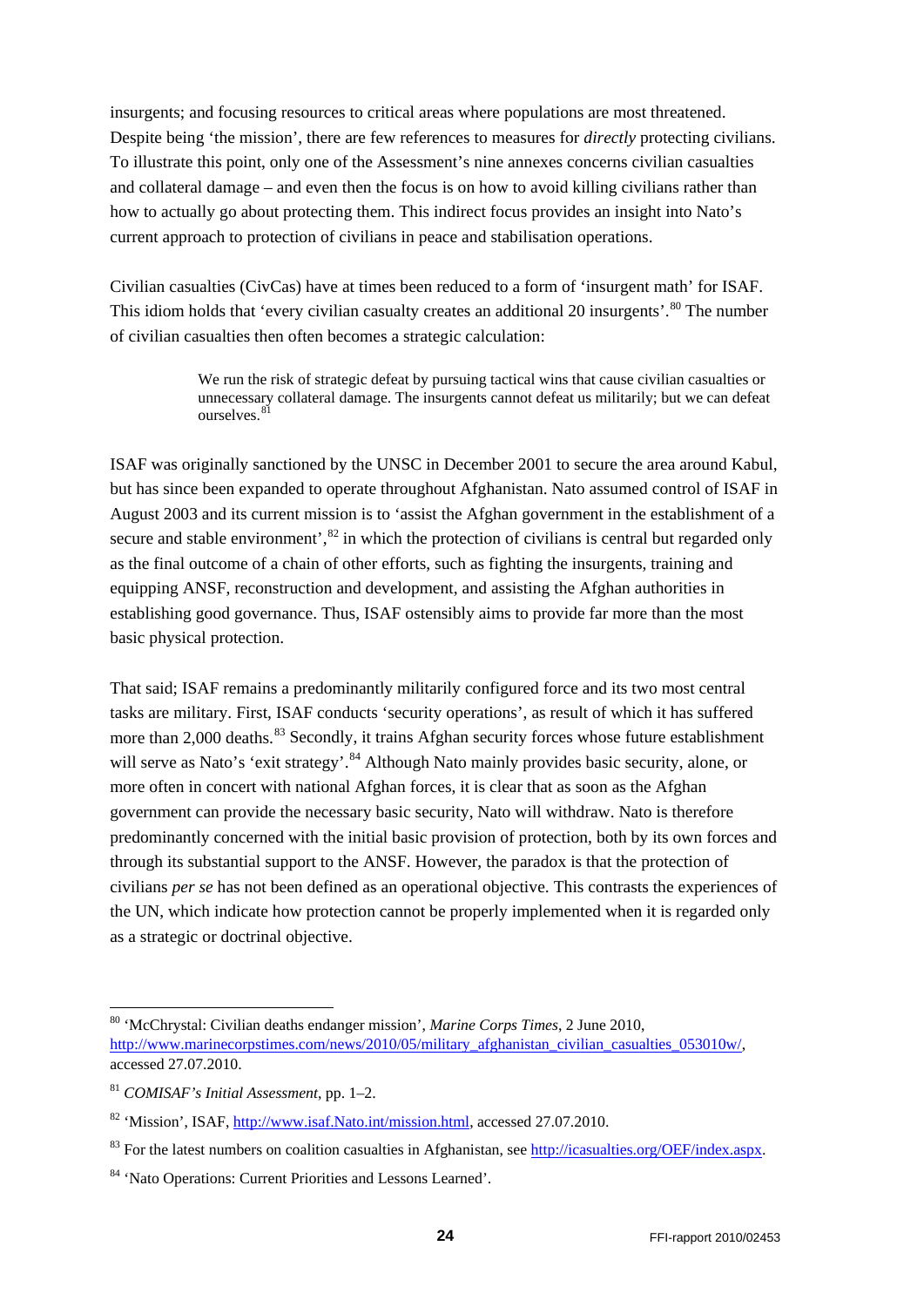insurgents; and focusing resources to critical areas where populations are most threatened. Despite being 'the mission', there are few references to measures for *directly* protecting civilians. To illustrate this point, only one of the Assessment's nine annexes concerns civilian casualties and collateral damage – and even then the focus is on how to avoid killing civilians rather than how to actually go about protecting them. This indirect focus provides an insight into Nato's current approach to protection of civilians in peace and stabilisation operations.

Civilian casualties (CivCas) have at times been reduced to a form of 'insurgent math' for ISAF. This idiom holds that 'every civilian casualty creates an additional 20 insurgents'.[80] The number of civilian casualties then often becomes a strategic calculation:

> We run the risk of strategic defeat by pursuing tactical wins that cause civilian casualties or unnecessary collateral damage. The insurgents cannot defeat us militarily; but we can defeat ourselves.[81]

ISAF was originally sanctioned by the UNSC in December 2001 to secure the area around Kabul, but has since been expanded to operate throughout Afghanistan. Nato assumed control of ISAF in August 2003 and its current mission is to 'assist the Afghan government in the establishment of a secure and stable environment',[82] in which the protection of civilians is central but regarded only as the final outcome of a chain of other efforts, such as fighting the insurgents, training and equipping ANSF, reconstruction and development, and assisting the Afghan authorities in establishing good governance. Thus, ISAF ostensibly aims to provide far more than the most basic physical protection.

That said; ISAF remains a predominantly militarily configured force and its two most central tasks are military. First, ISAF conducts 'security operations', as result of which it has suffered more than 2,000 deaths.[83] Secondly, it trains Afghan security forces whose future establishment will serve as Nato's 'exit strategy'.[84] Although Nato mainly provides basic security, alone, or more often in concert with national Afghan forces, it is clear that as soon as the Afghan government can provide the necessary basic security, Nato will withdraw. Nato is therefore predominantly concerned with the initial basic provision of protection, both by its own forces and through its substantial support to the ANSF. However, the paradox is that the protection of civilians *per se* has not been defined as an operational objective. This contrasts the experiences of the UN, which indicate how protection cannot be properly implemented when it is regarded only as a strategic or doctrinal objective.

---

[80] 'McChrystal: Civilian deaths endanger mission', *Marine Corps Times*, 2 June 2010, http://www.marinecorpstimes.com/news/2010/05/military_afghanistan_civilian_casualties_053010w/, accessed 27.07.2010.

[81] *COMISAF's Initial Assessment*, pp. 1–2.

[82] 'Mission', ISAF, http://www.isaf.Nato.int/mission.html, accessed 27.07.2010.

[83] For the latest numbers on coalition casualties in Afghanistan, see http://icasualties.org/OEF/index.aspx.

[84] 'Nato Operations: Current Priorities and Lessons Learned'.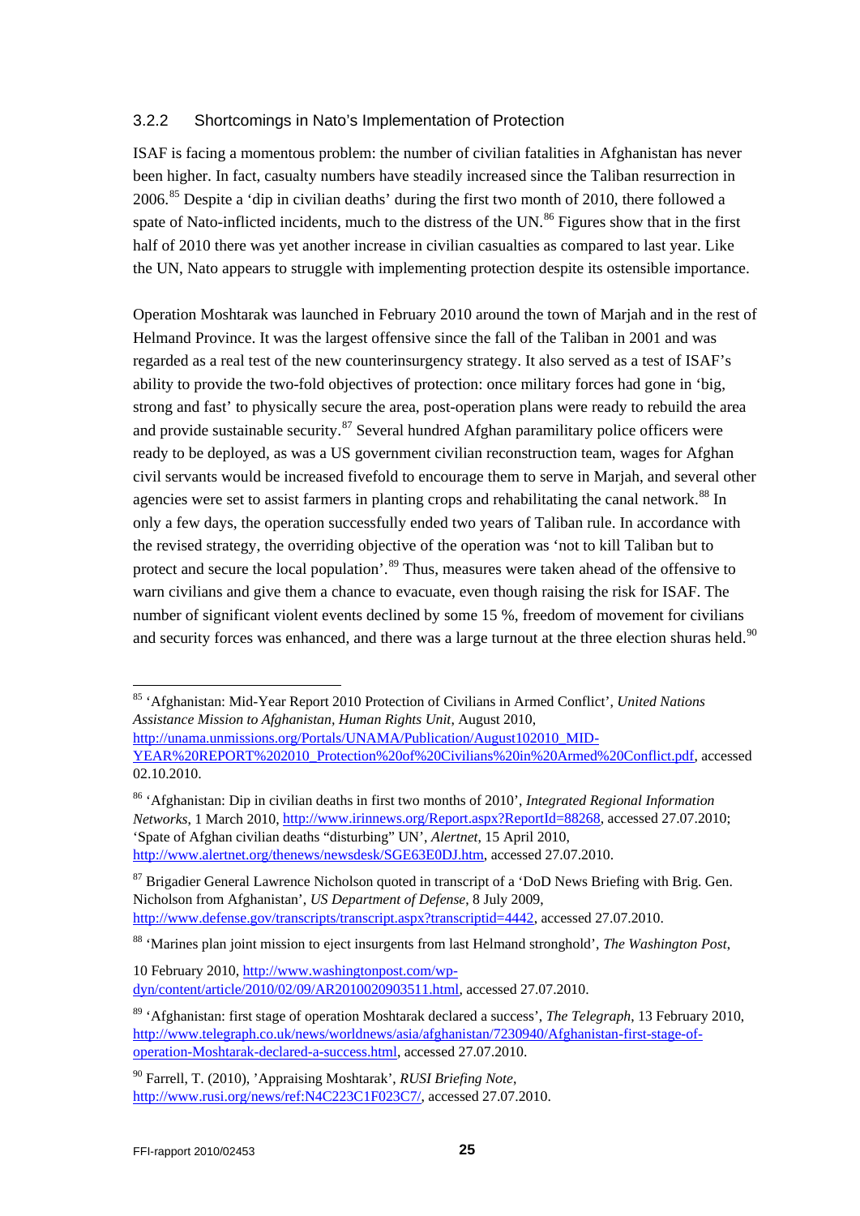### 3.2.2 Shortcomings in Nato's Implementation of Protection

ISAF is facing a momentous problem: the number of civilian fatalities in Afghanistan has never been higher. In fact, casualty numbers have steadily increased since the Taliban resurrection in 2006.[85] Despite a 'dip in civilian deaths' during the first two month of 2010, there followed a spate of Nato-inflicted incidents, much to the distress of the UN.[86] Figures show that in the first half of 2010 there was yet another increase in civilian casualties as compared to last year. Like the UN, Nato appears to struggle with implementing protection despite its ostensible importance.

Operation Moshtarak was launched in February 2010 around the town of Marjah and in the rest of Helmand Province. It was the largest offensive since the fall of the Taliban in 2001 and was regarded as a real test of the new counterinsurgency strategy. It also served as a test of ISAF's ability to provide the two-fold objectives of protection: once military forces had gone in 'big, strong and fast' to physically secure the area, post-operation plans were ready to rebuild the area and provide sustainable security.[87] Several hundred Afghan paramilitary police officers were ready to be deployed, as was a US government civilian reconstruction team, wages for Afghan civil servants would be increased fivefold to encourage them to serve in Marjah, and several other agencies were set to assist farmers in planting crops and rehabilitating the canal network.[88] In only a few days, the operation successfully ended two years of Taliban rule. In accordance with the revised strategy, the overriding objective of the operation was 'not to kill Taliban but to protect and secure the local population'.[89] Thus, measures were taken ahead of the offensive to warn civilians and give them a chance to evacuate, even though raising the risk for ISAF. The number of significant violent events declined by some 15 %, freedom of movement for civilians and security forces was enhanced, and there was a large turnout at the three election shuras held.[90]

---

[85] 'Afghanistan: Mid-Year Report 2010 Protection of Civilians in Armed Conflict', *United Nations Assistance Mission to Afghanistan, Human Rights Unit*, August 2010, http://unama.unmissions.org/Portals/UNAMA/Publication/August102010_MID-YEAR%20REPORT%202010_Protection%20of%20Civilians%20in%20Armed%20Conflict.pdf, accessed 02.10.2010.

[86] 'Afghanistan: Dip in civilian deaths in first two months of 2010', *Integrated Regional Information Networks*, 1 March 2010, http://www.irinnews.org/Report.aspx?ReportId=88268, accessed 27.07.2010; 'Spate of Afghan civilian deaths "disturbing" UN', *Alertnet*, 15 April 2010, http://www.alertnet.org/thenews/newsdesk/SGE63E0DJ.htm, accessed 27.07.2010.

[87] Brigadier General Lawrence Nicholson quoted in transcript of a 'DoD News Briefing with Brig. Gen. Nicholson from Afghanistan', *US Department of Defense*, 8 July 2009, http://www.defense.gov/transcripts/transcript.aspx?transcriptid=4442, accessed 27.07.2010.

[88] 'Marines plan joint mission to eject insurgents from last Helmand stronghold', *The Washington Post*, 10 February 2010, http://www.washingtonpost.com/wp-dyn/content/article/2010/02/09/AR2010020903511.html, accessed 27.07.2010.

[89] 'Afghanistan: first stage of operation Moshtarak declared a success', *The Telegraph*, 13 February 2010, http://www.telegraph.co.uk/news/worldnews/asia/afghanistan/7230940/Afghanistan-first-stage-of-operation-Moshtarak-declared-a-success.html, accessed 27.07.2010.

[90] Farrell, T. (2010), 'Appraising Moshtarak', *RUSI Briefing Note*, http://www.rusi.org/news/ref:N4C223C1F023C7/, accessed 27.07.2010.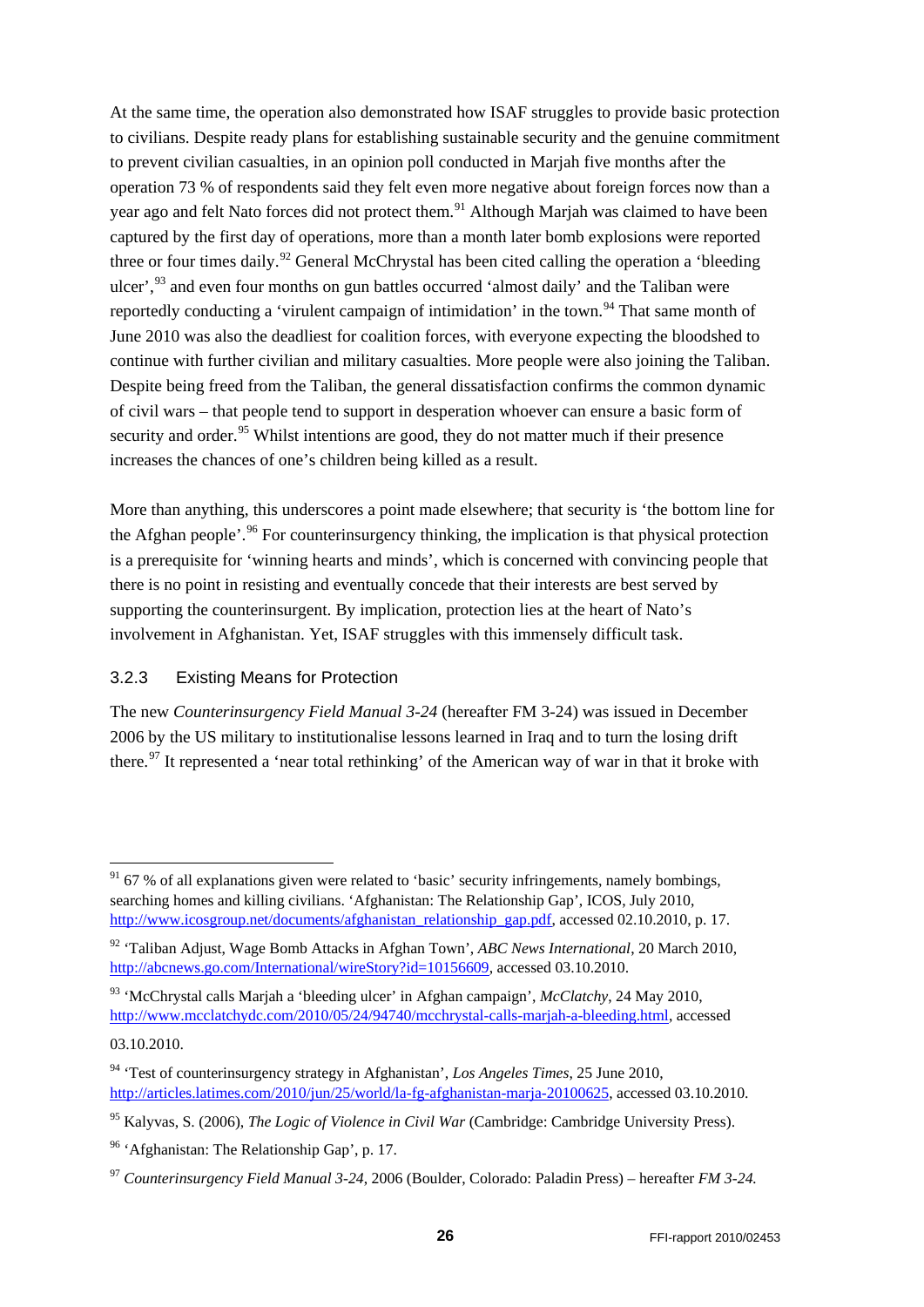At the same time, the operation also demonstrated how ISAF struggles to provide basic protection to civilians. Despite ready plans for establishing sustainable security and the genuine commitment to prevent civilian casualties, in an opinion poll conducted in Marjah five months after the operation 73 % of respondents said they felt even more negative about foreign forces now than a year ago and felt Nato forces did not protect them.[91] Although Marjah was claimed to have been captured by the first day of operations, more than a month later bomb explosions were reported three or four times daily.[92] General McChrystal has been cited calling the operation a 'bleeding ulcer',[93] and even four months on gun battles occurred 'almost daily' and the Taliban were reportedly conducting a 'virulent campaign of intimidation' in the town.[94] That same month of June 2010 was also the deadliest for coalition forces, with everyone expecting the bloodshed to continue with further civilian and military casualties. More people were also joining the Taliban. Despite being freed from the Taliban, the general dissatisfaction confirms the common dynamic of civil wars – that people tend to support in desperation whoever can ensure a basic form of security and order.[95] Whilst intentions are good, they do not matter much if their presence increases the chances of one's children being killed as a result.

More than anything, this underscores a point made elsewhere; that security is 'the bottom line for the Afghan people'.[96] For counterinsurgency thinking, the implication is that physical protection is a prerequisite for 'winning hearts and minds', which is concerned with convincing people that there is no point in resisting and eventually concede that their interests are best served by supporting the counterinsurgent. By implication, protection lies at the heart of Nato's involvement in Afghanistan. Yet, ISAF struggles with this immensely difficult task.

### 3.2.3 Existing Means for Protection

The new *Counterinsurgency Field Manual 3-24* (hereafter FM 3-24) was issued in December 2006 by the US military to institutionalise lessons learned in Iraq and to turn the losing drift there.[97] It represented a 'near total rethinking' of the American way of war in that it broke with

---

[91] 67 % of all explanations given were related to 'basic' security infringements, namely bombings, searching homes and killing civilians. 'Afghanistan: The Relationship Gap', ICOS, July 2010, http://www.icosgroup.net/documents/afghanistan_relationship_gap.pdf, accessed 02.10.2010, p. 17.

[92] 'Taliban Adjust, Wage Bomb Attacks in Afghan Town', *ABC News International*, 20 March 2010, http://abcnews.go.com/International/wireStory?id=10156609, accessed 03.10.2010.

[93] 'McChrystal calls Marjah a 'bleeding ulcer' in Afghan campaign', *McClatchy*, 24 May 2010, http://www.mcclatchydc.com/2010/05/24/94740/mcchrystal-calls-marjah-a-bleeding.html, accessed 03.10.2010.

[94] 'Test of counterinsurgency strategy in Afghanistan', *Los Angeles Times*, 25 June 2010, http://articles.latimes.com/2010/jun/25/world/la-fg-afghanistan-marja-20100625, accessed 03.10.2010.

[95] Kalyvas, S. (2006), *The Logic of Violence in Civil War* (Cambridge: Cambridge University Press).

[96] 'Afghanistan: The Relationship Gap', p. 17.

[97] *Counterinsurgency Field Manual 3-24*, 2006 (Boulder, Colorado: Paladin Press) – hereafter *FM 3-24.*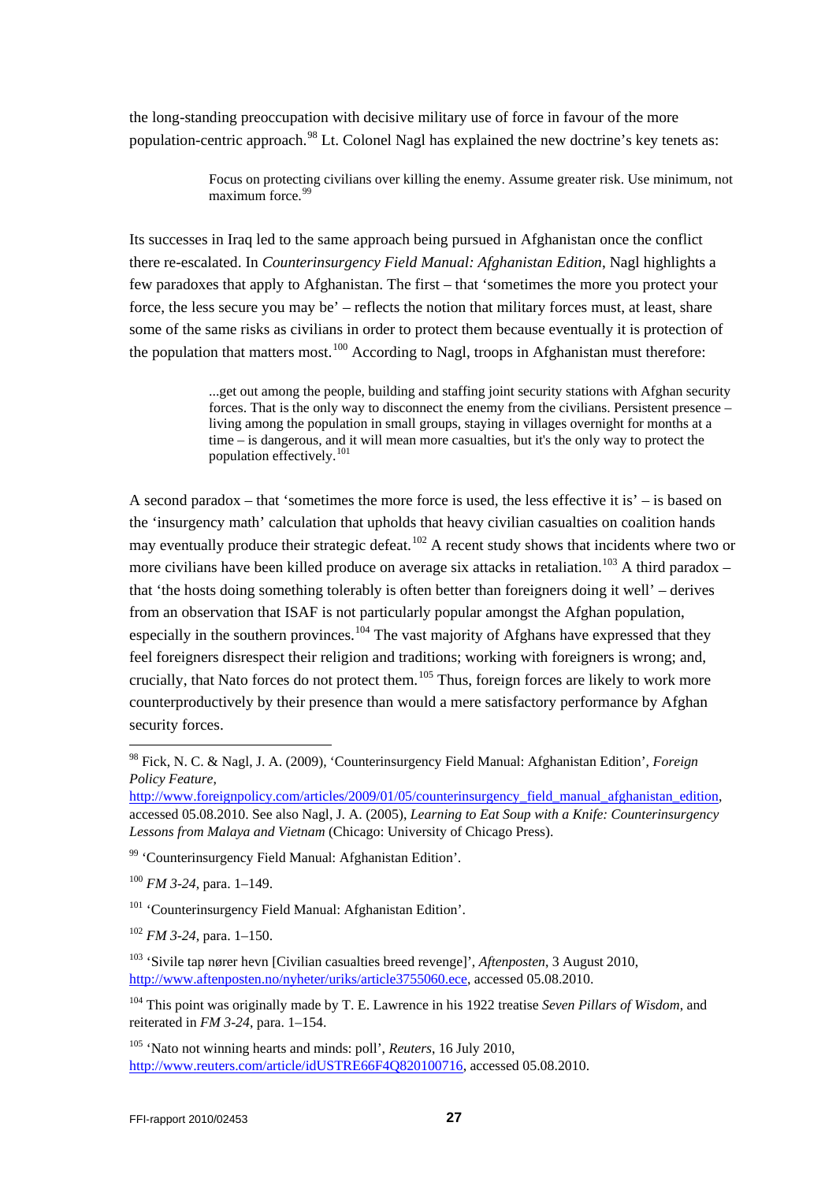the long-standing preoccupation with decisive military use of force in favour of the more population-centric approach.[98] Lt. Colonel Nagl has explained the new doctrine's key tenets as:

> Focus on protecting civilians over killing the enemy. Assume greater risk. Use minimum, not maximum force.[99]

Its successes in Iraq led to the same approach being pursued in Afghanistan once the conflict there re-escalated. In *Counterinsurgency Field Manual: Afghanistan Edition*, Nagl highlights a few paradoxes that apply to Afghanistan. The first – that 'sometimes the more you protect your force, the less secure you may be' – reflects the notion that military forces must, at least, share some of the same risks as civilians in order to protect them because eventually it is protection of the population that matters most.[100] According to Nagl, troops in Afghanistan must therefore:

> ...get out among the people, building and staffing joint security stations with Afghan security forces. That is the only way to disconnect the enemy from the civilians. Persistent presence – living among the population in small groups, staying in villages overnight for months at a time – is dangerous, and it will mean more casualties, but it's the only way to protect the population effectively.[101]

A second paradox – that 'sometimes the more force is used, the less effective it is' – is based on the 'insurgency math' calculation that upholds that heavy civilian casualties on coalition hands may eventually produce their strategic defeat.[102] A recent study shows that incidents where two or more civilians have been killed produce on average six attacks in retaliation.[103] A third paradox – that 'the hosts doing something tolerably is often better than foreigners doing it well' – derives from an observation that ISAF is not particularly popular amongst the Afghan population, especially in the southern provinces.[104] The vast majority of Afghans have expressed that they feel foreigners disrespect their religion and traditions; working with foreigners is wrong; and, crucially, that Nato forces do not protect them.[105] Thus, foreign forces are likely to work more counterproductively by their presence than would a mere satisfactory performance by Afghan security forces.

---

[98] Fick, N. C. & Nagl, J. A. (2009), 'Counterinsurgency Field Manual: Afghanistan Edition', *Foreign Policy Feature*, http://www.foreignpolicy.com/articles/2009/01/05/counterinsurgency_field_manual_afghanistan_edition, accessed 05.08.2010. See also Nagl, J. A. (2005), *Learning to Eat Soup with a Knife: Counterinsurgency Lessons from Malaya and Vietnam* (Chicago: University of Chicago Press).

[99] 'Counterinsurgency Field Manual: Afghanistan Edition'.

[100] *FM 3-24*, para. 1–149.

[101] 'Counterinsurgency Field Manual: Afghanistan Edition'.

[102] *FM 3-24*, para. 1–150.

[103] 'Sivile tap nører hevn [Civilian casualties breed revenge]', *Aftenposten*, 3 August 2010, http://www.aftenposten.no/nyheter/uriks/article3755060.ece, accessed 05.08.2010.

[104] This point was originally made by T. E. Lawrence in his 1922 treatise *Seven Pillars of Wisdom*, and reiterated in *FM 3-24*, para. 1–154.

[105] 'Nato not winning hearts and minds: poll', *Reuters*, 16 July 2010, http://www.reuters.com/article/idUSTRE66F4Q820100716, accessed 05.08.2010.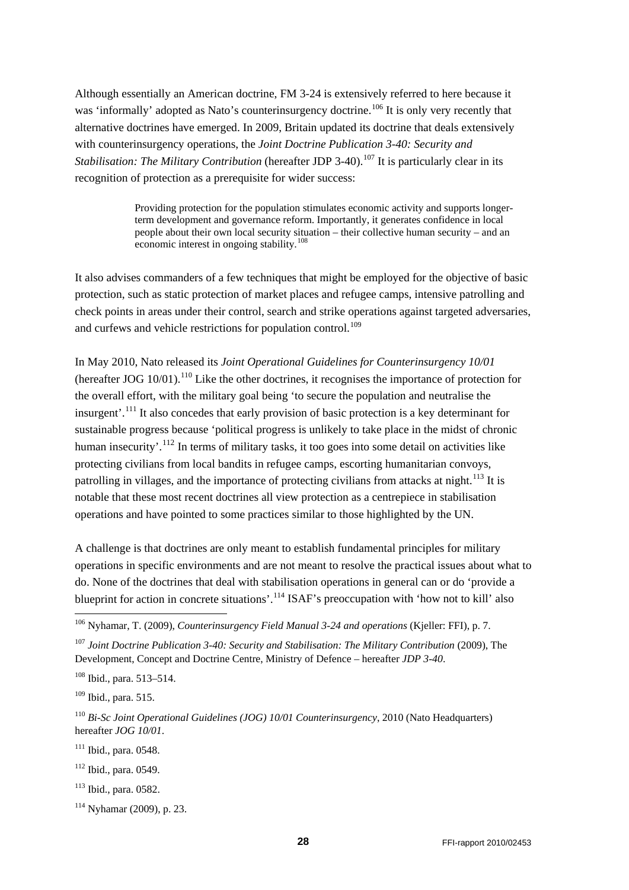Although essentially an American doctrine, FM 3-24 is extensively referred to here because it was 'informally' adopted as Nato's counterinsurgency doctrine.[106] It is only very recently that alternative doctrines have emerged. In 2009, Britain updated its doctrine that deals extensively with counterinsurgency operations, the *Joint Doctrine Publication 3-40: Security and Stabilisation: The Military Contribution* (hereafter JDP 3-40).[107] It is particularly clear in its recognition of protection as a prerequisite for wider success:

> Providing protection for the population stimulates economic activity and supports longer-term development and governance reform. Importantly, it generates confidence in local people about their own local security situation – their collective human security – and an economic interest in ongoing stability.[108]

It also advises commanders of a few techniques that might be employed for the objective of basic protection, such as static protection of market places and refugee camps, intensive patrolling and check points in areas under their control, search and strike operations against targeted adversaries, and curfews and vehicle restrictions for population control.[109]

In May 2010, Nato released its *Joint Operational Guidelines for Counterinsurgency 10/01* (hereafter JOG 10/01).[110] Like the other doctrines, it recognises the importance of protection for the overall effort, with the military goal being 'to secure the population and neutralise the insurgent'.[111] It also concedes that early provision of basic protection is a key determinant for sustainable progress because 'political progress is unlikely to take place in the midst of chronic human insecurity'.[112] In terms of military tasks, it too goes into some detail on activities like protecting civilians from local bandits in refugee camps, escorting humanitarian convoys, patrolling in villages, and the importance of protecting civilians from attacks at night.[113] It is notable that these most recent doctrines all view protection as a centrepiece in stabilisation operations and have pointed to some practices similar to those highlighted by the UN.

A challenge is that doctrines are only meant to establish fundamental principles for military operations in specific environments and are not meant to resolve the practical issues about what to do. None of the doctrines that deal with stabilisation operations in general can or do 'provide a blueprint for action in concrete situations'.[114] ISAF's preoccupation with 'how not to kill' also

---

[106] Nyhamar, T. (2009), *Counterinsurgency Field Manual 3-24 and operations* (Kjeller: FFI), p. 7.

[107] *Joint Doctrine Publication 3-40: Security and Stabilisation: The Military Contribution* (2009), The Development, Concept and Doctrine Centre, Ministry of Defence – hereafter *JDP 3-40*.

[108] Ibid., para. 513–514.

[109] Ibid., para. 515.

[110] *Bi-Sc Joint Operational Guidelines (JOG) 10/01 Counterinsurgency*, 2010 (Nato Headquarters) hereafter *JOG 10/01*.

[111] Ibid., para. 0548.

[112] Ibid., para. 0549.

[113] Ibid., para. 0582.

[114] Nyhamar (2009), p. 23.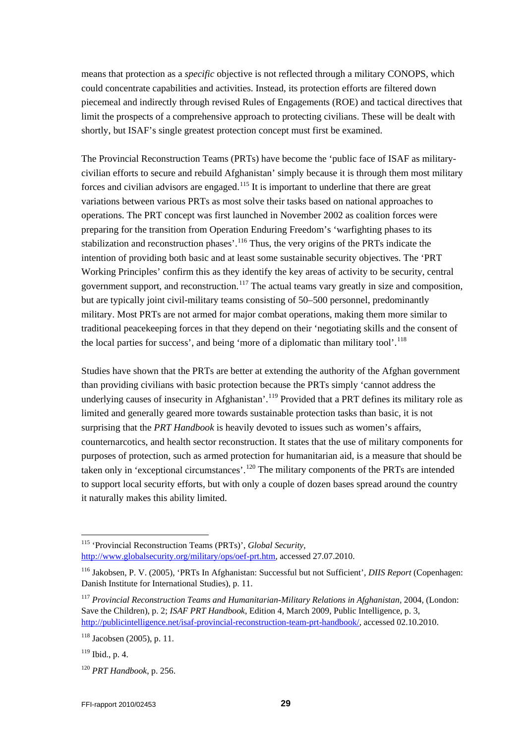means that protection as a *specific* objective is not reflected through a military CONOPS, which could concentrate capabilities and activities. Instead, its protection efforts are filtered down piecemeal and indirectly through revised Rules of Engagements (ROE) and tactical directives that limit the prospects of a comprehensive approach to protecting civilians. These will be dealt with shortly, but ISAF's single greatest protection concept must first be examined.

The Provincial Reconstruction Teams (PRTs) have become the 'public face of ISAF as military-civilian efforts to secure and rebuild Afghanistan' simply because it is through them most military forces and civilian advisors are engaged.[115] It is important to underline that there are great variations between various PRTs as most solve their tasks based on national approaches to operations. The PRT concept was first launched in November 2002 as coalition forces were preparing for the transition from Operation Enduring Freedom's 'warfighting phases to its stabilization and reconstruction phases'.[116] Thus, the very origins of the PRTs indicate the intention of providing both basic and at least some sustainable security objectives. The 'PRT Working Principles' confirm this as they identify the key areas of activity to be security, central government support, and reconstruction.[117] The actual teams vary greatly in size and composition, but are typically joint civil-military teams consisting of 50–500 personnel, predominantly military. Most PRTs are not armed for major combat operations, making them more similar to traditional peacekeeping forces in that they depend on their 'negotiating skills and the consent of the local parties for success', and being 'more of a diplomatic than military tool'.[118]

Studies have shown that the PRTs are better at extending the authority of the Afghan government than providing civilians with basic protection because the PRTs simply 'cannot address the underlying causes of insecurity in Afghanistan'.[119] Provided that a PRT defines its military role as limited and generally geared more towards sustainable protection tasks than basic, it is not surprising that the *PRT Handbook* is heavily devoted to issues such as women's affairs, counternarcotics, and health sector reconstruction. It states that the use of military components for purposes of protection, such as armed protection for humanitarian aid, is a measure that should be taken only in 'exceptional circumstances'.[120] The military components of the PRTs are intended to support local security efforts, but with only a couple of dozen bases spread around the country it naturally makes this ability limited.

---

[115] 'Provincial Reconstruction Teams (PRTs)', *Global Security*, http://www.globalsecurity.org/military/ops/oef-prt.htm, accessed 27.07.2010.

[116] Jakobsen, P. V. (2005), 'PRTs In Afghanistan: Successful but not Sufficient', *DIIS Report* (Copenhagen: Danish Institute for International Studies), p. 11.

[117] *Provincial Reconstruction Teams and Humanitarian-Military Relations in Afghanistan*, 2004, (London: Save the Children), p. 2; *ISAF PRT Handbook*, Edition 4, March 2009, Public Intelligence, p. 3, http://publicintelligence.net/isaf-provincial-reconstruction-team-prt-handbook/, accessed 02.10.2010.

[118] Jacobsen (2005), p. 11.

[119] Ibid., p. 4.

[120] *PRT Handbook*, p. 256.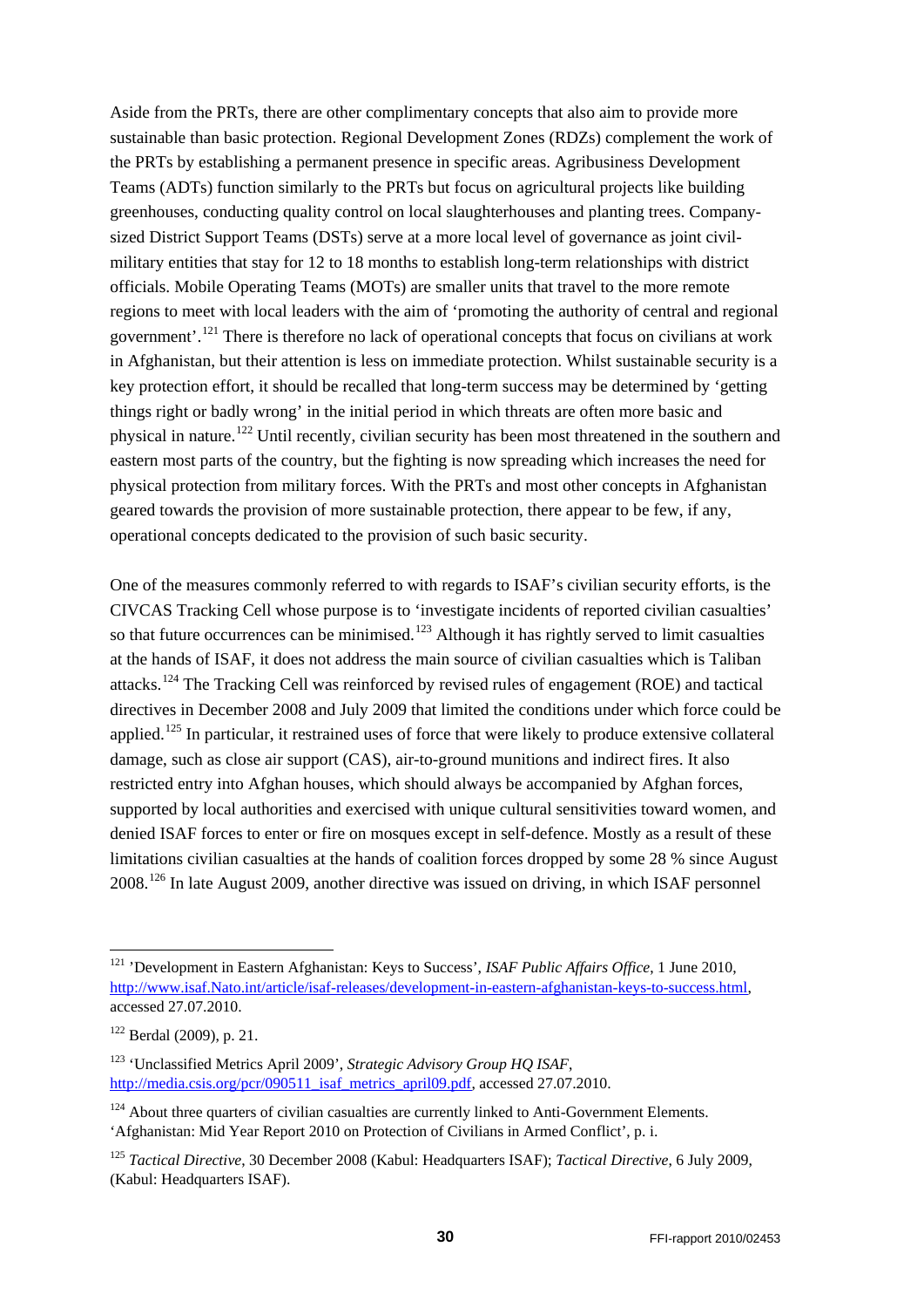Aside from the PRTs, there are other complimentary concepts that also aim to provide more sustainable than basic protection. Regional Development Zones (RDZs) complement the work of the PRTs by establishing a permanent presence in specific areas. Agribusiness Development Teams (ADTs) function similarly to the PRTs but focus on agricultural projects like building greenhouses, conducting quality control on local slaughterhouses and planting trees. Company-sized District Support Teams (DSTs) serve at a more local level of governance as joint civil-military entities that stay for 12 to 18 months to establish long-term relationships with district officials. Mobile Operating Teams (MOTs) are smaller units that travel to the more remote regions to meet with local leaders with the aim of 'promoting the authority of central and regional government'.[121] There is therefore no lack of operational concepts that focus on civilians at work in Afghanistan, but their attention is less on immediate protection. Whilst sustainable security is a key protection effort, it should be recalled that long-term success may be determined by 'getting things right or badly wrong' in the initial period in which threats are often more basic and physical in nature.[122] Until recently, civilian security has been most threatened in the southern and eastern most parts of the country, but the fighting is now spreading which increases the need for physical protection from military forces. With the PRTs and most other concepts in Afghanistan geared towards the provision of more sustainable protection, there appear to be few, if any, operational concepts dedicated to the provision of such basic security.

One of the measures commonly referred to with regards to ISAF's civilian security efforts, is the CIVCAS Tracking Cell whose purpose is to 'investigate incidents of reported civilian casualties' so that future occurrences can be minimised.[123] Although it has rightly served to limit casualties at the hands of ISAF, it does not address the main source of civilian casualties which is Taliban attacks.[124] The Tracking Cell was reinforced by revised rules of engagement (ROE) and tactical directives in December 2008 and July 2009 that limited the conditions under which force could be applied.[125] In particular, it restrained uses of force that were likely to produce extensive collateral damage, such as close air support (CAS), air-to-ground munitions and indirect fires. It also restricted entry into Afghan houses, which should always be accompanied by Afghan forces, supported by local authorities and exercised with unique cultural sensitivities toward women, and denied ISAF forces to enter or fire on mosques except in self-defence. Mostly as a result of these limitations civilian casualties at the hands of coalition forces dropped by some 28 % since August 2008.[126] In late August 2009, another directive was issued on driving, in which ISAF personnel

---

[121] 'Development in Eastern Afghanistan: Keys to Success', *ISAF Public Affairs Office*, 1 June 2010, http://www.isaf.Nato.int/article/isaf-releases/development-in-eastern-afghanistan-keys-to-success.html, accessed 27.07.2010.

[122] Berdal (2009), p. 21.

[123] 'Unclassified Metrics April 2009', *Strategic Advisory Group HQ ISAF*, http://media.csis.org/pcr/090511_isaf_metrics_april09.pdf, accessed 27.07.2010.

[124] About three quarters of civilian casualties are currently linked to Anti-Government Elements. 'Afghanistan: Mid Year Report 2010 on Protection of Civilians in Armed Conflict', p. i.

[125] *Tactical Directive*, 30 December 2008 (Kabul: Headquarters ISAF); *Tactical Directive*, 6 July 2009, (Kabul: Headquarters ISAF).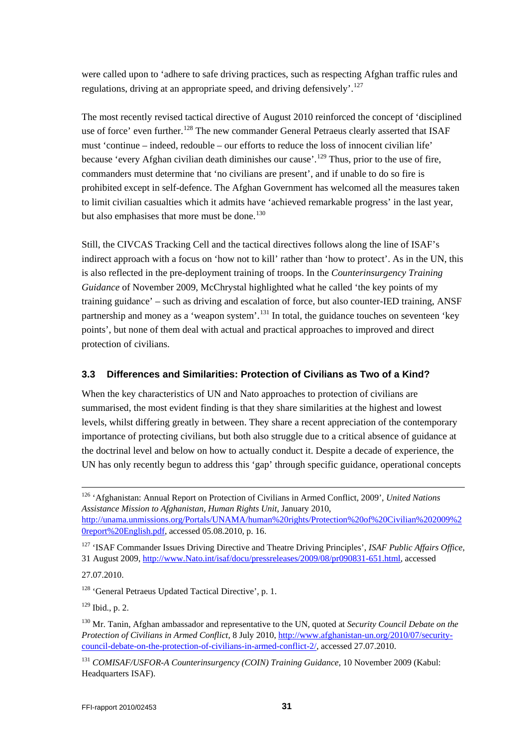were called upon to 'adhere to safe driving practices, such as respecting Afghan traffic rules and regulations, driving at an appropriate speed, and driving defensively'.[127]

The most recently revised tactical directive of August 2010 reinforced the concept of 'disciplined use of force' even further.[128] The new commander General Petraeus clearly asserted that ISAF must 'continue – indeed, redouble – our efforts to reduce the loss of innocent civilian life' because 'every Afghan civilian death diminishes our cause'.[129] Thus, prior to the use of fire, commanders must determine that 'no civilians are present', and if unable to do so fire is prohibited except in self-defence. The Afghan Government has welcomed all the measures taken to limit civilian casualties which it admits have 'achieved remarkable progress' in the last year, but also emphasises that more must be done.[130]

Still, the CIVCAS Tracking Cell and the tactical directives follows along the line of ISAF's indirect approach with a focus on 'how not to kill' rather than 'how to protect'. As in the UN, this is also reflected in the pre-deployment training of troops. In the *Counterinsurgency Training Guidance* of November 2009, McChrystal highlighted what he called 'the key points of my training guidance' – such as driving and escalation of force, but also counter-IED training, ANSF partnership and money as a 'weapon system'.[131] In total, the guidance touches on seventeen 'key points', but none of them deal with actual and practical approaches to improved and direct protection of civilians.

### 3.3 Differences and Similarities: Protection of Civilians as Two of a Kind?

When the key characteristics of UN and Nato approaches to protection of civilians are summarised, the most evident finding is that they share similarities at the highest and lowest levels, whilst differing greatly in between. They share a recent appreciation of the contemporary importance of protecting civilians, but both also struggle due to a critical absence of guidance at the doctrinal level and below on how to actually conduct it. Despite a decade of experience, the UN has only recently begun to address this 'gap' through specific guidance, operational concepts

---

[126] 'Afghanistan: Annual Report on Protection of Civilians in Armed Conflict, 2009', *United Nations Assistance Mission to Afghanistan, Human Rights Unit*, January 2010, http://unama.unmissions.org/Portals/UNAMA/human%20rights/Protection%20of%20Civilian%202009%20report%20English.pdf, accessed 05.08.2010, p. 16.

[127] 'ISAF Commander Issues Driving Directive and Theatre Driving Principles', *ISAF Public Affairs Office*, 31 August 2009, http://www.Nato.int/isaf/docu/pressreleases/2009/08/pr090831-651.html, accessed 27.07.2010.

[128] 'General Petraeus Updated Tactical Directive', p. 1.

[129] Ibid., p. 2.

[130] Mr. Tanin, Afghan ambassador and representative to the UN, quoted at *Security Council Debate on the Protection of Civilians in Armed Conflict*, 8 July 2010, http://www.afghanistan-un.org/2010/07/security-council-debate-on-the-protection-of-civilians-in-armed-conflict-2/, accessed 27.07.2010.

[131] *COMISAF/USFOR-A Counterinsurgency (COIN) Training Guidance*, 10 November 2009 (Kabul: Headquarters ISAF).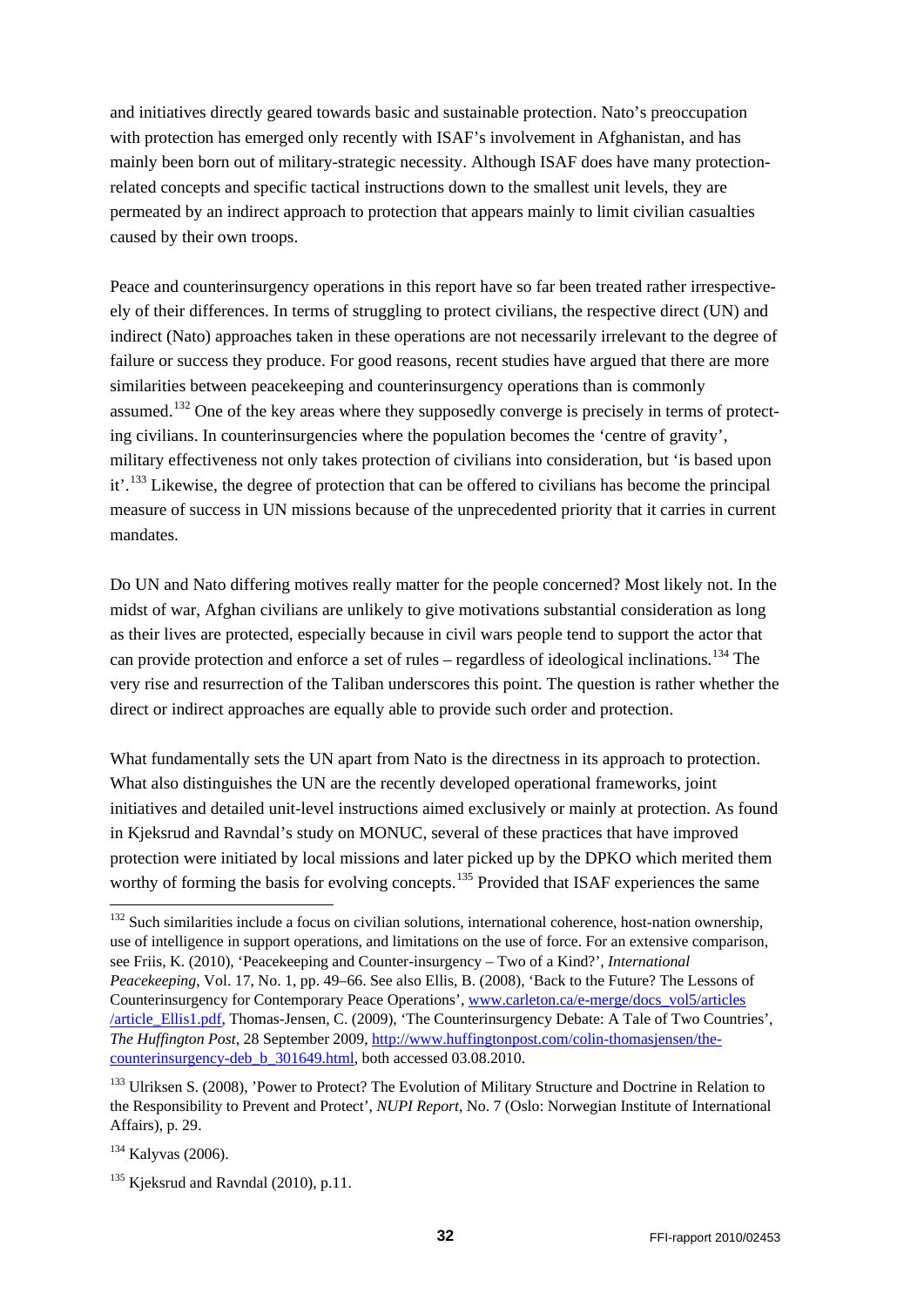and initiatives directly geared towards basic and sustainable protection. Nato's preoccupation with protection has emerged only recently with ISAF's involvement in Afghanistan, and has mainly been born out of military-strategic necessity. Although ISAF does have many protection-related concepts and specific tactical instructions down to the smallest unit levels, they are permeated by an indirect approach to protection that appears mainly to limit civilian casualties caused by their own troops.

Peace and counterinsurgency operations in this report have so far been treated rather irrespective-ely of their differences. In terms of struggling to protect civilians, the respective direct (UN) and indirect (Nato) approaches taken in these operations are not necessarily irrelevant to the degree of failure or success they produce. For good reasons, recent studies have argued that there are more similarities between peacekeeping and counterinsurgency operations than is commonly assumed.[132] One of the key areas where they supposedly converge is precisely in terms of protect-ing civilians. In counterinsurgencies where the population becomes the 'centre of gravity', military effectiveness not only takes protection of civilians into consideration, but 'is based upon it'.[133] Likewise, the degree of protection that can be offered to civilians has become the principal measure of success in UN missions because of the unprecedented priority that it carries in current mandates.

Do UN and Nato differing motives really matter for the people concerned? Most likely not. In the midst of war, Afghan civilians are unlikely to give motivations substantial consideration as long as their lives are protected, especially because in civil wars people tend to support the actor that can provide protection and enforce a set of rules – regardless of ideological inclinations.[134] The very rise and resurrection of the Taliban underscores this point. The question is rather whether the direct or indirect approaches are equally able to provide such order and protection.

What fundamentally sets the UN apart from Nato is the directness in its approach to protection. What also distinguishes the UN are the recently developed operational frameworks, joint initiatives and detailed unit-level instructions aimed exclusively or mainly at protection. As found in Kjeksrud and Ravndal's study on MONUC, several of these practices that have improved protection were initiated by local missions and later picked up by the DPKO which merited them worthy of forming the basis for evolving concepts.[135] Provided that ISAF experiences the same

---

[132] Such similarities include a focus on civilian solutions, international coherence, host-nation ownership, use of intelligence in support operations, and limitations on the use of force. For an extensive comparison, see Friis, K. (2010), 'Peacekeeping and Counter-insurgency – Two of a Kind?', *International Peacekeeping*, Vol. 17, No. 1, pp. 49–66. See also Ellis, B. (2008), 'Back to the Future? The Lessons of Counterinsurgency for Contemporary Peace Operations', www.carleton.ca/e-merge/docs_vol5/articles/article_Ellis1.pdf, Thomas-Jensen, C. (2009), 'The Counterinsurgency Debate: A Tale of Two Countries', *The Huffington Post*, 28 September 2009, http://www.huffingtonpost.com/colin-thomasjensen/the-counterinsurgency-deb_b_301649.html, both accessed 03.08.2010.

[133] Ulriksen S. (2008), 'Power to Protect? The Evolution of Military Structure and Doctrine in Relation to the Responsibility to Prevent and Protect', *NUPI Report*, No. 7 (Oslo: Norwegian Institute of International Affairs), p. 29.

[134] Kalyvas (2006).

[135] Kjeksrud and Ravndal (2010), p.11.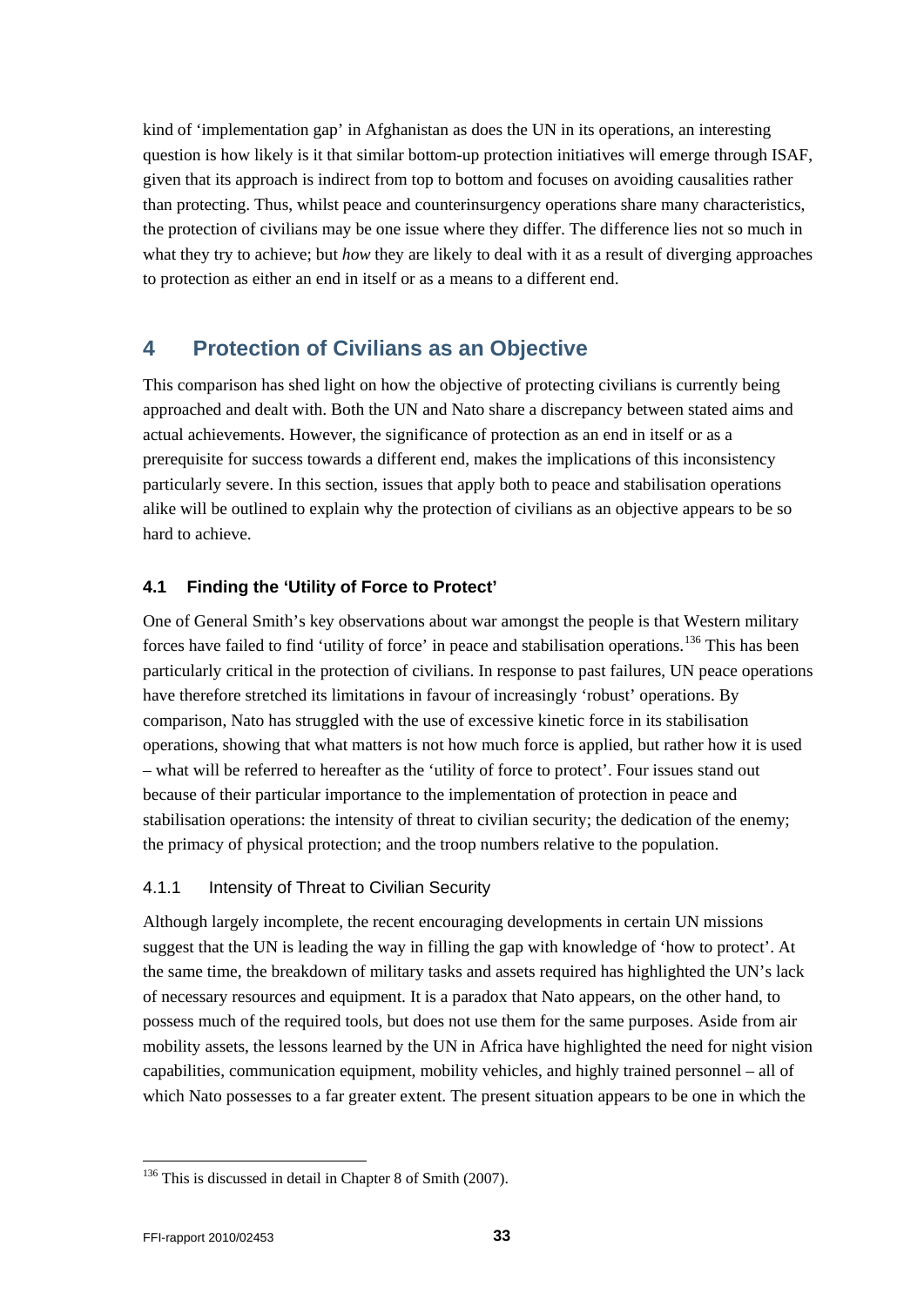kind of 'implementation gap' in Afghanistan as does the UN in its operations, an interesting question is how likely is it that similar bottom-up protection initiatives will emerge through ISAF, given that its approach is indirect from top to bottom and focuses on avoiding causalities rather than protecting. Thus, whilst peace and counterinsurgency operations share many characteristics, the protection of civilians may be one issue where they differ. The difference lies not so much in what they try to achieve; but *how* they are likely to deal with it as a result of diverging approaches to protection as either an end in itself or as a means to a different end.

# 4 Protection of Civilians as an Objective

This comparison has shed light on how the objective of protecting civilians is currently being approached and dealt with. Both the UN and Nato share a discrepancy between stated aims and actual achievements. However, the significance of protection as an end in itself or as a prerequisite for success towards a different end, makes the implications of this inconsistency particularly severe. In this section, issues that apply both to peace and stabilisation operations alike will be outlined to explain why the protection of civilians as an objective appears to be so hard to achieve.

## 4.1 Finding the 'Utility of Force to Protect'

One of General Smith's key observations about war amongst the people is that Western military forces have failed to find 'utility of force' in peace and stabilisation operations.[136] This has been particularly critical in the protection of civilians. In response to past failures, UN peace operations have therefore stretched its limitations in favour of increasingly 'robust' operations. By comparison, Nato has struggled with the use of excessive kinetic force in its stabilisation operations, showing that what matters is not how much force is applied, but rather how it is used – what will be referred to hereafter as the 'utility of force to protect'. Four issues stand out because of their particular importance to the implementation of protection in peace and stabilisation operations: the intensity of threat to civilian security; the dedication of the enemy; the primacy of physical protection; and the troop numbers relative to the population.

### 4.1.1 Intensity of Threat to Civilian Security

Although largely incomplete, the recent encouraging developments in certain UN missions suggest that the UN is leading the way in filling the gap with knowledge of 'how to protect'. At the same time, the breakdown of military tasks and assets required has highlighted the UN's lack of necessary resources and equipment. It is a paradox that Nato appears, on the other hand, to possess much of the required tools, but does not use them for the same purposes. Aside from air mobility assets, the lessons learned by the UN in Africa have highlighted the need for night vision capabilities, communication equipment, mobility vehicles, and highly trained personnel – all of which Nato possesses to a far greater extent. The present situation appears to be one in which the

[136] This is discussed in detail in Chapter 8 of Smith (2007).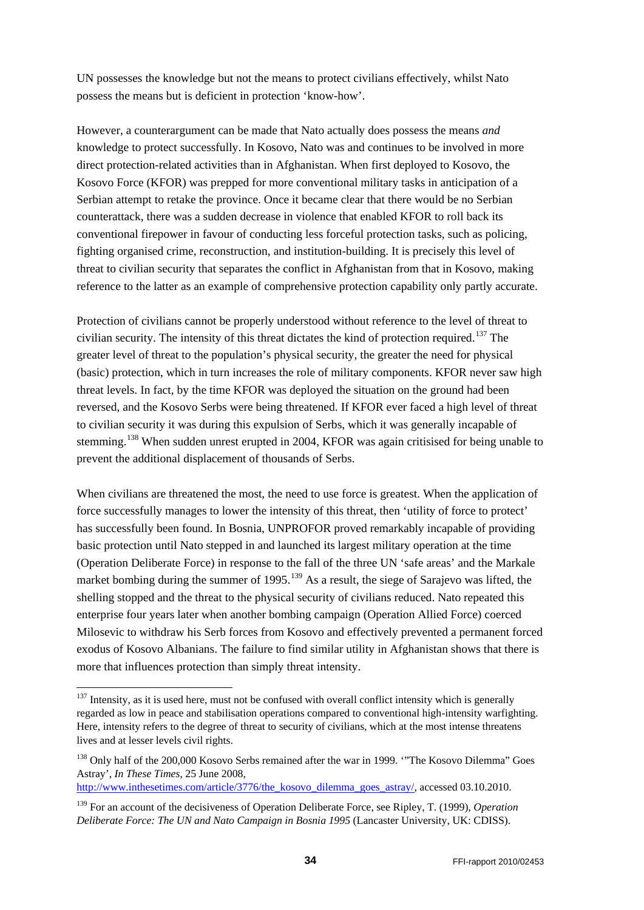UN possesses the knowledge but not the means to protect civilians effectively, whilst Nato possess the means but is deficient in protection 'know-how'.

However, a counterargument can be made that Nato actually does possess the means *and* knowledge to protect successfully. In Kosovo, Nato was and continues to be involved in more direct protection-related activities than in Afghanistan. When first deployed to Kosovo, the Kosovo Force (KFOR) was prepped for more conventional military tasks in anticipation of a Serbian attempt to retake the province. Once it became clear that there would be no Serbian counterattack, there was a sudden decrease in violence that enabled KFOR to roll back its conventional firepower in favour of conducting less forceful protection tasks, such as policing, fighting organised crime, reconstruction, and institution-building. It is precisely this level of threat to civilian security that separates the conflict in Afghanistan from that in Kosovo, making reference to the latter as an example of comprehensive protection capability only partly accurate.

Protection of civilians cannot be properly understood without reference to the level of threat to civilian security. The intensity of this threat dictates the kind of protection required.[137] The greater level of threat to the population's physical security, the greater the need for physical (basic) protection, which in turn increases the role of military components. KFOR never saw high threat levels. In fact, by the time KFOR was deployed the situation on the ground had been reversed, and the Kosovo Serbs were being threatened. If KFOR ever faced a high level of threat to civilian security it was during this expulsion of Serbs, which it was generally incapable of stemming.[138] When sudden unrest erupted in 2004, KFOR was again critisised for being unable to prevent the additional displacement of thousands of Serbs.

When civilians are threatened the most, the need to use force is greatest. When the application of force successfully manages to lower the intensity of this threat, then 'utility of force to protect' has successfully been found. In Bosnia, UNPROFOR proved remarkably incapable of providing basic protection until Nato stepped in and launched its largest military operation at the time (Operation Deliberate Force) in response to the fall of the three UN 'safe areas' and the Markale market bombing during the summer of 1995.[139] As a result, the siege of Sarajevo was lifted, the shelling stopped and the threat to the physical security of civilians reduced. Nato repeated this enterprise four years later when another bombing campaign (Operation Allied Force) coerced Milosevic to withdraw his Serb forces from Kosovo and effectively prevented a permanent forced exodus of Kosovo Albanians. The failure to find similar utility in Afghanistan shows that there is more that influences protection than simply threat intensity.

---

[137] Intensity, as it is used here, must not be confused with overall conflict intensity which is generally regarded as low in peace and stabilisation operations compared to conventional high-intensity warfighting. Here, intensity refers to the degree of threat to security of civilians, which at the most intense threatens lives and at lesser levels civil rights.

[138] Only half of the 200,000 Kosovo Serbs remained after the war in 1999. '"The Kosovo Dilemma" Goes Astray', *In These Times*, 25 June 2008, http://www.inthesetimes.com/article/3776/the_kosovo_dilemma_goes_astray/, accessed 03.10.2010.

[139] For an account of the decisiveness of Operation Deliberate Force, see Ripley, T. (1999), *Operation Deliberate Force: The UN and Nato Campaign in Bosnia 1995* (Lancaster University, UK: CDISS).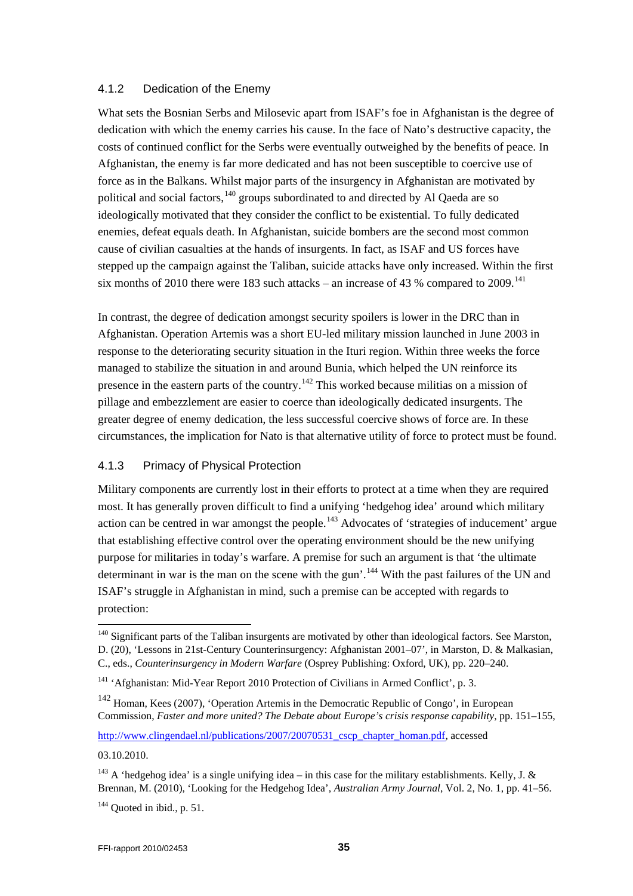### 4.1.2 Dedication of the Enemy

What sets the Bosnian Serbs and Milosevic apart from ISAF's foe in Afghanistan is the degree of dedication with which the enemy carries his cause. In the face of Nato's destructive capacity, the costs of continued conflict for the Serbs were eventually outweighed by the benefits of peace. In Afghanistan, the enemy is far more dedicated and has not been susceptible to coercive use of force as in the Balkans. Whilst major parts of the insurgency in Afghanistan are motivated by political and social factors,[140] groups subordinated to and directed by Al Qaeda are so ideologically motivated that they consider the conflict to be existential. To fully dedicated enemies, defeat equals death. In Afghanistan, suicide bombers are the second most common cause of civilian casualties at the hands of insurgents. In fact, as ISAF and US forces have stepped up the campaign against the Taliban, suicide attacks have only increased. Within the first six months of 2010 there were 183 such attacks – an increase of 43 % compared to 2009.[141]

In contrast, the degree of dedication amongst security spoilers is lower in the DRC than in Afghanistan. Operation Artemis was a short EU-led military mission launched in June 2003 in response to the deteriorating security situation in the Ituri region. Within three weeks the force managed to stabilize the situation in and around Bunia, which helped the UN reinforce its presence in the eastern parts of the country.[142] This worked because militias on a mission of pillage and embezzlement are easier to coerce than ideologically dedicated insurgents. The greater degree of enemy dedication, the less successful coercive shows of force are. In these circumstances, the implication for Nato is that alternative utility of force to protect must be found.

### 4.1.3 Primacy of Physical Protection

Military components are currently lost in their efforts to protect at a time when they are required most. It has generally proven difficult to find a unifying 'hedgehog idea' around which military action can be centred in war amongst the people.[143] Advocates of 'strategies of inducement' argue that establishing effective control over the operating environment should be the new unifying purpose for militaries in today's warfare. A premise for such an argument is that 'the ultimate determinant in war is the man on the scene with the gun'.[144] With the past failures of the UN and ISAF's struggle in Afghanistan in mind, such a premise can be accepted with regards to protection:

---

[140] Significant parts of the Taliban insurgents are motivated by other than ideological factors. See Marston, D. (20), 'Lessons in 21st-Century Counterinsurgency: Afghanistan 2001–07', in Marston, D. & Malkasian, C., eds., *Counterinsurgency in Modern Warfare* (Osprey Publishing: Oxford, UK), pp. 220–240.

[141] 'Afghanistan: Mid-Year Report 2010 Protection of Civilians in Armed Conflict', p. 3.

[142] Homan, Kees (2007), 'Operation Artemis in the Democratic Republic of Congo', in European Commission, *Faster and more united? The Debate about Europe's crisis response capability*, pp. 151–155, http://www.clingendael.nl/publications/2007/20070531_cscp_chapter_homan.pdf, accessed 03.10.2010.

[143] A 'hedgehog idea' is a single unifying idea – in this case for the military establishments. Kelly, J. & Brennan, M. (2010), 'Looking for the Hedgehog Idea', *Australian Army Journal*, Vol. 2, No. 1, pp. 41–56.

[144] Quoted in ibid., p. 51.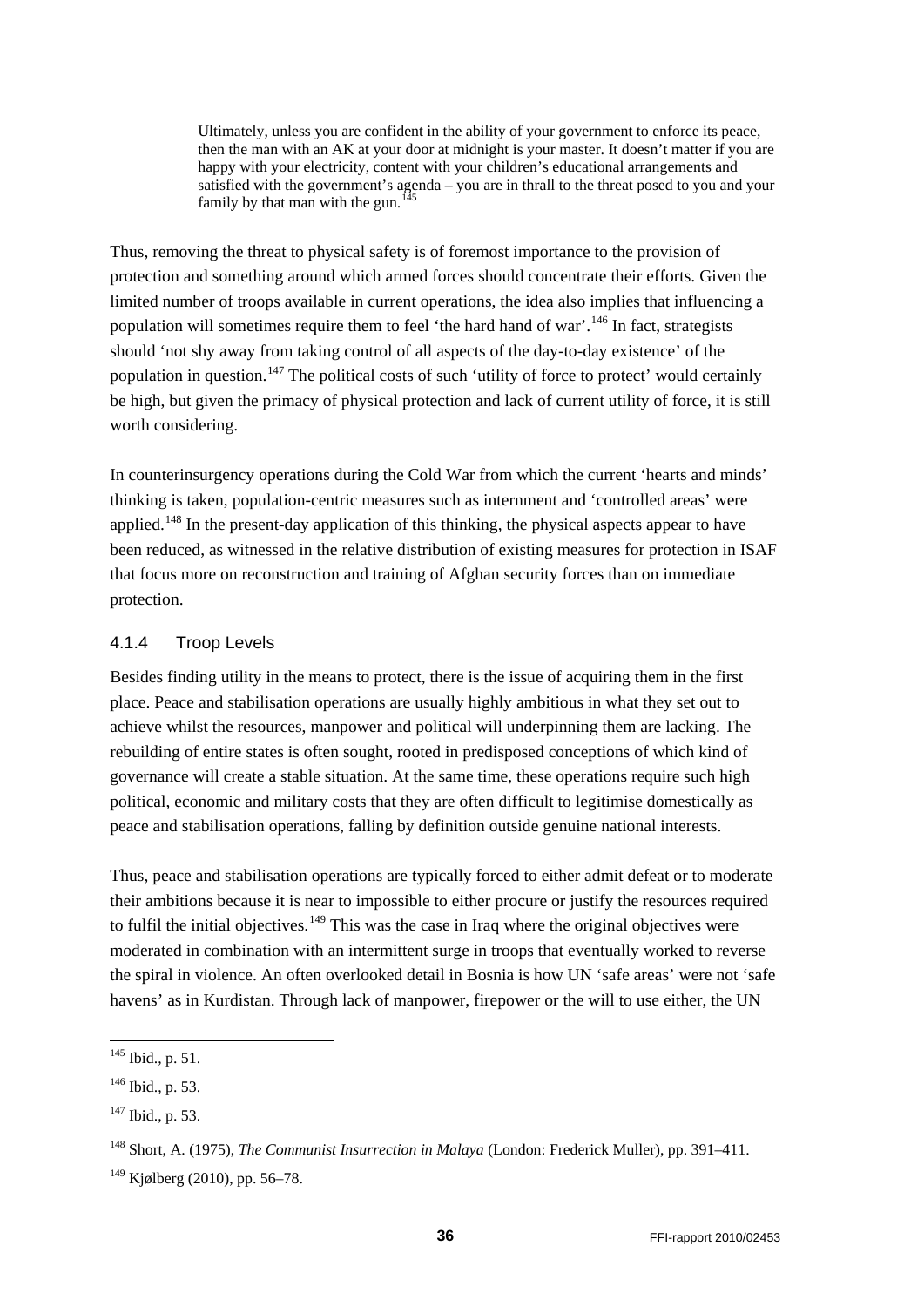> Ultimately, unless you are confident in the ability of your government to enforce its peace, then the man with an AK at your door at midnight is your master. It doesn't matter if you are happy with your electricity, content with your children's educational arrangements and satisfied with the government's agenda – you are in thrall to the threat posed to you and your family by that man with the gun.[145]

Thus, removing the threat to physical safety is of foremost importance to the provision of protection and something around which armed forces should concentrate their efforts. Given the limited number of troops available in current operations, the idea also implies that influencing a population will sometimes require them to feel 'the hard hand of war'.[146] In fact, strategists should 'not shy away from taking control of all aspects of the day-to-day existence' of the population in question.[147] The political costs of such 'utility of force to protect' would certainly be high, but given the primacy of physical protection and lack of current utility of force, it is still worth considering.

In counterinsurgency operations during the Cold War from which the current 'hearts and minds' thinking is taken, population-centric measures such as internment and 'controlled areas' were applied.[148] In the present-day application of this thinking, the physical aspects appear to have been reduced, as witnessed in the relative distribution of existing measures for protection in ISAF that focus more on reconstruction and training of Afghan security forces than on immediate protection.

#### 4.1.4 Troop Levels

Besides finding utility in the means to protect, there is the issue of acquiring them in the first place. Peace and stabilisation operations are usually highly ambitious in what they set out to achieve whilst the resources, manpower and political will underpinning them are lacking. The rebuilding of entire states is often sought, rooted in predisposed conceptions of which kind of governance will create a stable situation. At the same time, these operations require such high political, economic and military costs that they are often difficult to legitimise domestically as peace and stabilisation operations, falling by definition outside genuine national interests.

Thus, peace and stabilisation operations are typically forced to either admit defeat or to moderate their ambitions because it is near to impossible to either procure or justify the resources required to fulfil the initial objectives.[149] This was the case in Iraq where the original objectives were moderated in combination with an intermittent surge in troops that eventually worked to reverse the spiral in violence. An often overlooked detail in Bosnia is how UN 'safe areas' were not 'safe havens' as in Kurdistan. Through lack of manpower, firepower or the will to use either, the UN

---

[145] Ibid., p. 51.

[146] Ibid., p. 53.

[147] Ibid., p. 53.

[148] Short, A. (1975), *The Communist Insurrection in Malaya* (London: Frederick Muller), pp. 391–411.

[149] Kjølberg (2010), pp. 56–78.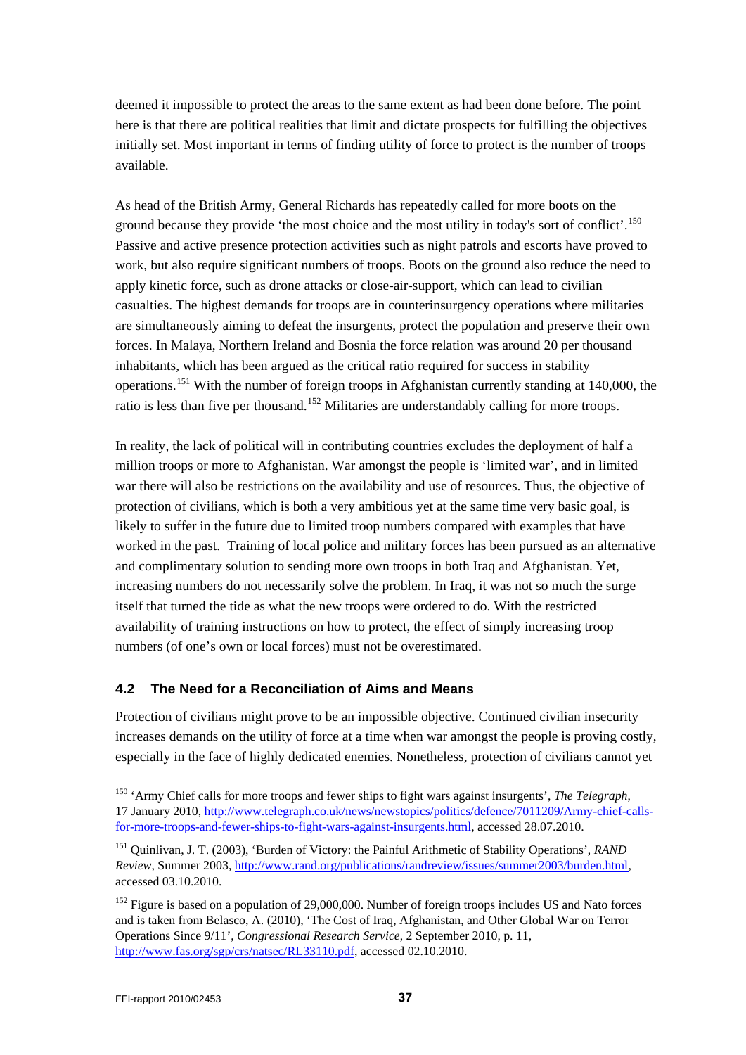deemed it impossible to protect the areas to the same extent as had been done before. The point here is that there are political realities that limit and dictate prospects for fulfilling the objectives initially set. Most important in terms of finding utility of force to protect is the number of troops available.

As head of the British Army, General Richards has repeatedly called for more boots on the ground because they provide 'the most choice and the most utility in today's sort of conflict'.[150] Passive and active presence protection activities such as night patrols and escorts have proved to work, but also require significant numbers of troops. Boots on the ground also reduce the need to apply kinetic force, such as drone attacks or close-air-support, which can lead to civilian casualties. The highest demands for troops are in counterinsurgency operations where militaries are simultaneously aiming to defeat the insurgents, protect the population and preserve their own forces. In Malaya, Northern Ireland and Bosnia the force relation was around 20 per thousand inhabitants, which has been argued as the critical ratio required for success in stability operations.[151] With the number of foreign troops in Afghanistan currently standing at 140,000, the ratio is less than five per thousand.[152] Militaries are understandably calling for more troops.

In reality, the lack of political will in contributing countries excludes the deployment of half a million troops or more to Afghanistan. War amongst the people is 'limited war', and in limited war there will also be restrictions on the availability and use of resources. Thus, the objective of protection of civilians, which is both a very ambitious yet at the same time very basic goal, is likely to suffer in the future due to limited troop numbers compared with examples that have worked in the past. Training of local police and military forces has been pursued as an alternative and complimentary solution to sending more own troops in both Iraq and Afghanistan. Yet, increasing numbers do not necessarily solve the problem. In Iraq, it was not so much the surge itself that turned the tide as what the new troops were ordered to do. With the restricted availability of training instructions on how to protect, the effect of simply increasing troop numbers (of one's own or local forces) must not be overestimated.

## 4.2 The Need for a Reconciliation of Aims and Means

Protection of civilians might prove to be an impossible objective. Continued civilian insecurity increases demands on the utility of force at a time when war amongst the people is proving costly, especially in the face of highly dedicated enemies. Nonetheless, protection of civilians cannot yet

---

[150] 'Army Chief calls for more troops and fewer ships to fight wars against insurgents', *The Telegraph*, 17 January 2010, http://www.telegraph.co.uk/news/newstopics/politics/defence/7011209/Army-chief-calls-for-more-troops-and-fewer-ships-to-fight-wars-against-insurgents.html, accessed 28.07.2010.

[151] Quinlivan, J. T. (2003), 'Burden of Victory: the Painful Arithmetic of Stability Operations', *RAND Review*, Summer 2003, http://www.rand.org/publications/randreview/issues/summer2003/burden.html, accessed 03.10.2010.

[152] Figure is based on a population of 29,000,000. Number of foreign troops includes US and Nato forces and is taken from Belasco, A. (2010), 'The Cost of Iraq, Afghanistan, and Other Global War on Terror Operations Since 9/11', *Congressional Research Service*, 2 September 2010, p. 11, http://www.fas.org/sgp/crs/natsec/RL33110.pdf, accessed 02.10.2010.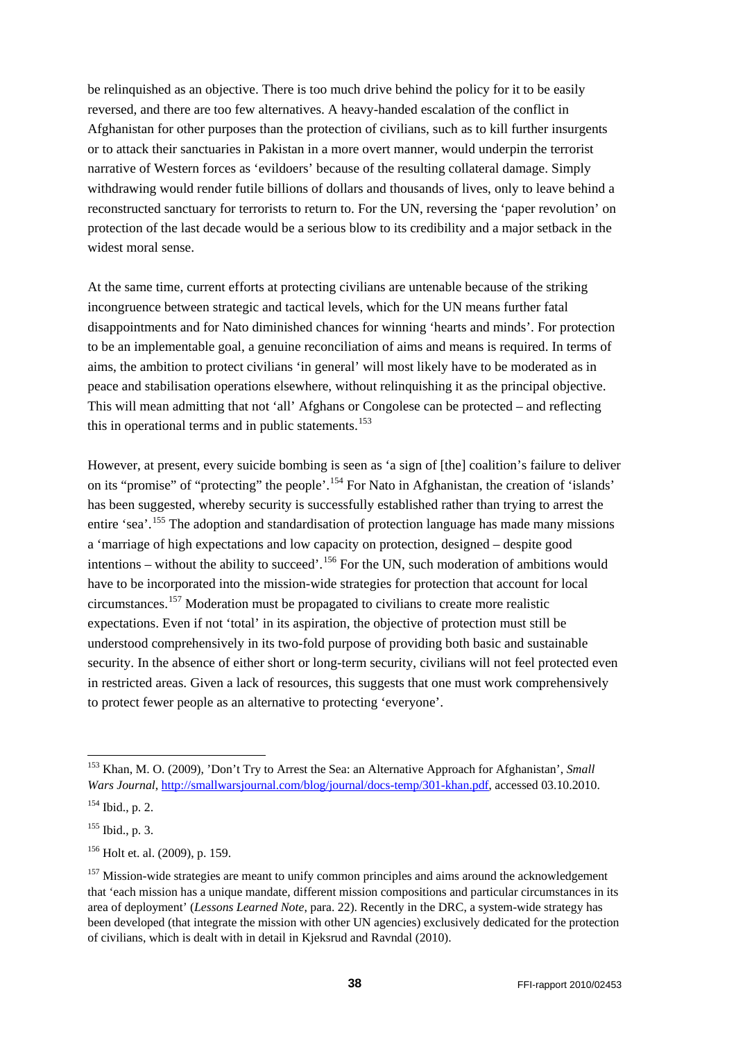be relinquished as an objective. There is too much drive behind the policy for it to be easily reversed, and there are too few alternatives. A heavy-handed escalation of the conflict in Afghanistan for other purposes than the protection of civilians, such as to kill further insurgents or to attack their sanctuaries in Pakistan in a more overt manner, would underpin the terrorist narrative of Western forces as 'evildoers' because of the resulting collateral damage. Simply withdrawing would render futile billions of dollars and thousands of lives, only to leave behind a reconstructed sanctuary for terrorists to return to. For the UN, reversing the 'paper revolution' on protection of the last decade would be a serious blow to its credibility and a major setback in the widest moral sense.

At the same time, current efforts at protecting civilians are untenable because of the striking incongruence between strategic and tactical levels, which for the UN means further fatal disappointments and for Nato diminished chances for winning 'hearts and minds'. For protection to be an implementable goal, a genuine reconciliation of aims and means is required. In terms of aims, the ambition to protect civilians 'in general' will most likely have to be moderated as in peace and stabilisation operations elsewhere, without relinquishing it as the principal objective. This will mean admitting that not 'all' Afghans or Congolese can be protected – and reflecting this in operational terms and in public statements.[153]

However, at present, every suicide bombing is seen as 'a sign of [the] coalition's failure to deliver on its "promise" of "protecting" the people'.[154] For Nato in Afghanistan, the creation of 'islands' has been suggested, whereby security is successfully established rather than trying to arrest the entire 'sea'.[155] The adoption and standardisation of protection language has made many missions a 'marriage of high expectations and low capacity on protection, designed – despite good intentions – without the ability to succeed'.[156] For the UN, such moderation of ambitions would have to be incorporated into the mission-wide strategies for protection that account for local circumstances.[157] Moderation must be propagated to civilians to create more realistic expectations. Even if not 'total' in its aspiration, the objective of protection must still be understood comprehensively in its two-fold purpose of providing both basic and sustainable security. In the absence of either short or long-term security, civilians will not feel protected even in restricted areas. Given a lack of resources, this suggests that one must work comprehensively to protect fewer people as an alternative to protecting 'everyone'.

---

[153] Khan, M. O. (2009), 'Don't Try to Arrest the Sea: an Alternative Approach for Afghanistan', *Small Wars Journal*, http://smallwarsjournal.com/blog/journal/docs-temp/301-khan.pdf, accessed 03.10.2010.

[154] Ibid., p. 2.

[155] Ibid., p. 3.

[156] Holt et. al. (2009), p. 159.

[157] Mission-wide strategies are meant to unify common principles and aims around the acknowledgement that 'each mission has a unique mandate, different mission compositions and particular circumstances in its area of deployment' (*Lessons Learned Note*, para. 22). Recently in the DRC, a system-wide strategy has been developed (that integrate the mission with other UN agencies) exclusively dedicated for the protection of civilians, which is dealt with in detail in Kjeksrud and Ravndal (2010).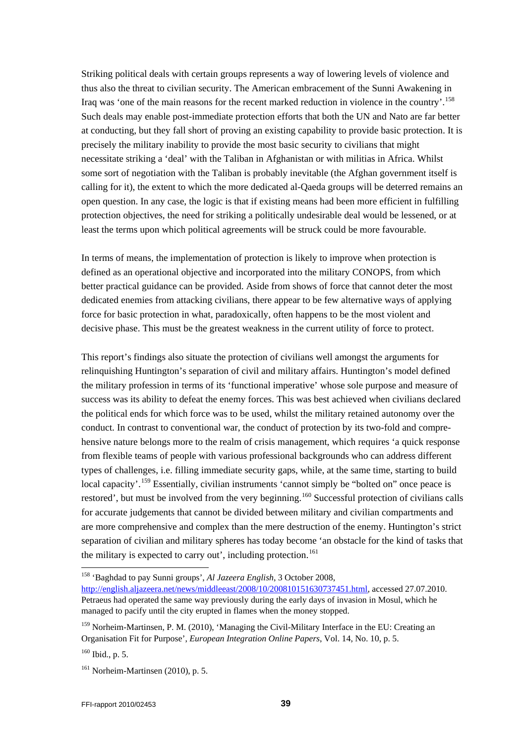Striking political deals with certain groups represents a way of lowering levels of violence and thus also the threat to civilian security. The American embracement of the Sunni Awakening in Iraq was 'one of the main reasons for the recent marked reduction in violence in the country'.[158] Such deals may enable post-immediate protection efforts that both the UN and Nato are far better at conducting, but they fall short of proving an existing capability to provide basic protection. It is precisely the military inability to provide the most basic security to civilians that might necessitate striking a 'deal' with the Taliban in Afghanistan or with militias in Africa. Whilst some sort of negotiation with the Taliban is probably inevitable (the Afghan government itself is calling for it), the extent to which the more dedicated al-Qaeda groups will be deterred remains an open question. In any case, the logic is that if existing means had been more efficient in fulfilling protection objectives, the need for striking a politically undesirable deal would be lessened, or at least the terms upon which political agreements will be struck could be more favourable.

In terms of means, the implementation of protection is likely to improve when protection is defined as an operational objective and incorporated into the military CONOPS, from which better practical guidance can be provided. Aside from shows of force that cannot deter the most dedicated enemies from attacking civilians, there appear to be few alternative ways of applying force for basic protection in what, paradoxically, often happens to be the most violent and decisive phase. This must be the greatest weakness in the current utility of force to protect.

This report's findings also situate the protection of civilians well amongst the arguments for relinquishing Huntington's separation of civil and military affairs. Huntington's model defined the military profession in terms of its 'functional imperative' whose sole purpose and measure of success was its ability to defeat the enemy forces. This was best achieved when civilians declared the political ends for which force was to be used, whilst the military retained autonomy over the conduct. In contrast to conventional war, the conduct of protection by its two-fold and comprehensive nature belongs more to the realm of crisis management, which requires 'a quick response from flexible teams of people with various professional backgrounds who can address different types of challenges, i.e. filling immediate security gaps, while, at the same time, starting to build local capacity'.[159] Essentially, civilian instruments 'cannot simply be "bolted on" once peace is restored', but must be involved from the very beginning.[160] Successful protection of civilians calls for accurate judgements that cannot be divided between military and civilian compartments and are more comprehensive and complex than the mere destruction of the enemy. Huntington's strict separation of civilian and military spheres has today become 'an obstacle for the kind of tasks that the military is expected to carry out', including protection.[161]

---

[158] 'Baghdad to pay Sunni groups', *Al Jazeera English*, 3 October 2008, http://english.aljazeera.net/news/middleeast/2008/10/200810151630737451.html, accessed 27.07.2010. Petraeus had operated the same way previously during the early days of invasion in Mosul, which he managed to pacify until the city erupted in flames when the money stopped.

[159] Norheim-Martinsen, P. M. (2010), 'Managing the Civil-Military Interface in the EU: Creating an Organisation Fit for Purpose', *European Integration Online Papers*, Vol. 14, No. 10, p. 5.

[160] Ibid., p. 5.

[161] Norheim-Martinsen (2010), p. 5.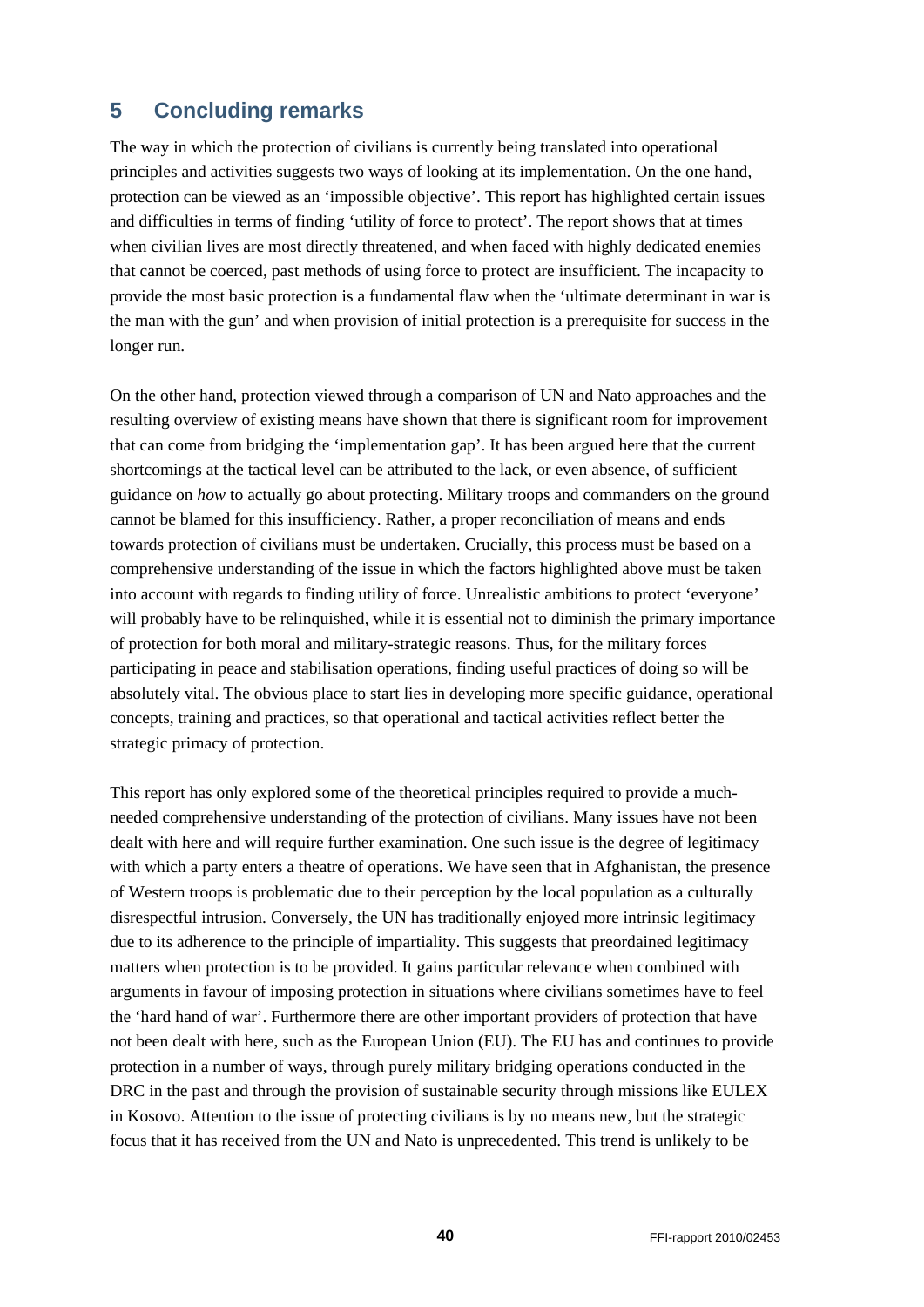## 5 Concluding remarks

The way in which the protection of civilians is currently being translated into operational principles and activities suggests two ways of looking at its implementation. On the one hand, protection can be viewed as an 'impossible objective'. This report has highlighted certain issues and difficulties in terms of finding 'utility of force to protect'. The report shows that at times when civilian lives are most directly threatened, and when faced with highly dedicated enemies that cannot be coerced, past methods of using force to protect are insufficient. The incapacity to provide the most basic protection is a fundamental flaw when the 'ultimate determinant in war is the man with the gun' and when provision of initial protection is a prerequisite for success in the longer run.

On the other hand, protection viewed through a comparison of UN and Nato approaches and the resulting overview of existing means have shown that there is significant room for improvement that can come from bridging the 'implementation gap'. It has been argued here that the current shortcomings at the tactical level can be attributed to the lack, or even absence, of sufficient guidance on *how* to actually go about protecting. Military troops and commanders on the ground cannot be blamed for this insufficiency. Rather, a proper reconciliation of means and ends towards protection of civilians must be undertaken. Crucially, this process must be based on a comprehensive understanding of the issue in which the factors highlighted above must be taken into account with regards to finding utility of force. Unrealistic ambitions to protect 'everyone' will probably have to be relinquished, while it is essential not to diminish the primary importance of protection for both moral and military-strategic reasons. Thus, for the military forces participating in peace and stabilisation operations, finding useful practices of doing so will be absolutely vital. The obvious place to start lies in developing more specific guidance, operational concepts, training and practices, so that operational and tactical activities reflect better the strategic primacy of protection.

This report has only explored some of the theoretical principles required to provide a much-needed comprehensive understanding of the protection of civilians. Many issues have not been dealt with here and will require further examination. One such issue is the degree of legitimacy with which a party enters a theatre of operations. We have seen that in Afghanistan, the presence of Western troops is problematic due to their perception by the local population as a culturally disrespectful intrusion. Conversely, the UN has traditionally enjoyed more intrinsic legitimacy due to its adherence to the principle of impartiality. This suggests that preordained legitimacy matters when protection is to be provided. It gains particular relevance when combined with arguments in favour of imposing protection in situations where civilians sometimes have to feel the 'hard hand of war'. Furthermore there are other important providers of protection that have not been dealt with here, such as the European Union (EU). The EU has and continues to provide protection in a number of ways, through purely military bridging operations conducted in the DRC in the past and through the provision of sustainable security through missions like EULEX in Kosovo. Attention to the issue of protecting civilians is by no means new, but the strategic focus that it has received from the UN and Nato is unprecedented. This trend is unlikely to be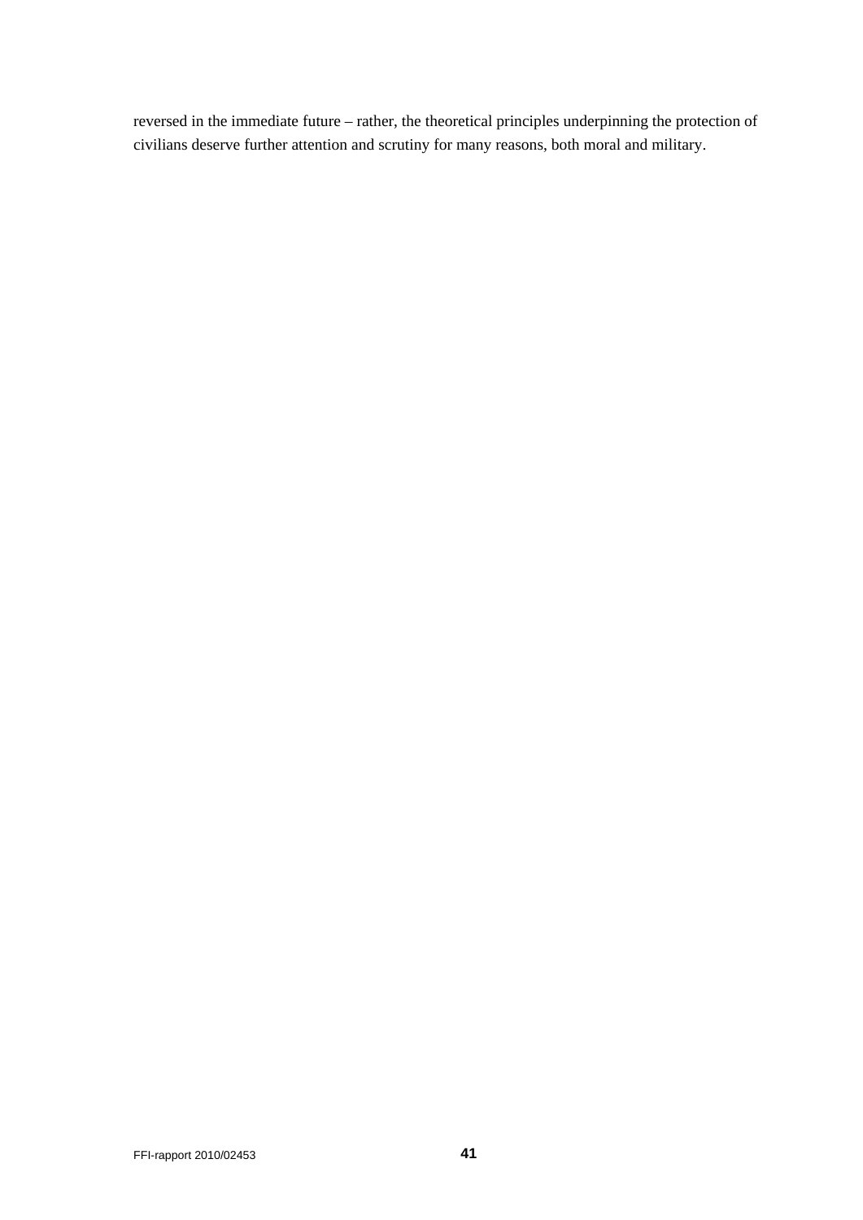reversed in the immediate future – rather, the theoretical principles underpinning the protection of civilians deserve further attention and scrutiny for many reasons, both moral and military.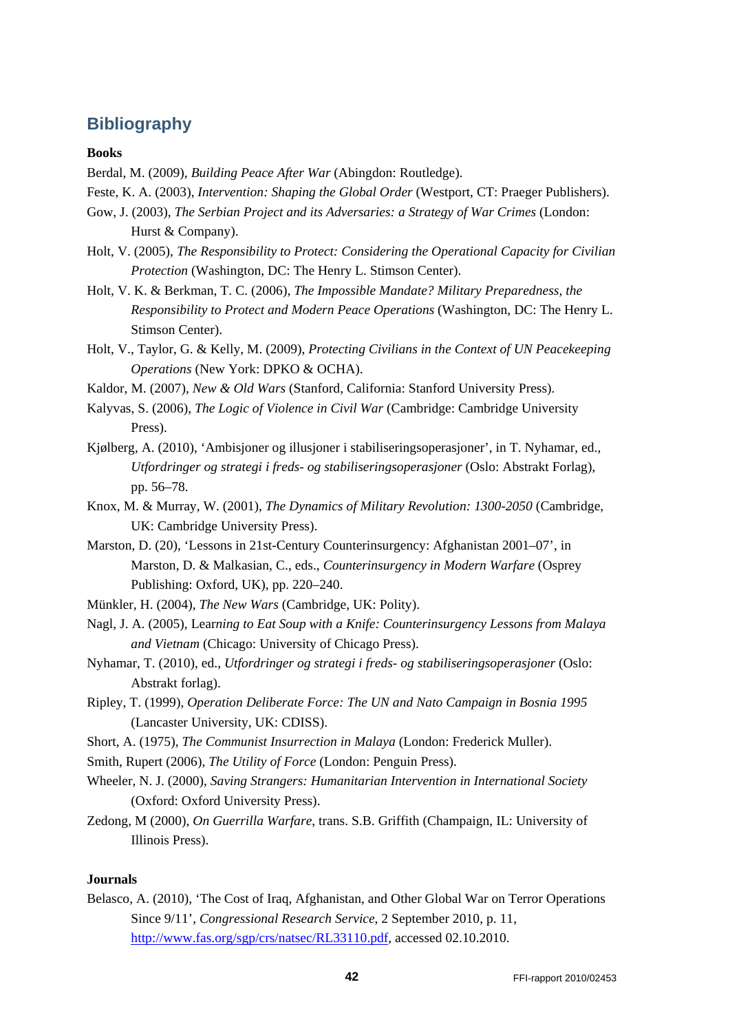## Bibliography

**Books**

Berdal, M. (2009), *Building Peace After War* (Abingdon: Routledge).

Feste, K. A. (2003), *Intervention: Shaping the Global Order* (Westport, CT: Praeger Publishers).

Gow, J. (2003), *The Serbian Project and its Adversaries: a Strategy of War Crimes* (London: Hurst & Company).

Holt, V. (2005), *The Responsibility to Protect: Considering the Operational Capacity for Civilian Protection* (Washington, DC: The Henry L. Stimson Center).

Holt, V. K. & Berkman, T. C. (2006), *The Impossible Mandate? Military Preparedness, the Responsibility to Protect and Modern Peace Operations* (Washington, DC: The Henry L. Stimson Center).

Holt, V., Taylor, G. & Kelly, M. (2009), *Protecting Civilians in the Context of UN Peacekeeping Operations* (New York: DPKO & OCHA).

Kaldor, M. (2007), *New & Old Wars* (Stanford, California: Stanford University Press).

Kalyvas, S. (2006), *The Logic of Violence in Civil War* (Cambridge: Cambridge University Press).

Kjølberg, A. (2010), 'Ambisjoner og illusjoner i stabiliseringsoperasjoner', in T. Nyhamar, ed., *Utfordringer og strategi i freds- og stabiliseringsoperasjoner* (Oslo: Abstrakt Forlag), pp. 56–78.

Knox, M. & Murray, W. (2001), *The Dynamics of Military Revolution: 1300-2050* (Cambridge, UK: Cambridge University Press).

Marston, D. (20), 'Lessons in 21st-Century Counterinsurgency: Afghanistan 2001–07', in Marston, D. & Malkasian, C., eds., *Counterinsurgency in Modern Warfare* (Osprey Publishing: Oxford, UK), pp. 220–240.

Münkler, H. (2004), *The New Wars* (Cambridge, UK: Polity).

Nagl, J. A. (2005), Lear*ning to Eat Soup with a Knife: Counterinsurgency Lessons from Malaya and Vietnam* (Chicago: University of Chicago Press).

Nyhamar, T. (2010), ed., *Utfordringer og strategi i freds- og stabiliseringsoperasjoner* (Oslo: Abstrakt forlag).

Ripley, T. (1999), *Operation Deliberate Force: The UN and Nato Campaign in Bosnia 1995* (Lancaster University, UK: CDISS).

Short, A. (1975), *The Communist Insurrection in Malaya* (London: Frederick Muller).

Smith, Rupert (2006), *The Utility of Force* (London: Penguin Press).

Wheeler, N. J. (2000), *Saving Strangers: Humanitarian Intervention in International Society* (Oxford: Oxford University Press).

Zedong, M (2000), *On Guerrilla Warfare*, trans. S.B. Griffith (Champaign, IL: University of Illinois Press).

**Journals**

Belasco, A. (2010), 'The Cost of Iraq, Afghanistan, and Other Global War on Terror Operations Since 9/11', *Congressional Research Service*, 2 September 2010, p. 11, http://www.fas.org/sgp/crs/natsec/RL33110.pdf, accessed 02.10.2010.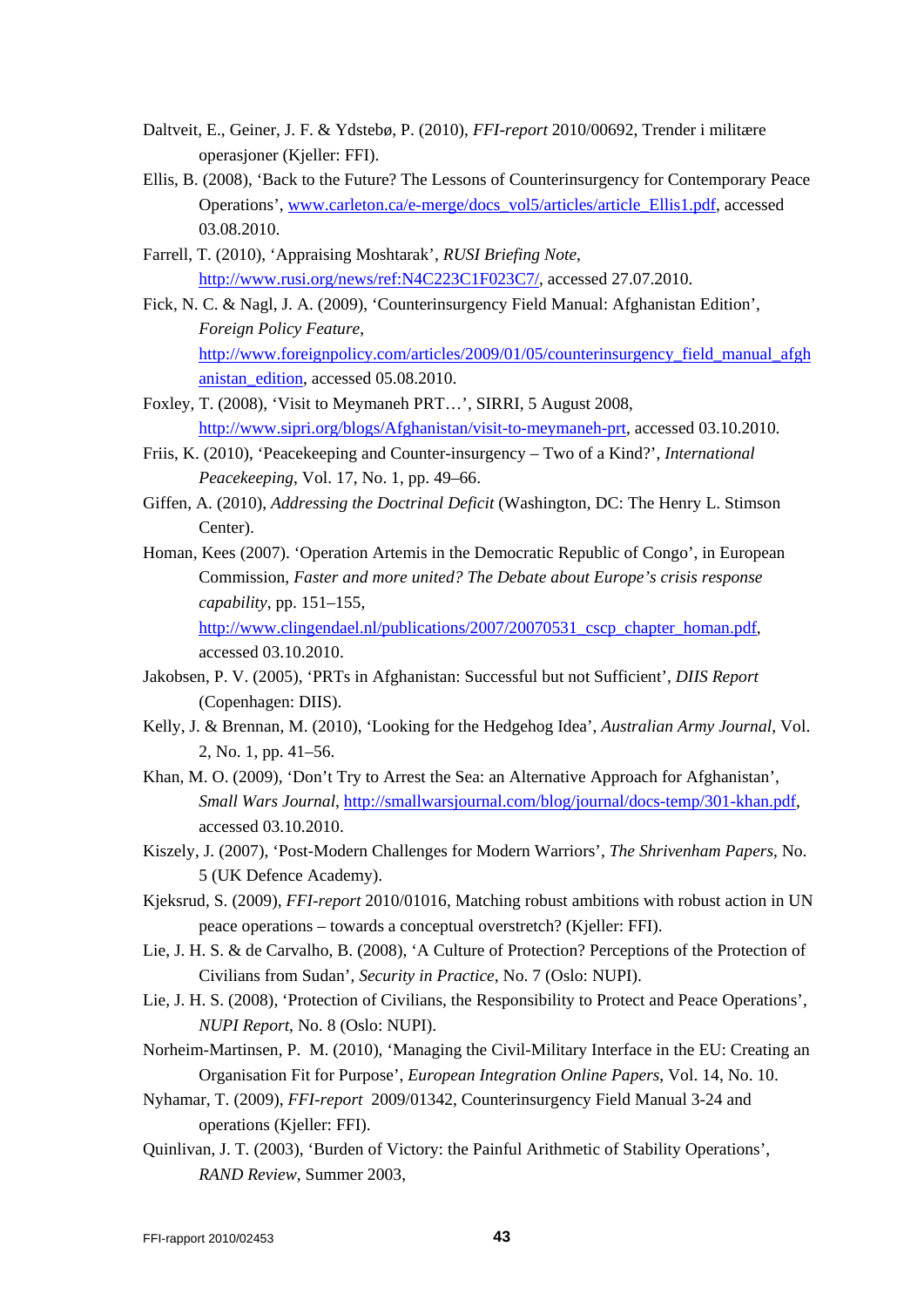Daltveit, E., Geiner, J. F. & Ydstebø, P. (2010), *FFI-report* 2010/00692, Trender i militære operasjoner (Kjeller: FFI).

Ellis, B. (2008), 'Back to the Future? The Lessons of Counterinsurgency for Contemporary Peace Operations', www.carleton.ca/e-merge/docs_vol5/articles/article_Ellis1.pdf, accessed 03.08.2010.

Farrell, T. (2010), 'Appraising Moshtarak', *RUSI Briefing Note*, http://www.rusi.org/news/ref:N4C223C1F023C7/, accessed 27.07.2010.

Fick, N. C. & Nagl, J. A. (2009), 'Counterinsurgency Field Manual: Afghanistan Edition', *Foreign Policy Feature*, http://www.foreignpolicy.com/articles/2009/01/05/counterinsurgency_field_manual_afghanistan_edition, accessed 05.08.2010.

Foxley, T. (2008), 'Visit to Meymaneh PRT…', SIRRI, 5 August 2008, http://www.sipri.org/blogs/Afghanistan/visit-to-meymaneh-prt, accessed 03.10.2010.

Friis, K. (2010), 'Peacekeeping and Counter-insurgency – Two of a Kind?', *International Peacekeeping*, Vol. 17, No. 1, pp. 49–66.

Giffen, A. (2010), *Addressing the Doctrinal Deficit* (Washington, DC: The Henry L. Stimson Center).

Homan, Kees (2007). 'Operation Artemis in the Democratic Republic of Congo', in European Commission, *Faster and more united? The Debate about Europe's crisis response capability*, pp. 151–155, http://www.clingendael.nl/publications/2007/20070531_cscp_chapter_homan.pdf, accessed 03.10.2010.

Jakobsen, P. V. (2005), 'PRTs in Afghanistan: Successful but not Sufficient', *DIIS Report* (Copenhagen: DIIS).

Kelly, J. & Brennan, M. (2010), 'Looking for the Hedgehog Idea', *Australian Army Journal*, Vol. 2, No. 1, pp. 41–56.

Khan, M. O. (2009), 'Don't Try to Arrest the Sea: an Alternative Approach for Afghanistan', *Small Wars Journal*, http://smallwarsjournal.com/blog/journal/docs-temp/301-khan.pdf, accessed 03.10.2010.

Kiszely, J. (2007), 'Post-Modern Challenges for Modern Warriors', *The Shrivenham Papers*, No. 5 (UK Defence Academy).

Kjeksrud, S. (2009), *FFI-report* 2010/01016, Matching robust ambitions with robust action in UN peace operations – towards a conceptual overstretch? (Kjeller: FFI).

Lie, J. H. S. & de Carvalho, B. (2008), 'A Culture of Protection? Perceptions of the Protection of Civilians from Sudan', *Security in Practice*, No. 7 (Oslo: NUPI).

Lie, J. H. S. (2008), 'Protection of Civilians, the Responsibility to Protect and Peace Operations', *NUPI Report*, No. 8 (Oslo: NUPI).

Norheim-Martinsen, P. M. (2010), 'Managing the Civil-Military Interface in the EU: Creating an Organisation Fit for Purpose', *European Integration Online Papers*, Vol. 14, No. 10.

Nyhamar, T. (2009), *FFI-report* 2009/01342, Counterinsurgency Field Manual 3-24 and operations (Kjeller: FFI).

Quinlivan, J. T. (2003), 'Burden of Victory: the Painful Arithmetic of Stability Operations', *RAND Review*, Summer 2003,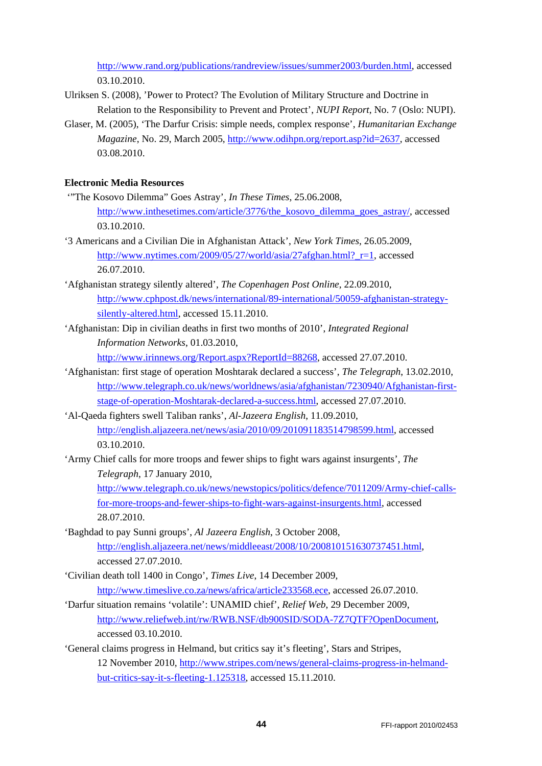http://www.rand.org/publications/randreview/issues/summer2003/burden.html, accessed 03.10.2010.

Ulriksen S. (2008), 'Power to Protect? The Evolution of Military Structure and Doctrine in Relation to the Responsibility to Prevent and Protect', *NUPI Report*, No. 7 (Oslo: NUPI).

Glaser, M. (2005), 'The Darfur Crisis: simple needs, complex response', *Humanitarian Exchange Magazine*, No. 29, March 2005, http://www.odihpn.org/report.asp?id=2637, accessed 03.08.2010.

**Electronic Media Resources**

'"The Kosovo Dilemma" Goes Astray', *In These Times*, 25.06.2008, http://www.inthesetimes.com/article/3776/the_kosovo_dilemma_goes_astray/, accessed 03.10.2010.

'3 Americans and a Civilian Die in Afghanistan Attack', *New York Times*, 26.05.2009, http://www.nytimes.com/2009/05/27/world/asia/27afghan.html?_r=1, accessed 26.07.2010.

'Afghanistan strategy silently altered', *The Copenhagen Post Online*, 22.09.2010, http://www.cphpost.dk/news/international/89-international/50059-afghanistan-strategy-silently-altered.html, accessed 15.11.2010.

'Afghanistan: Dip in civilian deaths in first two months of 2010', *Integrated Regional Information Networks*, 01.03.2010, http://www.irinnews.org/Report.aspx?ReportId=88268, accessed 27.07.2010.

'Afghanistan: first stage of operation Moshtarak declared a success', *The Telegraph*, 13.02.2010, http://www.telegraph.co.uk/news/worldnews/asia/afghanistan/7230940/Afghanistan-first-stage-of-operation-Moshtarak-declared-a-success.html, accessed 27.07.2010.

'Al-Qaeda fighters swell Taliban ranks', *Al-Jazeera English*, 11.09.2010, http://english.aljazeera.net/news/asia/2010/09/201091183514798599.html, accessed 03.10.2010.

'Army Chief calls for more troops and fewer ships to fight wars against insurgents', *The Telegraph*, 17 January 2010, http://www.telegraph.co.uk/news/newstopics/politics/defence/7011209/Army-chief-calls-for-more-troops-and-fewer-ships-to-fight-wars-against-insurgents.html, accessed 28.07.2010.

'Baghdad to pay Sunni groups', *Al Jazeera English*, 3 October 2008, http://english.aljazeera.net/news/middleeast/2008/10/200810151630737451.html, accessed 27.07.2010.

'Civilian death toll 1400 in Congo', *Times Live*, 14 December 2009, http://www.timeslive.co.za/news/africa/article233568.ece, accessed 26.07.2010.

'Darfur situation remains 'volatile': UNAMID chief', *Relief Web*, 29 December 2009, http://www.reliefweb.int/rw/RWB.NSF/db900SID/SODA-7Z7QTF?OpenDocument, accessed 03.10.2010.

'General claims progress in Helmand, but critics say it's fleeting', Stars and Stripes, 12 November 2010, http://www.stripes.com/news/general-claims-progress-in-helmand-but-critics-say-it-s-fleeting-1.125318, accessed 15.11.2010.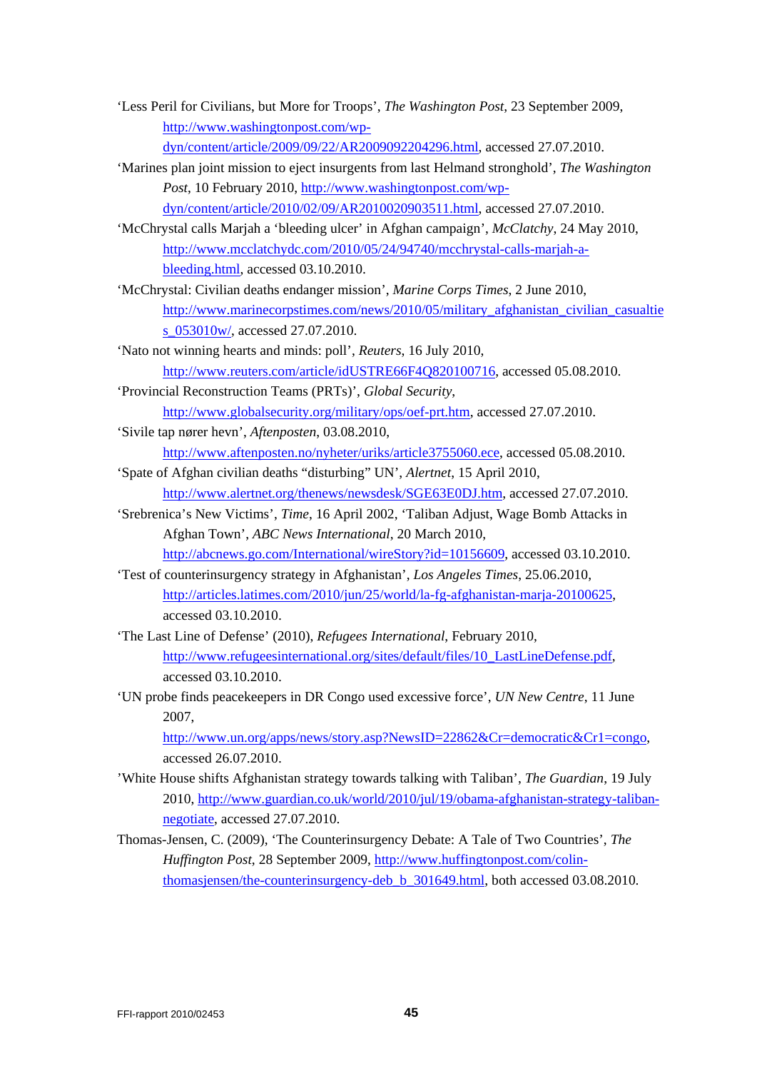‘Less Peril for Civilians, but More for Troops’, *The Washington Post*, 23 September 2009, http://www.washingtonpost.com/wp-dyn/content/article/2009/09/22/AR2009092204296.html, accessed 27.07.2010.

‘Marines plan joint mission to eject insurgents from last Helmand stronghold’, *The Washington Post*, 10 February 2010, http://www.washingtonpost.com/wp-dyn/content/article/2010/02/09/AR2010020903511.html, accessed 27.07.2010.

‘McChrystal calls Marjah a ‘bleeding ulcer’ in Afghan campaign’, *McClatchy*, 24 May 2010, http://www.mcclatchydc.com/2010/05/24/94740/mcchrystal-calls-marjah-a-bleeding.html, accessed 03.10.2010.

‘McChrystal: Civilian deaths endanger mission’, *Marine Corps Times*, 2 June 2010, http://www.marinecorpstimes.com/news/2010/05/military_afghanistan_civilian_casualties_053010w/, accessed 27.07.2010.

‘Nato not winning hearts and minds: poll’, *Reuters*, 16 July 2010, http://www.reuters.com/article/idUSTRE66F4Q820100716, accessed 05.08.2010.

‘Provincial Reconstruction Teams (PRTs)’, *Global Security*, http://www.globalsecurity.org/military/ops/oef-prt.htm, accessed 27.07.2010.

‘Sivile tap nører hevn’, *Aftenposten*, 03.08.2010, http://www.aftenposten.no/nyheter/uriks/article3755060.ece, accessed 05.08.2010.

‘Spate of Afghan civilian deaths “disturbing” UN’, *Alertnet*, 15 April 2010, http://www.alertnet.org/thenews/newsdesk/SGE63E0DJ.htm, accessed 27.07.2010.

‘Srebrenica’s New Victims’, *Time*, 16 April 2002, ‘Taliban Adjust, Wage Bomb Attacks in Afghan Town’, *ABC News International*, 20 March 2010, http://abcnews.go.com/International/wireStory?id=10156609, accessed 03.10.2010.

‘Test of counterinsurgency strategy in Afghanistan’, *Los Angeles Times*, 25.06.2010, http://articles.latimes.com/2010/jun/25/world/la-fg-afghanistan-marja-20100625, accessed 03.10.2010.

‘The Last Line of Defense’ (2010), *Refugees International*, February 2010, http://www.refugeesinternational.org/sites/default/files/10_LastLineDefense.pdf, accessed 03.10.2010.

‘UN probe finds peacekeepers in DR Congo used excessive force’, *UN New Centre*, 11 June 2007, http://www.un.org/apps/news/story.asp?NewsID=22862&Cr=democratic&Cr1=congo, accessed 26.07.2010.

’White House shifts Afghanistan strategy towards talking with Taliban’, *The Guardian*, 19 July 2010, http://www.guardian.co.uk/world/2010/jul/19/obama-afghanistan-strategy-taliban-negotiate, accessed 27.07.2010.

Thomas-Jensen, C. (2009), ‘The Counterinsurgency Debate: A Tale of Two Countries’, *The Huffington Post*, 28 September 2009, http://www.huffingtonpost.com/colin-thomasjensen/the-counterinsurgency-deb_b_301649.html, both accessed 03.08.2010.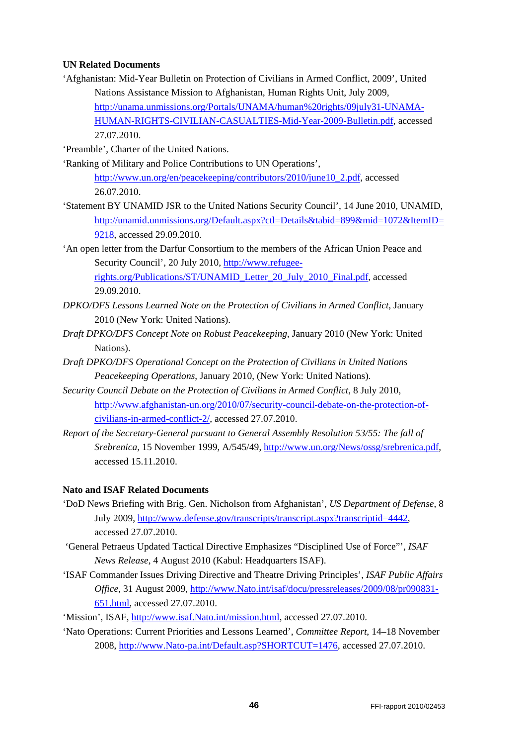**UN Related Documents**

'Afghanistan: Mid-Year Bulletin on Protection of Civilians in Armed Conflict, 2009', United Nations Assistance Mission to Afghanistan, Human Rights Unit, July 2009, http://unama.unmissions.org/Portals/UNAMA/human%20rights/09july31-UNAMA-HUMAN-RIGHTS-CIVILIAN-CASUALTIES-Mid-Year-2009-Bulletin.pdf, accessed 27.07.2010.

'Preamble', Charter of the United Nations.

'Ranking of Military and Police Contributions to UN Operations', http://www.un.org/en/peacekeeping/contributors/2010/june10_2.pdf, accessed 26.07.2010.

'Statement BY UNAMID JSR to the United Nations Security Council', 14 June 2010, UNAMID, http://unamid.unmissions.org/Default.aspx?ctl=Details&tabid=899&mid=1072&ItemID=9218, accessed 29.09.2010.

'An open letter from the Darfur Consortium to the members of the African Union Peace and Security Council', 20 July 2010, http://www.refugee-rights.org/Publications/ST/UNAMID_Letter_20_July_2010_Final.pdf, accessed 29.09.2010.

*DPKO/DFS Lessons Learned Note on the Protection of Civilians in Armed Conflict*, January 2010 (New York: United Nations).

*Draft DPKO/DFS Concept Note on Robust Peacekeeping*, January 2010 (New York: United Nations).

*Draft DPKO/DFS Operational Concept on the Protection of Civilians in United Nations Peacekeeping Operations*, January 2010, (New York: United Nations).

*Security Council Debate on the Protection of Civilians in Armed Conflict*, 8 July 2010, http://www.afghanistan-un.org/2010/07/security-council-debate-on-the-protection-of-civilians-in-armed-conflict-2/, accessed 27.07.2010.

*Report of the Secretary-General pursuant to General Assembly Resolution 53/55: The fall of Srebrenica*, 15 November 1999, A/545/49, http://www.un.org/News/ossg/srebrenica.pdf, accessed 15.11.2010.

**Nato and ISAF Related Documents**

'DoD News Briefing with Brig. Gen. Nicholson from Afghanistan', *US Department of Defense*, 8 July 2009, http://www.defense.gov/transcripts/transcript.aspx?transcriptid=4442, accessed 27.07.2010.

'General Petraeus Updated Tactical Directive Emphasizes "Disciplined Use of Force"', *ISAF News Release*, 4 August 2010 (Kabul: Headquarters ISAF).

'ISAF Commander Issues Driving Directive and Theatre Driving Principles', *ISAF Public Affairs Office*, 31 August 2009, http://www.Nato.int/isaf/docu/pressreleases/2009/08/pr090831-651.html, accessed 27.07.2010.

'Mission', ISAF, http://www.isaf.Nato.int/mission.html, accessed 27.07.2010.

'Nato Operations: Current Priorities and Lessons Learned', *Committee Report*, 14–18 November 2008, http://www.Nato-pa.int/Default.asp?SHORTCUT=1476, accessed 27.07.2010.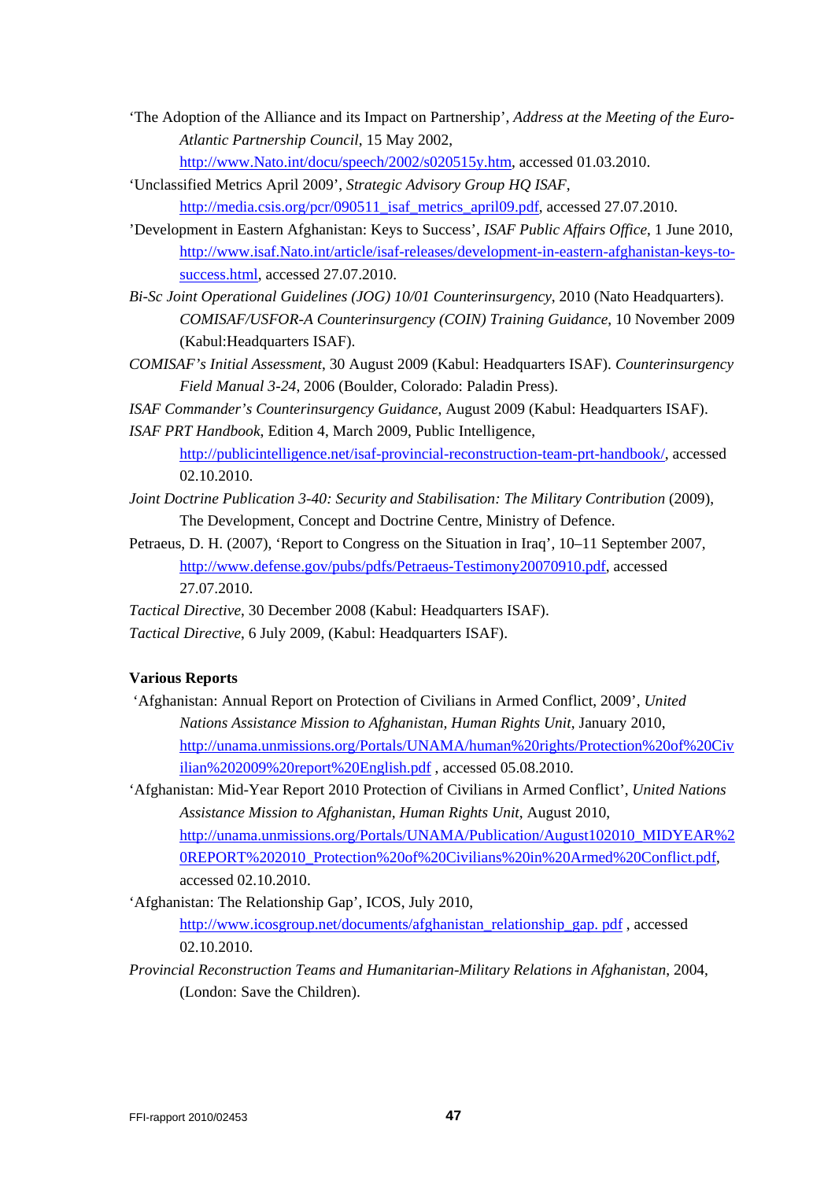'The Adoption of the Alliance and its Impact on Partnership', *Address at the Meeting of the Euro-Atlantic Partnership Council*, 15 May 2002, http://www.Nato.int/docu/speech/2002/s020515y.htm, accessed 01.03.2010.

'Unclassified Metrics April 2009', *Strategic Advisory Group HQ ISAF*, http://media.csis.org/pcr/090511_isaf_metrics_april09.pdf, accessed 27.07.2010.

'Development in Eastern Afghanistan: Keys to Success', *ISAF Public Affairs Office*, 1 June 2010, http://www.isaf.Nato.int/article/isaf-releases/development-in-eastern-afghanistan-keys-to-success.html, accessed 27.07.2010.

*Bi-Sc Joint Operational Guidelines (JOG) 10/01 Counterinsurgency*, 2010 (Nato Headquarters). *COMISAF/USFOR-A Counterinsurgency (COIN) Training Guidance*, 10 November 2009 (Kabul:Headquarters ISAF).

*COMISAF's Initial Assessment*, 30 August 2009 (Kabul: Headquarters ISAF). *Counterinsurgency Field Manual 3-24*, 2006 (Boulder, Colorado: Paladin Press).

*ISAF Commander's Counterinsurgency Guidance*, August 2009 (Kabul: Headquarters ISAF).

*ISAF PRT Handbook*, Edition 4, March 2009, Public Intelligence, http://publicintelligence.net/isaf-provincial-reconstruction-team-prt-handbook/, accessed 02.10.2010.

*Joint Doctrine Publication 3-40: Security and Stabilisation: The Military Contribution* (2009), The Development, Concept and Doctrine Centre, Ministry of Defence.

Petraeus, D. H. (2007), 'Report to Congress on the Situation in Iraq', 10–11 September 2007, http://www.defense.gov/pubs/pdfs/Petraeus-Testimony20070910.pdf, accessed 27.07.2010.

*Tactical Directive*, 30 December 2008 (Kabul: Headquarters ISAF).

*Tactical Directive*, 6 July 2009, (Kabul: Headquarters ISAF).

**Various Reports**

'Afghanistan: Annual Report on Protection of Civilians in Armed Conflict, 2009', *United Nations Assistance Mission to Afghanistan, Human Rights Unit*, January 2010, http://unama.unmissions.org/Portals/UNAMA/human%20rights/Protection%20of%20Civilian%202009%20report%20English.pdf , accessed 05.08.2010.

'Afghanistan: Mid-Year Report 2010 Protection of Civilians in Armed Conflict', *United Nations Assistance Mission to Afghanistan, Human Rights Unit*, August 2010, http://unama.unmissions.org/Portals/UNAMA/Publication/August102010_MIDYEAR%20REPORT%202010_Protection%20of%20Civilians%20in%20Armed%20Conflict.pdf, accessed 02.10.2010.

'Afghanistan: The Relationship Gap', ICOS, July 2010, http://www.icosgroup.net/documents/afghanistan_relationship_gap. pdf , accessed 02.10.2010.

*Provincial Reconstruction Teams and Humanitarian-Military Relations in Afghanistan*, 2004, (London: Save the Children).